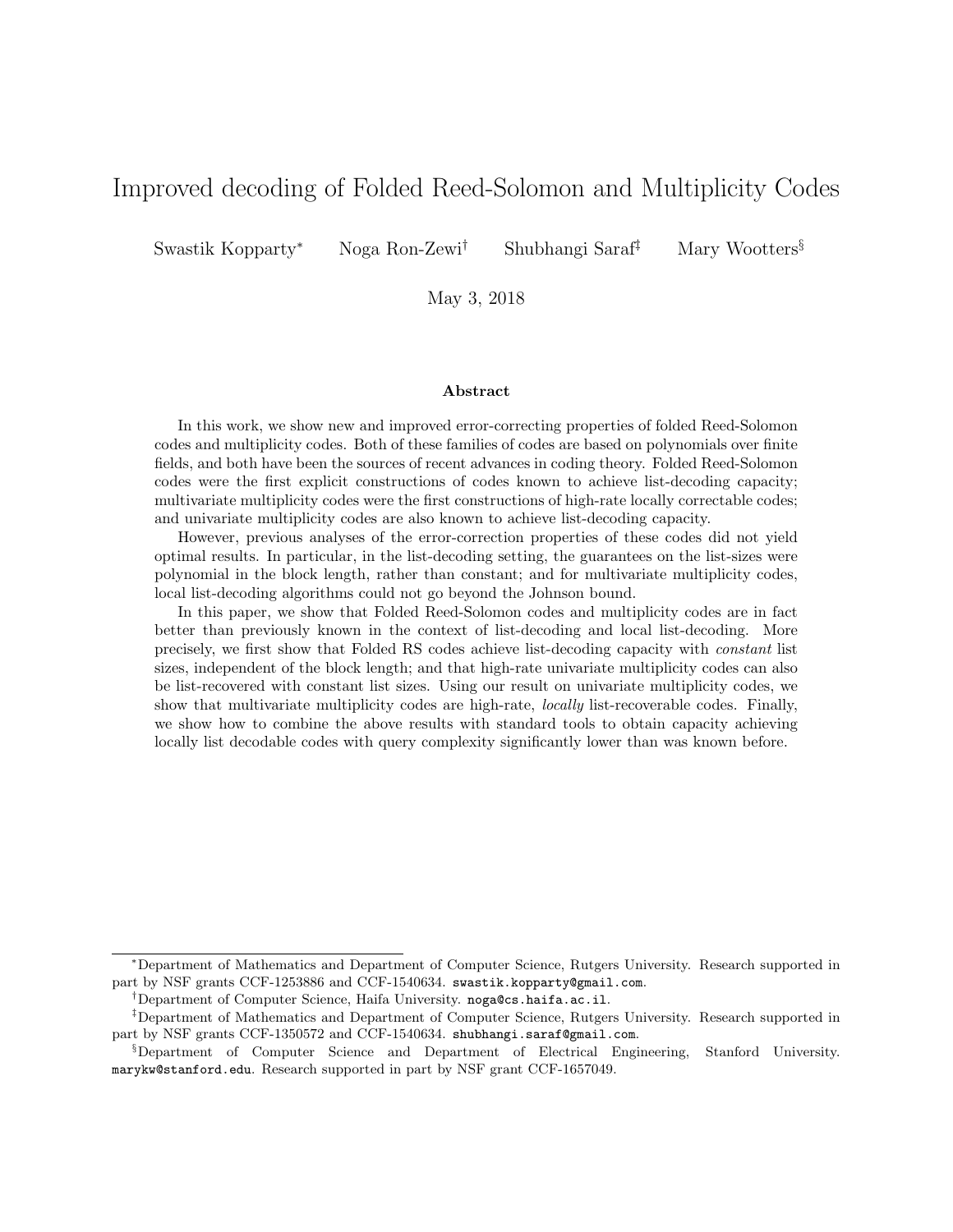# Improved decoding of Folded Reed-Solomon and Multiplicity Codes

Swastik Kopparty[*] Noga Ron-Zewi[†] Shubhangi Saraf[‡] Mary Wootters[§]

May 3, 2018

## Abstract

In this work, we show new and improved error-correcting properties of folded Reed-Solomon codes and multiplicity codes. Both of these families of codes are based on polynomials over finite fields, and both have been the sources of recent advances in coding theory. Folded Reed-Solomon codes were the first explicit constructions of codes known to achieve list-decoding capacity; multivariate multiplicity codes were the first constructions of high-rate locally correctable codes; and univariate multiplicity codes are also known to achieve list-decoding capacity.

However, previous analyses of the error-correction properties of these codes did not yield optimal results. In particular, in the list-decoding setting, the guarantees on the list-sizes were polynomial in the block length, rather than constant; and for multivariate multiplicity codes, local list-decoding algorithms could not go beyond the Johnson bound.

In this paper, we show that Folded Reed-Solomon codes and multiplicity codes are in fact better than previously known in the context of list-decoding and local list-decoding. More precisely, we first show that Folded RS codes achieve list-decoding capacity with *constant* list sizes, independent of the block length; and that high-rate univariate multiplicity codes can also be list-recovered with constant list sizes. Using our result on univariate multiplicity codes, we show that multivariate multiplicity codes are high-rate, *locally* list-recoverable codes. Finally, we show how to combine the above results with standard tools to obtain capacity achieving locally list decodable codes with query complexity significantly lower than was known before.

---

[*] Department of Mathematics and Department of Computer Science, Rutgers University. Research supported in part by NSF grants CCF-1253886 and CCF-1540634. swastik.kopparty@gmail.com.

[†] Department of Computer Science, Haifa University. noga@cs.haifa.ac.il.

[‡] Department of Mathematics and Department of Computer Science, Rutgers University. Research supported in part by NSF grants CCF-1350572 and CCF-1540634. shubhangi.saraf@gmail.com.

[§] Department of Computer Science and Department of Electrical Engineering, Stanford University. marykw@stanford.edu. Research supported in part by NSF grant CCF-1657049.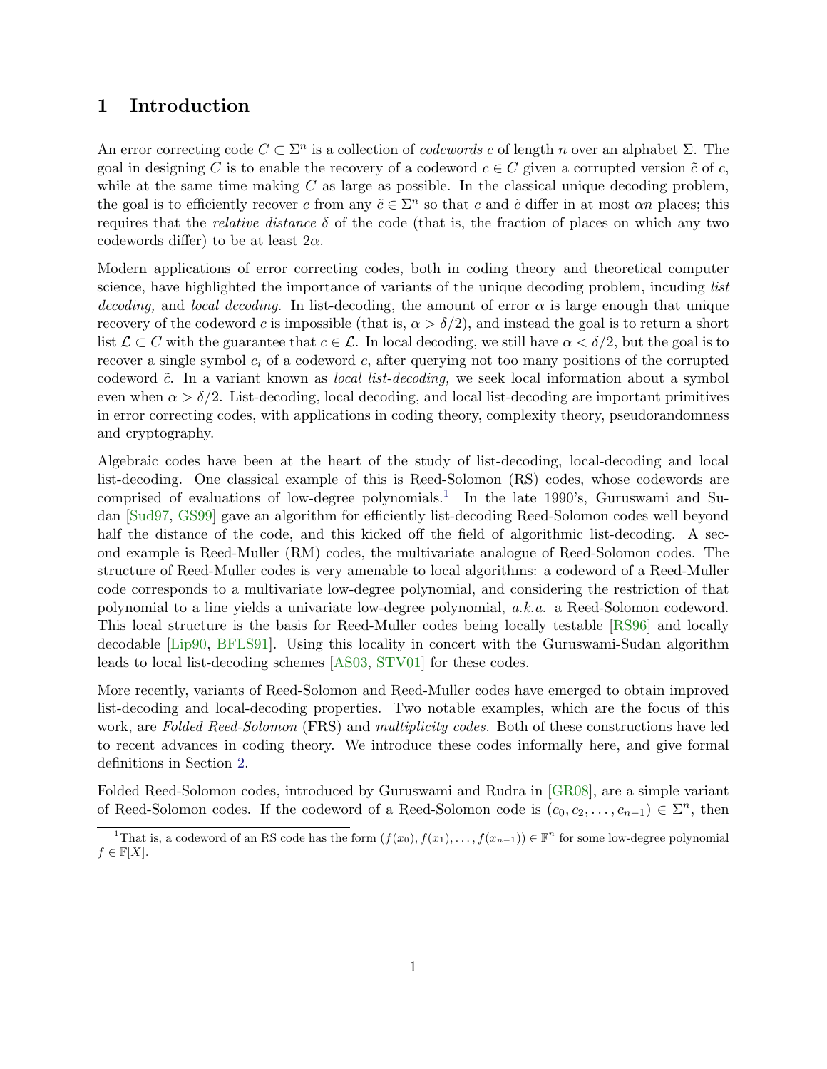# 1 Introduction

An error correcting code $C \subset \Sigma^n$ is a collection of *codewords* $c$ of length $n$ over an alphabet $\Sigma$. The goal in designing $C$ is to enable the recovery of a codeword $c \in C$ given a corrupted version $\tilde{c}$ of $c$, while at the same time making $C$ as large as possible. In the classical unique decoding problem, the goal is to efficiently recover $c$ from any $\tilde{c} \in \Sigma^n$ so that $c$ and $\tilde{c}$ differ in at most $\alpha n$ places; this requires that the *relative distance* $\delta$ of the code (that is, the fraction of places on which any two codewords differ) to be at least $2\alpha$.

Modern applications of error correcting codes, both in coding theory and theoretical computer science, have highlighted the importance of variants of the unique decoding problem, incuding *list decoding,* and *local decoding.* In list-decoding, the amount of error $\alpha$ is large enough that unique recovery of the codeword $c$ is impossible (that is, $\alpha > \delta/2$), and instead the goal is to return a short list $\mathcal{L} \subset C$ with the guarantee that $c \in \mathcal{L}$. In local decoding, we still have $\alpha < \delta/2$, but the goal is to recover a single symbol $c_i$ of a codeword $c$, after querying not too many positions of the corrupted codeword $\tilde{c}$. In a variant known as *local list-decoding,* we seek local information about a symbol even when $\alpha > \delta/2$. List-decoding, local decoding, and local list-decoding are important primitives in error correcting codes, with applications in coding theory, complexity theory, pseudorandomness and cryptography.

Algebraic codes have been at the heart of the study of list-decoding, local-decoding and local list-decoding. One classical example of this is Reed-Solomon (RS) codes, whose codewords are comprised of evaluations of low-degree polynomials.[1] In the late 1990's, Guruswami and Sudan [Sud97, GS99] gave an algorithm for efficiently list-decoding Reed-Solomon codes well beyond half the distance of the code, and this kicked off the field of algorithmic list-decoding. A second example is Reed-Muller (RM) codes, the multivariate analogue of Reed-Solomon codes. The structure of Reed-Muller codes is very amenable to local algorithms: a codeword of a Reed-Muller code corresponds to a multivariate low-degree polynomial, and considering the restriction of that polynomial to a line yields a univariate low-degree polynomial, *a.k.a.* a Reed-Solomon codeword. This local structure is the basis for Reed-Muller codes being locally testable [RS96] and locally decodable [Lip90, BFLS91]. Using this locality in concert with the Guruswami-Sudan algorithm leads to local list-decoding schemes [AS03, STV01] for these codes.

More recently, variants of Reed-Solomon and Reed-Muller codes have emerged to obtain improved list-decoding and local-decoding properties. Two notable examples, which are the focus of this work, are *Folded Reed-Solomon* (FRS) and *multiplicity codes.* Both of these constructions have led to recent advances in coding theory. We introduce these codes informally here, and give formal definitions in Section 2.

Folded Reed-Solomon codes, introduced by Guruswami and Rudra in [GR08], are a simple variant of Reed-Solomon codes. If the codeword of a Reed-Solomon code is $(c_0, c_2, \ldots, c_{n-1}) \in \Sigma^n$, then

[1] That is, a codeword of an RS code has the form $(f(x_0), f(x_1), \ldots, f(x_{n-1})) \in \mathbb{F}^n$ for some low-degree polynomial $f \in \mathbb{F}[X]$.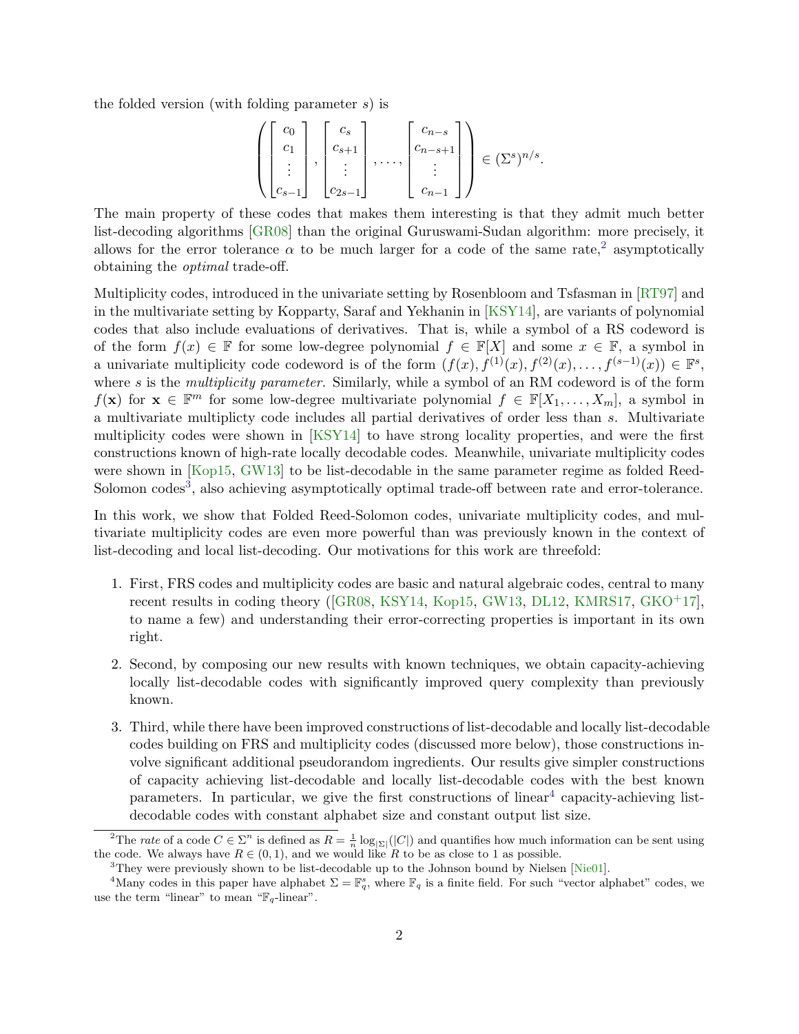the folded version (with folding parameter $s$) is

$$\left( \begin{bmatrix} c_0 \\ c_1 \\ \vdots \\ c_{s-1} \end{bmatrix}, \begin{bmatrix} c_s \\ c_{s+1} \\ \vdots \\ c_{2s-1} \end{bmatrix}, \ldots, \begin{bmatrix} c_{n-s} \\ c_{n-s+1} \\ \vdots \\ c_{n-1} \end{bmatrix} \right) \in (\Sigma^s)^{n/s}.$$

The main property of these codes that makes them interesting is that they admit much better list-decoding algorithms [GR08] than the original Guruswami-Sudan algorithm: more precisely, it allows for the error tolerance $\alpha$ to be much larger for a code of the same rate,[2] asymptotically obtaining the *optimal* trade-off.

Multiplicity codes, introduced in the univariate setting by Rosenbloom and Tsfasman in [RT97] and in the multivariate setting by Kopparty, Saraf and Yekhanin in [KSY14], are variants of polynomial codes that also include evaluations of derivatives. That is, while a symbol of a RS codeword is of the form $f(x) \in \mathbb{F}$ for some low-degree polynomial $f \in \mathbb{F}[X]$ and some $x \in \mathbb{F}$, a symbol in a univariate multiplicity code codeword is of the form $(f(x), f^{(1)}(x), f^{(2)}(x), \ldots, f^{(s-1)}(x)) \in \mathbb{F}^s$, where $s$ is the *multiplicity parameter.* Similarly, while a symbol of an RM codeword is of the form $f(\mathbf{x})$ for $\mathbf{x} \in \mathbb{F}^m$ for some low-degree multivariate polynomial $f \in \mathbb{F}[X_1, \ldots, X_m]$, a symbol in a multivariate multiplicty code includes all partial derivatives of order less than $s$. Multivariate multiplicity codes were shown in [KSY14] to have strong locality properties, and were the first constructions known of high-rate locally decodable codes. Meanwhile, univariate multiplicity codes were shown in [Kop15, GW13] to be list-decodable in the same parameter regime as folded Reed-Solomon codes[3], also achieving asymptotically optimal trade-off between rate and error-tolerance.

In this work, we show that Folded Reed-Solomon codes, univariate multiplicity codes, and multivariate multiplicity codes are even more powerful than was previously known in the context of list-decoding and local list-decoding. Our motivations for this work are threefold:

1. First, FRS codes and multiplicity codes are basic and natural algebraic codes, central to many recent results in coding theory ([GR08, KSY14, Kop15, GW13, DL12, KMRS17, GKO+17], to name a few) and understanding their error-correcting properties is important in its own right.

2. Second, by composing our new results with known techniques, we obtain capacity-achieving locally list-decodable codes with significantly improved query complexity than previously known.

3. Third, while there have been improved constructions of list-decodable and locally list-decodable codes building on FRS and multiplicity codes (discussed more below), those constructions involve significant additional pseudorandom ingredients. Our results give simpler constructions of capacity achieving list-decodable and locally list-decodable codes with the best known parameters. In particular, we give the first constructions of linear[4] capacity-achieving list-decodable codes with constant alphabet size and constant output list size.

---

[2] The *rate* of a code $C \in \Sigma^n$ is defined as $R = \frac{1}{n} \log_{|\Sigma|}(|C|)$ and quantifies how much information can be sent using the code. We always have $R \in (0, 1)$, and we would like $R$ to be as close to 1 as possible.

[3] They were previously shown to be list-decodable up to the Johnson bound by Nielsen [Nie01].

[4] Many codes in this paper have alphabet $\Sigma = \mathbb{F}_q^s$, where $\mathbb{F}_q$ is a finite field. For such "vector alphabet" codes, we use the term "linear" to mean "$\mathbb{F}_q$-linear".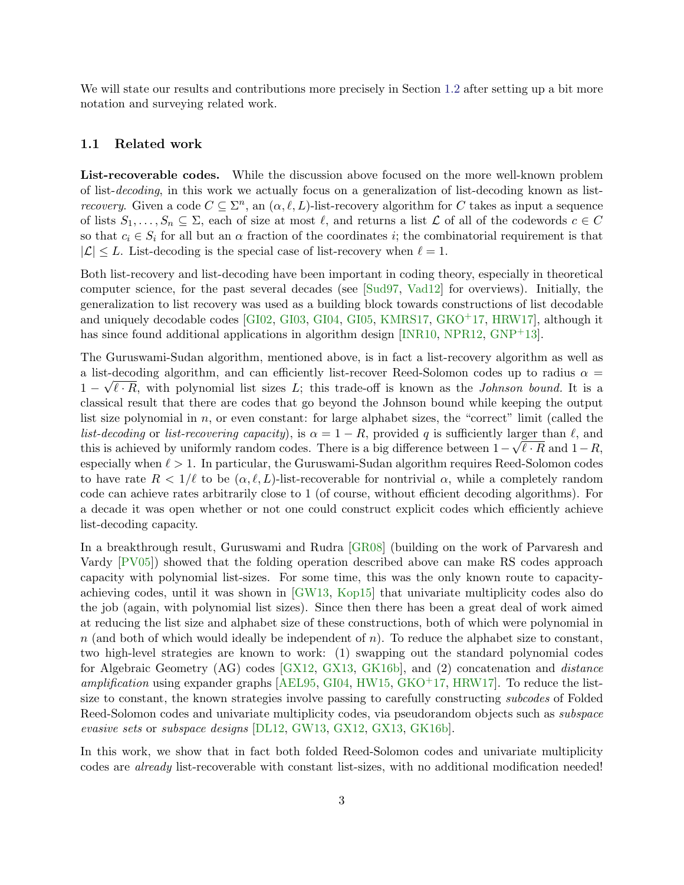We will state our results and contributions more precisely in Section 1.2 after setting up a bit more notation and surveying related work.

### 1.1 Related work

**List-recoverable codes.** While the discussion above focused on the more well-known problem of list-*decoding*, in this work we actually focus on a generalization of list-decoding known as list-*recovery*. Given a code $C \subseteq \Sigma^n$, an $(\alpha, \ell, L)$-list-recovery algorithm for $C$ takes as input a sequence of lists $S_1, \ldots, S_n \subseteq \Sigma$, each of size at most $\ell$, and returns a list $\mathcal{L}$ of all of the codewords $c \in C$ so that $c_i \in S_i$ for all but an $\alpha$ fraction of the coordinates $i$; the combinatorial requirement is that $|\mathcal{L}| \leq L$. List-decoding is the special case of list-recovery when $\ell = 1$.

Both list-recovery and list-decoding have been important in coding theory, especially in theoretical computer science, for the past several decades (see [Sud97, Vad12] for overviews). Initially, the generalization to list recovery was used as a building block towards constructions of list decodable and uniquely decodable codes [GI02, GI03, GI04, GI05, KMRS17, GKO+17, HRW17], although it has since found additional applications in algorithm design [INR10, NPR12, GNP+13].

The Guruswami-Sudan algorithm, mentioned above, is in fact a list-recovery algorithm as well as a list-decoding algorithm, and can efficiently list-recover Reed-Solomon codes up to radius $\alpha = 1 - \sqrt{\ell \cdot R}$, with polynomial list sizes $L$; this trade-off is known as the *Johnson bound*. It is a classical result that there are codes that go beyond the Johnson bound while keeping the output list size polynomial in $n$, or even constant: for large alphabet sizes, the "correct" limit (called the *list-decoding* or *list-recovering capacity*), is $\alpha = 1 - R$, provided $q$ is sufficiently larger than $\ell$, and this is achieved by uniformly random codes. There is a big difference between $1 - \sqrt{\ell \cdot R}$ and $1 - R$, especially when $\ell > 1$. In particular, the Guruswami-Sudan algorithm requires Reed-Solomon codes to have rate $R < 1/\ell$ to be $(\alpha, \ell, L)$-list-recoverable for nontrivial $\alpha$, while a completely random code can achieve rates arbitrarily close to 1 (of course, without efficient decoding algorithms). For a decade it was open whether or not one could construct explicit codes which efficiently achieve list-decoding capacity.

In a breakthrough result, Guruswami and Rudra [GR08] (building on the work of Parvaresh and Vardy [PV05]) showed that the folding operation described above can make RS codes approach capacity with polynomial list-sizes. For some time, this was the only known route to capacity-achieving codes, until it was shown in [GW13, Kop15] that univariate multiplicity codes also do the job (again, with polynomial list sizes). Since then there has been a great deal of work aimed at reducing the list size and alphabet size of these constructions, both of which were polynomial in $n$ (and both of which would ideally be independent of $n$). To reduce the alphabet size to constant, two high-level strategies are known to work: (1) swapping out the standard polynomial codes for Algebraic Geometry (AG) codes [GX12, GX13, GK16b], and (2) concatenation and *distance amplification* using expander graphs [AEL95, GI04, HW15, GKO+17, HRW17]. To reduce the list-size to constant, the known strategies involve passing to carefully constructing *subcodes* of Folded Reed-Solomon codes and univariate multiplicity codes, via pseudorandom objects such as *subspace evasive sets* or *subspace designs* [DL12, GW13, GX12, GX13, GK16b].

In this work, we show that in fact both folded Reed-Solomon codes and univariate multiplicity codes are *already* list-recoverable with constant list-sizes, with no additional modification needed!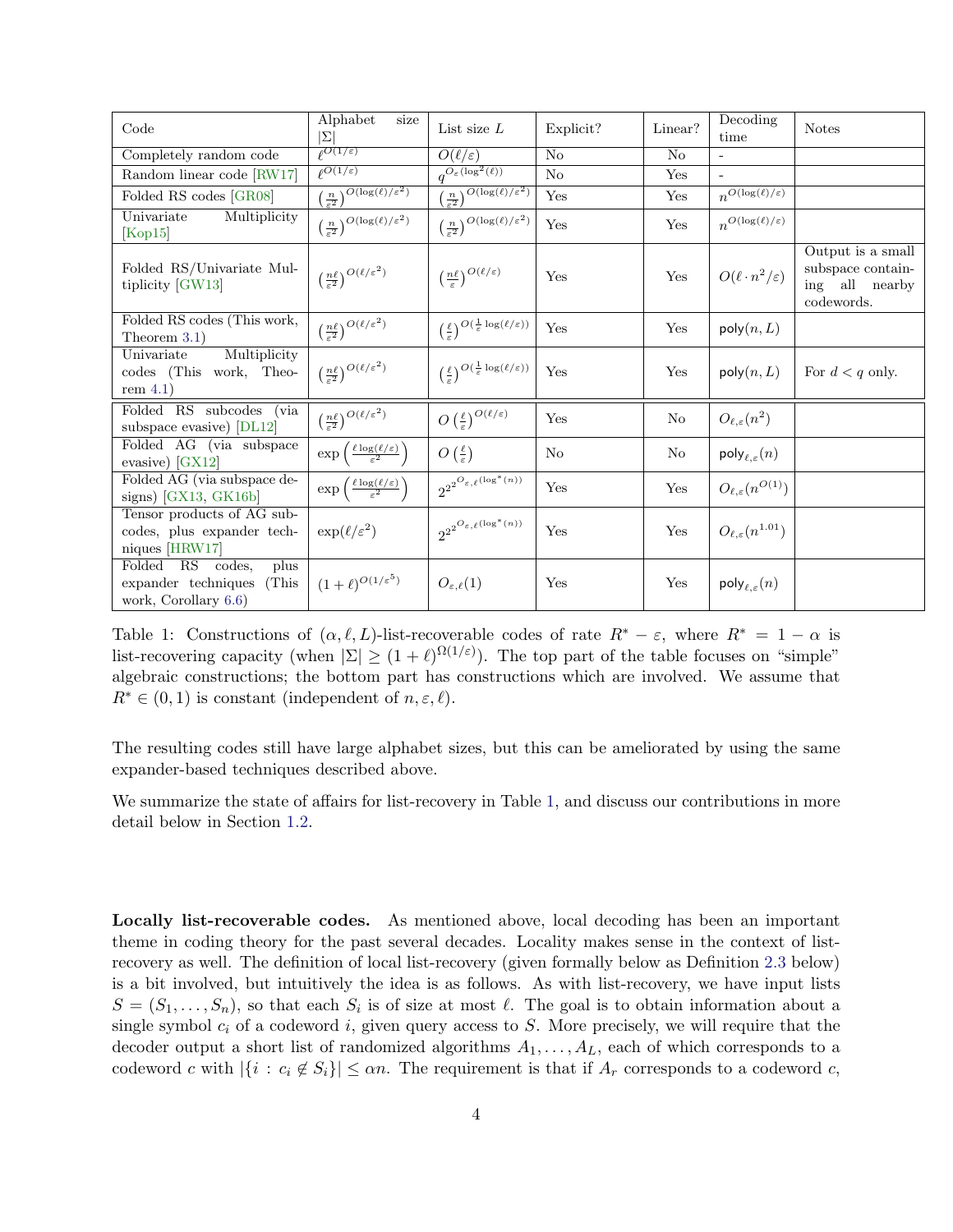| Code | Alphabet size $\|\Sigma\|$ | List size $L$ | Explicit? | Linear? | Decoding time | Notes |
|---|---|---|---|---|---|---|
| Completely random code | $\ell^{O(1/\varepsilon)}$ | $O(\ell/\varepsilon)$ | No | No | - | |
| Random linear code [RW17] | $\ell^{O(1/\varepsilon)}$ | $q^{O_\varepsilon(\log^2(\ell))}$ | No | Yes | - | |
| Folded RS codes [GR08] | $\left(\frac{n}{\varepsilon^2}\right)^{O(\log(\ell)/\varepsilon^2)}$ | $\left(\frac{n}{\varepsilon^2}\right)^{O(\log(\ell)/\varepsilon^2)}$ | Yes | Yes | $n^{O(\log(\ell)/\varepsilon)}$ | |
| Univariate Multiplicity [Kop15] | $\left(\frac{n}{\varepsilon^2}\right)^{O(\log(\ell)/\varepsilon^2)}$ | $\left(\frac{n}{\varepsilon^2}\right)^{O(\log(\ell)/\varepsilon^2)}$ | Yes | Yes | $n^{O(\log(\ell)/\varepsilon)}$ | |
| Folded RS/Univariate Multiplicity [GW13] | $\left(\frac{n\ell}{\varepsilon^2}\right)^{O(\ell/\varepsilon^2)}$ | $\left(\frac{n\ell}{\varepsilon}\right)^{O(\ell/\varepsilon)}$ | Yes | Yes | $O(\ell \cdot n^2/\varepsilon)$ | Output is a small subspace containing all nearby codewords. |
| Folded RS codes (This work, Theorem 3.1) | $\left(\frac{n\ell}{\varepsilon^2}\right)^{O(\ell/\varepsilon^2)}$ | $\left(\frac{\ell}{\varepsilon}\right)^{O(\frac{1}{\varepsilon}\log(\ell/\varepsilon))}$ | Yes | Yes | $\mathsf{poly}(n, L)$ | |
| Univariate Multiplicity codes (This work, Theorem 4.1) | $\left(\frac{n\ell}{\varepsilon^2}\right)^{O(\ell/\varepsilon^2)}$ | $\left(\frac{\ell}{\varepsilon}\right)^{O(\frac{1}{\varepsilon}\log(\ell/\varepsilon))}$ | Yes | Yes | $\mathsf{poly}(n, L)$ | For $d < q$ only. |
| Folded RS subcodes (via subspace evasive) [DL12] | $\left(\frac{n\ell}{\varepsilon^2}\right)^{O(\ell/\varepsilon^2)}$ | $O\left(\frac{\ell}{\varepsilon}\right)^{O(\ell/\varepsilon)}$ | Yes | No | $O_{\ell,\varepsilon}(n^2)$ | |
| Folded AG (via subspace evasive) [GX12] | $\exp\left(\frac{\ell\log(\ell/\varepsilon)}{\varepsilon^2}\right)$ | $O\left(\frac{\ell}{\varepsilon}\right)$ | No | No | $\mathsf{poly}_{\ell,\varepsilon}(n)$ | |
| Folded AG (via subspace designs) [GX13, GK16b] | $\exp\left(\frac{\ell\log(\ell/\varepsilon)}{\varepsilon^2}\right)$ | $2^{2^{2^{O_{\varepsilon,\ell}(\log^*(n))}}}$ | Yes | Yes | $O_{\ell,\varepsilon}(n^{O(1)})$ | |
| Tensor products of AG subcodes, plus expander techniques [HRW17] | $\exp(\ell/\varepsilon^2)$ | $2^{2^{2^{O_{\varepsilon,\ell}(\log^*(n))}}}$ | Yes | Yes | $O_{\ell,\varepsilon}(n^{1.01})$ | |
| Folded RS codes, plus expander techniques (This work, Corollary 6.6) | $(1+\ell)^{O(1/\varepsilon^5)}$ | $O_{\varepsilon,\ell}(1)$ | Yes | Yes | $\mathsf{poly}_{\ell,\varepsilon}(n)$ | |

Table 1: Constructions of $(\alpha, \ell, L)$-list-recoverable codes of rate $R^* - \varepsilon$, where $R^* = 1 - \alpha$ is list-recovering capacity (when $|\Sigma| \geq (1+\ell)^{\Omega(1/\varepsilon)}$). The top part of the table focuses on "simple" algebraic constructions; the bottom part has constructions which are involved. We assume that $R^* \in (0,1)$ is constant (independent of $n, \varepsilon, \ell$).

The resulting codes still have large alphabet sizes, but this can be ameliorated by using the same expander-based techniques described above.

We summarize the state of affairs for list-recovery in Table 1, and discuss our contributions in more detail below in Section 1.2.

**Locally list-recoverable codes.** As mentioned above, local decoding has been an important theme in coding theory for the past several decades. Locality makes sense in the context of list-recovery as well. The definition of local list-recovery (given formally below as Definition 2.3 below) is a bit involved, but intuitively the idea is as follows. As with list-recovery, we have input lists $S = (S_1, \ldots, S_n)$, so that each $S_i$ is of size at most $\ell$. The goal is to obtain information about a single symbol $c_i$ of a codeword $i$, given query access to $S$. More precisely, we will require that the decoder output a short list of randomized algorithms $A_1, \ldots, A_L$, each of which corresponds to a codeword $c$ with $|\{i : c_i \notin S_i\}| \leq \alpha n$. The requirement is that if $A_r$ corresponds to a codeword $c$,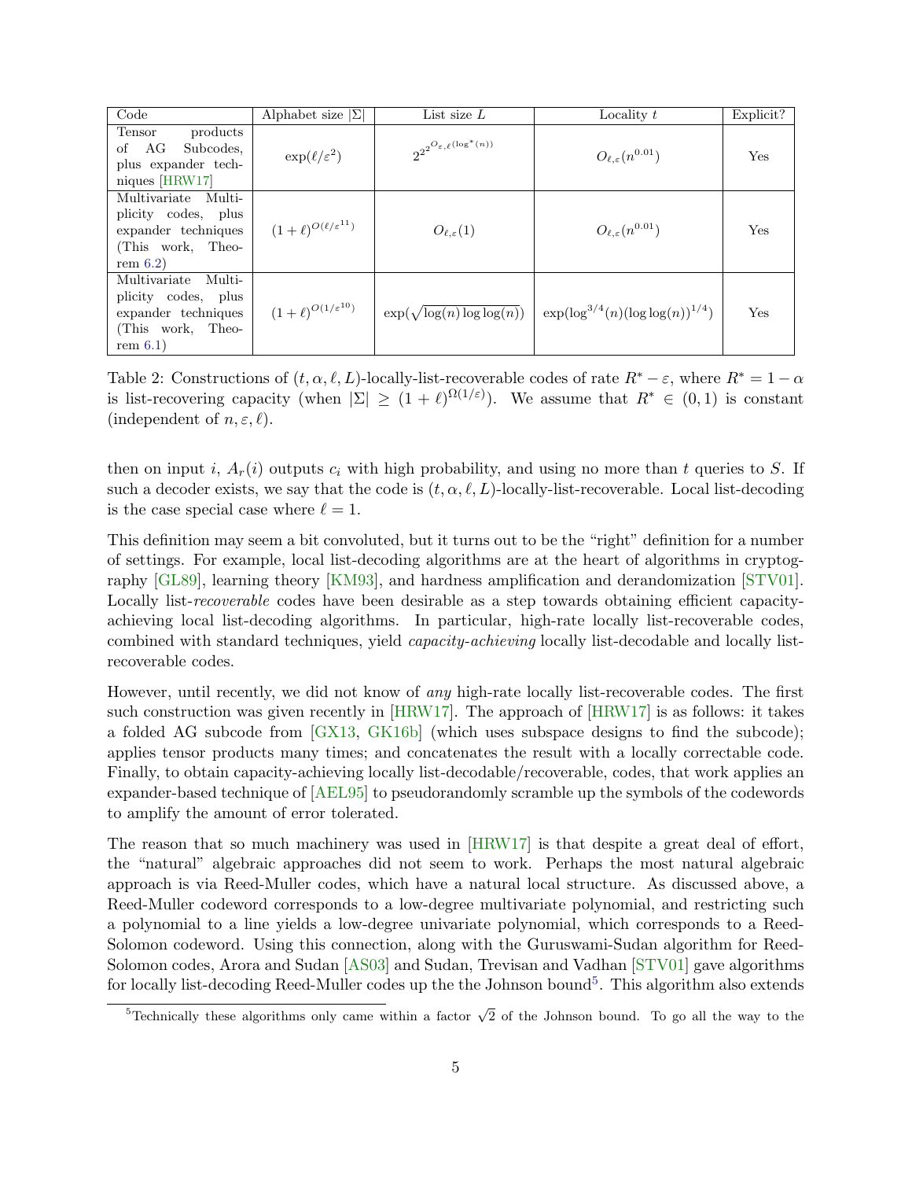| Code | Alphabet size $\|\Sigma\|$ | List size $L$ | Locality $t$ | Explicit? |
|---|---|---|---|---|
| Tensor products of AG Subcodes, plus expander techniques [HRW17] | $\exp(\ell/\varepsilon^2)$ | $2^{2^{2^{O_{\varepsilon,\ell}(\log^*(n))}}}$ | $O_{\ell,\varepsilon}(n^{0.01})$ | Yes |
| Multivariate Multiplicity codes, plus expander techniques (This work, Theorem 6.2) | $(1+\ell)^{O(\ell/\varepsilon^{11})}$ | $O_{\ell,\varepsilon}(1)$ | $O_{\ell,\varepsilon}(n^{0.01})$ | Yes |
| Multivariate Multiplicity codes, plus expander techniques (This work, Theorem 6.1) | $(1+\ell)^{O(1/\varepsilon^{10})}$ | $\exp(\sqrt{\log(n)\log\log(n)})$ | $\exp(\log^{3/4}(n)(\log\log(n))^{1/4})$ | Yes |

Table 2: Constructions of $(t, \alpha, \ell, L)$-locally-list-recoverable codes of rate $R^* - \varepsilon$, where $R^* = 1 - \alpha$ is list-recovering capacity (when $|\Sigma| \geq (1+\ell)^{\Omega(1/\varepsilon)}$). We assume that $R^* \in (0, 1)$ is constant (independent of $n, \varepsilon, \ell$).

then on input $i$, $A_r(i)$ outputs $c_i$ with high probability, and using no more than $t$ queries to $S$. If such a decoder exists, we say that the code is $(t, \alpha, \ell, L)$-locally-list-recoverable. Local list-decoding is the case special case where $\ell = 1$.

This definition may seem a bit convoluted, but it turns out to be the "right" definition for a number of settings. For example, local list-decoding algorithms are at the heart of algorithms in cryptography [GL89], learning theory [KM93], and hardness amplification and derandomization [STV01]. Locally list-*recoverable* codes have been desirable as a step towards obtaining efficient capacity-achieving local list-decoding algorithms. In particular, high-rate locally list-recoverable codes, combined with standard techniques, yield *capacity-achieving* locally list-decodable and locally list-recoverable codes.

However, until recently, we did not know of *any* high-rate locally list-recoverable codes. The first such construction was given recently in [HRW17]. The approach of [HRW17] is as follows: it takes a folded AG subcode from [GX13, GK16b] (which uses subspace designs to find the subcode); applies tensor products many times; and concatenates the result with a locally correctable code. Finally, to obtain capacity-achieving locally list-decodable/recoverable, codes, that work applies an expander-based technique of [AEL95] to pseudorandomly scramble up the symbols of the codewords to amplify the amount of error tolerated.

The reason that so much machinery was used in [HRW17] is that despite a great deal of effort, the "natural" algebraic approaches did not seem to work. Perhaps the most natural algebraic approach is via Reed-Muller codes, which have a natural local structure. As discussed above, a Reed-Muller codeword corresponds to a low-degree multivariate polynomial, and restricting such a polynomial to a line yields a low-degree univariate polynomial, which corresponds to a Reed-Solomon codeword. Using this connection, along with the Guruswami-Sudan algorithm for Reed-Solomon codes, Arora and Sudan [AS03] and Sudan, Trevisan and Vadhan [STV01] gave algorithms for locally list-decoding Reed-Muller codes up the the Johnson bound[5]. This algorithm also extends

[5]Technically these algorithms only came within a factor $\sqrt{2}$ of the Johnson bound. To go all the way to the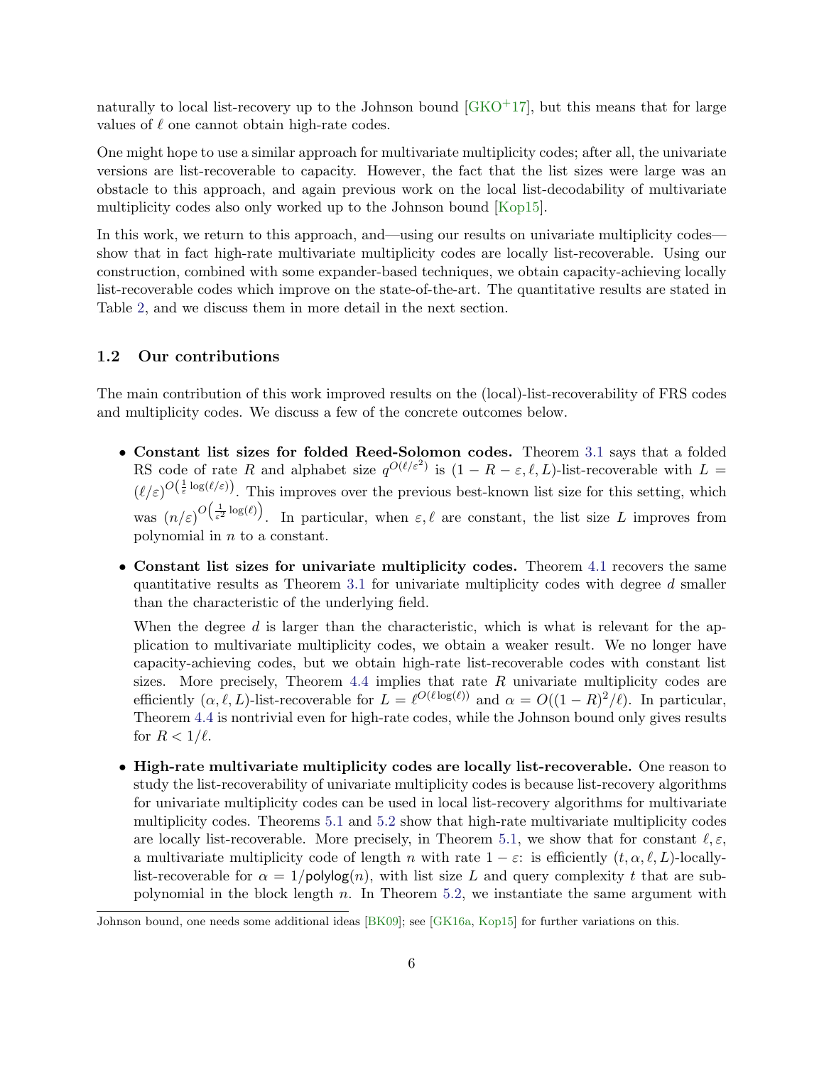naturally to local list-recovery up to the Johnson bound [GKO+17], but this means that for large values of $\ell$ one cannot obtain high-rate codes.

One might hope to use a similar approach for multivariate multiplicity codes; after all, the univariate versions are list-recoverable to capacity. However, the fact that the list sizes were large was an obstacle to this approach, and again previous work on the local list-decodability of multivariate multiplicity codes also only worked up to the Johnson bound [Kop15].

In this work, we return to this approach, and—using our results on univariate multiplicity codes—show that in fact high-rate multivariate multiplicity codes are locally list-recoverable. Using our construction, combined with some expander-based techniques, we obtain capacity-achieving locally list-recoverable codes which improve on the state-of-the-art. The quantitative results are stated in Table 2, and we discuss them in more detail in the next section.

## 1.2 Our contributions

The main contribution of this work improved results on the (local)-list-recoverability of FRS codes and multiplicity codes. We discuss a few of the concrete outcomes below.

- **Constant list sizes for folded Reed-Solomon codes.** Theorem 3.1 says that a folded RS code of rate $R$ and alphabet size $q^{O(\ell/\varepsilon^2)}$ is $(1 - R - \varepsilon, \ell, L)$-list-recoverable with $L = (\ell/\varepsilon)^{O\left(\frac{1}{\varepsilon}\log(\ell/\varepsilon)\right)}$. This improves over the previous best-known list size for this setting, which was $(n/\varepsilon)^{O\left(\frac{1}{\varepsilon^2}\log(\ell)\right)}$. In particular, when $\varepsilon, \ell$ are constant, the list size $L$ improves from polynomial in $n$ to a constant.
- **Constant list sizes for univariate multiplicity codes.** Theorem 4.1 recovers the same quantitative results as Theorem 3.1 for univariate multiplicity codes with degree $d$ smaller than the characteristic of the underlying field.

  When the degree $d$ is larger than the characteristic, which is what is relevant for the application to multivariate multiplicity codes, we obtain a weaker result. We no longer have capacity-achieving codes, but we obtain high-rate list-recoverable codes with constant list sizes. More precisely, Theorem 4.4 implies that rate $R$ univariate multiplicity codes are efficiently $(\alpha, \ell, L)$-list-recoverable for $L = \ell^{O(\ell \log(\ell))}$ and $\alpha = O((1 - R)^2/\ell)$. In particular, Theorem 4.4 is nontrivial even for high-rate codes, while the Johnson bound only gives results for $R < 1/\ell$.
- **High-rate multivariate multiplicity codes are locally list-recoverable.** One reason to study the list-recoverability of univariate multiplicity codes is because list-recovery algorithms for univariate multiplicity codes can be used in local list-recovery algorithms for multivariate multiplicity codes. Theorems 5.1 and 5.2 show that high-rate multivariate multiplicity codes are locally list-recoverable. More precisely, in Theorem 5.1, we show that for constant $\ell, \varepsilon$, a multivariate multiplicity code of length $n$ with rate $1 - \varepsilon$: is efficiently $(t, \alpha, \ell, L)$-locally-list-recoverable for $\alpha = 1/\mathsf{polylog}(n)$, with list size $L$ and query complexity $t$ that are sub-polynomial in the block length $n$. In Theorem 5.2, we instantiate the same argument with

Johnson bound, one needs some additional ideas [BK09]; see [GK16a, Kop15] for further variations on this.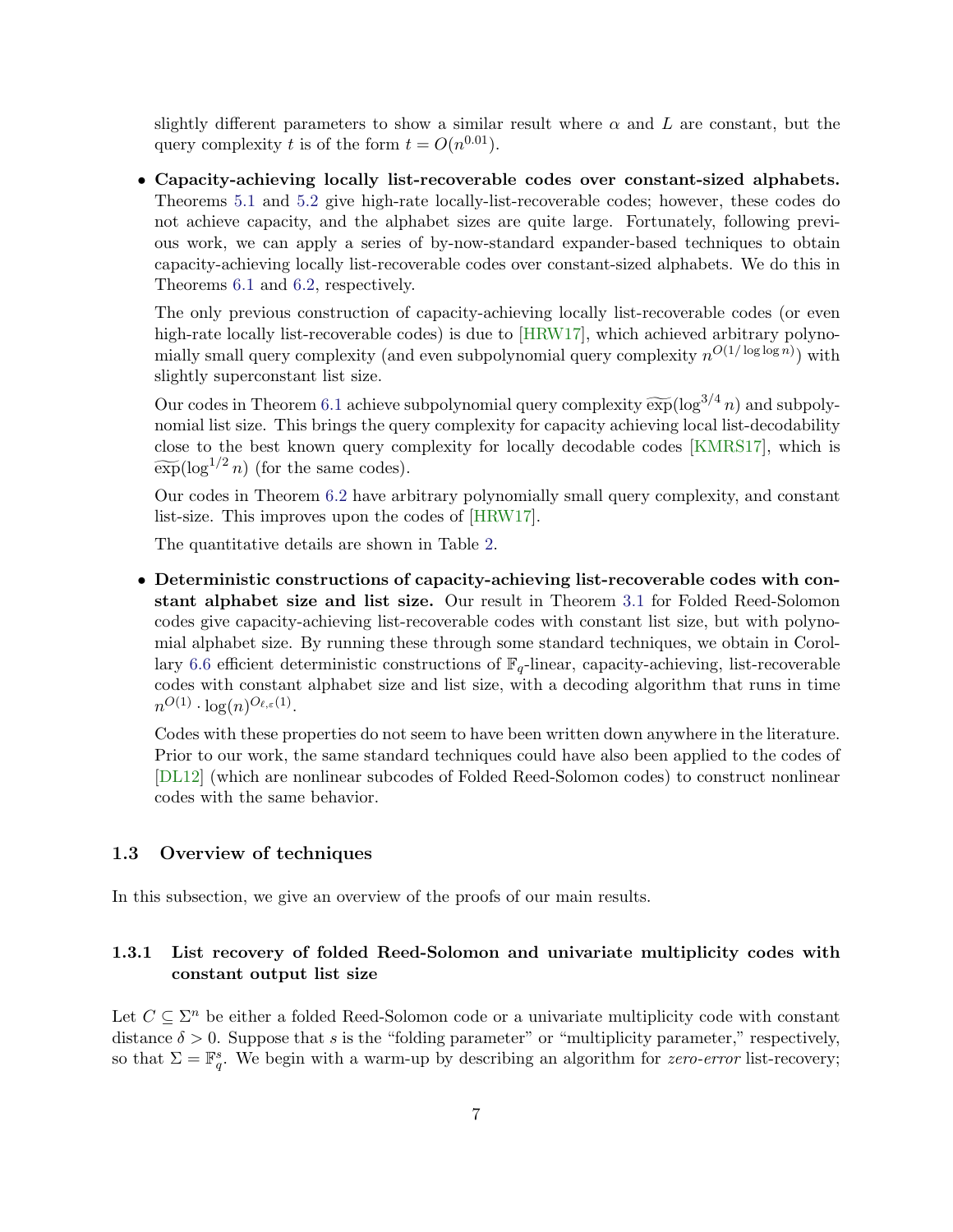slightly different parameters to show a similar result where $\alpha$ and $L$ are constant, but the query complexity $t$ is of the form $t = O(n^{0.01})$.

- **Capacity-achieving locally list-recoverable codes over constant-sized alphabets.** Theorems 5.1 and 5.2 give high-rate locally-list-recoverable codes; however, these codes do not achieve capacity, and the alphabet sizes are quite large. Fortunately, following previous work, we can apply a series of by-now-standard expander-based techniques to obtain capacity-achieving locally list-recoverable codes over constant-sized alphabets. We do this in Theorems 6.1 and 6.2, respectively.

  The only previous construction of capacity-achieving locally list-recoverable codes (or even high-rate locally list-recoverable codes) is due to [HRW17], which achieved arbitrary polynomially small query complexity (and even subpolynomial query complexity $n^{O(1/\log\log n)}$) with slightly superconstant list size.

  Our codes in Theorem 6.1 achieve subpolynomial query complexity $\widetilde{\exp}(\log^{3/4} n)$ and subpolynomial list size. This brings the query complexity for capacity achieving local list-decodability close to the best known query complexity for locally decodable codes [KMRS17], which is $\widetilde{\exp}(\log^{1/2} n)$ (for the same codes).

  Our codes in Theorem 6.2 have arbitrary polynomially small query complexity, and constant list-size. This improves upon the codes of [HRW17].

  The quantitative details are shown in Table 2.

- **Deterministic constructions of capacity-achieving list-recoverable codes with constant alphabet size and list size.** Our result in Theorem 3.1 for Folded Reed-Solomon codes give capacity-achieving list-recoverable codes with constant list size, but with polynomial alphabet size. By running these through some standard techniques, we obtain in Corollary 6.6 efficient deterministic constructions of $\mathbb{F}_q$-linear, capacity-achieving, list-recoverable codes with constant alphabet size and list size, with a decoding algorithm that runs in time $n^{O(1)} \cdot \log(n)^{O_{\ell,\varepsilon}(1)}$.

  Codes with these properties do not seem to have been written down anywhere in the literature. Prior to our work, the same standard techniques could have also been applied to the codes of [DL12] (which are nonlinear subcodes of Folded Reed-Solomon codes) to construct nonlinear codes with the same behavior.

### 1.3 Overview of techniques

In this subsection, we give an overview of the proofs of our main results.

#### 1.3.1 List recovery of folded Reed-Solomon and univariate multiplicity codes with constant output list size

Let $C \subseteq \Sigma^n$ be either a folded Reed-Solomon code or a univariate multiplicity code with constant distance $\delta > 0$. Suppose that $s$ is the "folding parameter" or "multiplicity parameter," respectively, so that $\Sigma = \mathbb{F}_q^s$. We begin with a warm-up by describing an algorithm for *zero-error* list-recovery;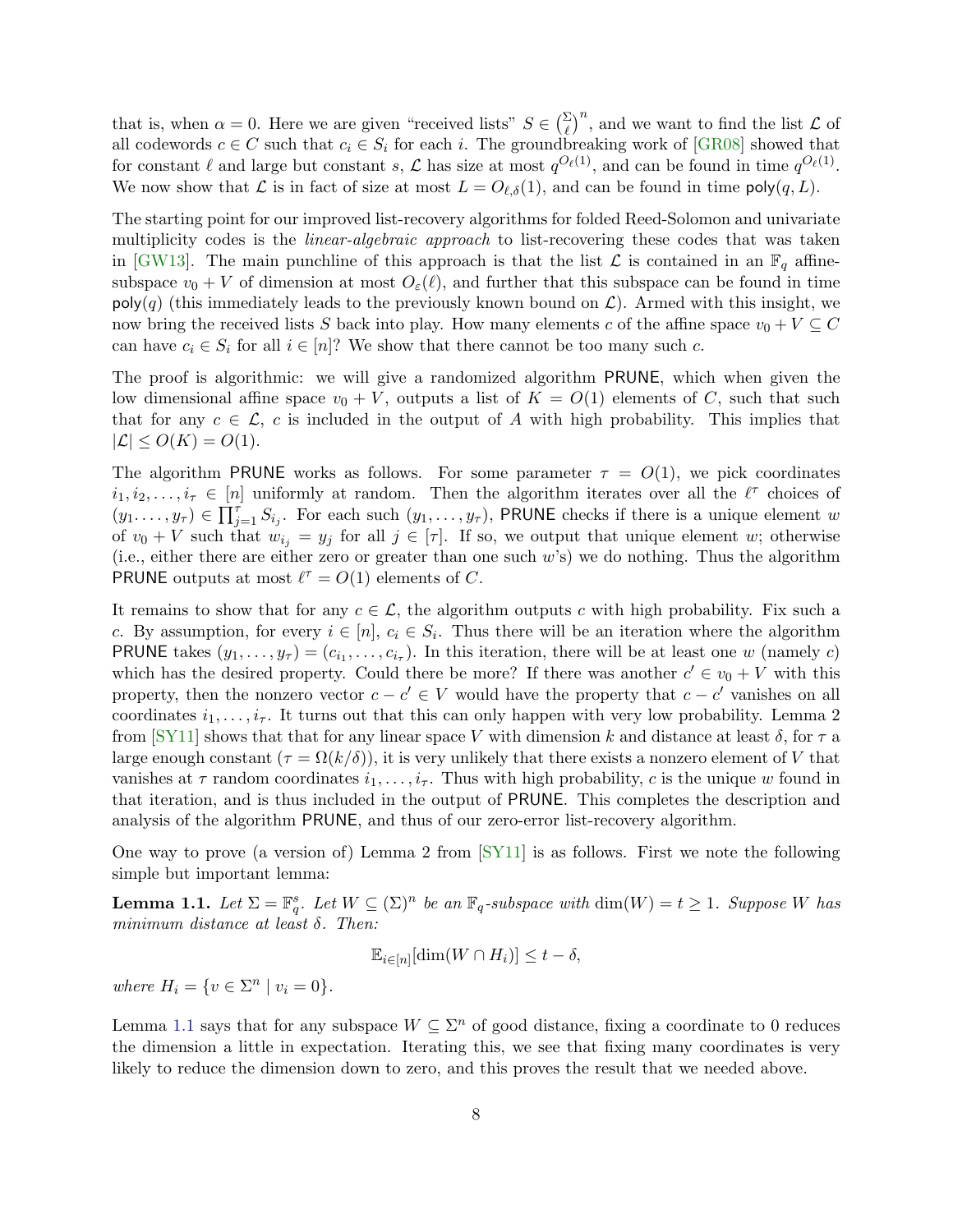that is, when $\alpha = 0$. Here we are given "received lists" $S \in \binom{\Sigma}{\ell}^n$, and we want to find the list $\mathcal{L}$ of all codewords $c \in C$ such that $c_i \in S_i$ for each $i$. The groundbreaking work of [GR08] showed that for constant $\ell$ and large but constant $s$, $\mathcal{L}$ has size at most $q^{O_\ell(1)}$, and can be found in time $q^{O_\ell(1)}$. We now show that $\mathcal{L}$ is in fact of size at most $L = O_{\ell,\delta}(1)$, and can be found in time $\mathsf{poly}(q, L)$.

The starting point for our improved list-recovery algorithms for folded Reed-Solomon and univariate multiplicity codes is the *linear-algebraic approach* to list-recovering these codes that was taken in [GW13]. The main punchline of this approach is that the list $\mathcal{L}$ is contained in an $\mathbb{F}_q$ affine-subspace $v_0 + V$ of dimension at most $O_\varepsilon(\ell)$, and further that this subspace can be found in time $\mathsf{poly}(q)$ (this immediately leads to the previously known bound on $\mathcal{L}$). Armed with this insight, we now bring the received lists $S$ back into play. How many elements $c$ of the affine space $v_0 + V \subseteq C$ can have $c_i \in S_i$ for all $i \in [n]$? We show that there cannot be too many such $c$.

The proof is algorithmic: we will give a randomized algorithm PRUNE, which when given the low dimensional affine space $v_0 + V$, outputs a list of $K = O(1)$ elements of $C$, such that such that for any $c \in \mathcal{L}$, $c$ is included in the output of $A$ with high probability. This implies that $|\mathcal{L}| \leq O(K) = O(1)$.

The algorithm PRUNE works as follows. For some parameter $\tau = O(1)$, we pick coordinates $i_1, i_2, \ldots, i_\tau \in [n]$ uniformly at random. Then the algorithm iterates over all the $\ell^\tau$ choices of $(y_1, \ldots, y_\tau) \in \prod_{j=1}^{\tau} S_{i_j}$. For each such $(y_1, \ldots, y_\tau)$, PRUNE checks if there is a unique element $w$ of $v_0 + V$ such that $w_{i_j} = y_j$ for all $j \in [\tau]$. If so, we output that unique element $w$; otherwise (i.e., either there are either zero or greater than one such $w$'s) we do nothing. Thus the algorithm PRUNE outputs at most $\ell^\tau = O(1)$ elements of $C$.

It remains to show that for any $c \in \mathcal{L}$, the algorithm outputs $c$ with high probability. Fix such a $c$. By assumption, for every $i \in [n]$, $c_i \in S_i$. Thus there will be an iteration where the algorithm PRUNE takes $(y_1, \ldots, y_\tau) = (c_{i_1}, \ldots, c_{i_\tau})$. In this iteration, there will be at least one $w$ (namely $c$) which has the desired property. Could there be more? If there was another $c' \in v_0 + V$ with this property, then the nonzero vector $c - c' \in V$ would have the property that $c - c'$ vanishes on all coordinates $i_1, \ldots, i_\tau$. It turns out that this can only happen with very low probability. Lemma 2 from [SY11] shows that that for any linear space $V$ with dimension $k$ and distance at least $\delta$, for $\tau$ a large enough constant ($\tau = \Omega(k/\delta)$), it is very unlikely that there exists a nonzero element of $V$ that vanishes at $\tau$ random coordinates $i_1, \ldots, i_\tau$. Thus with high probability, $c$ is the unique $w$ found in that iteration, and is thus included in the output of PRUNE. This completes the description and analysis of the algorithm PRUNE, and thus of our zero-error list-recovery algorithm.

One way to prove (a version of) Lemma 2 from [SY11] is as follows. First we note the following simple but important lemma:

**Lemma 1.1.** *Let $\Sigma = \mathbb{F}_q^s$. Let $W \subseteq (\Sigma)^n$ be an $\mathbb{F}_q$-subspace with $\dim(W) = t \geq 1$. Suppose $W$ has minimum distance at least $\delta$. Then:*

$$\mathbb{E}_{i \in [n]}[\dim(W \cap H_i)] \leq t - \delta,$$

*where $H_i = \{v \in \Sigma^n \mid v_i = 0\}$.*

Lemma 1.1 says that for any subspace $W \subseteq \Sigma^n$ of good distance, fixing a coordinate to 0 reduces the dimension a little in expectation. Iterating this, we see that fixing many coordinates is very likely to reduce the dimension down to zero, and this proves the result that we needed above.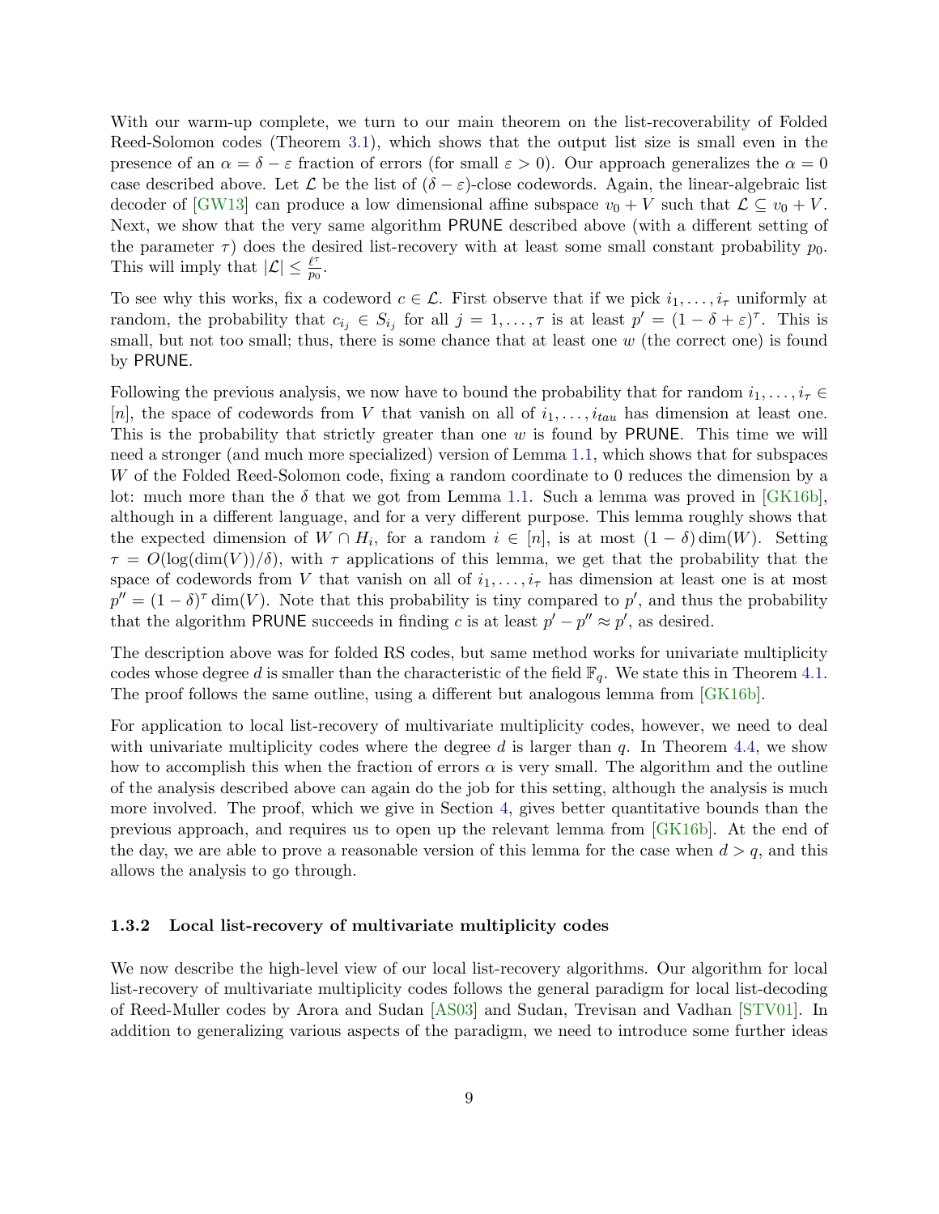With our warm-up complete, we turn to our main theorem on the list-recoverability of Folded Reed-Solomon codes (Theorem 3.1), which shows that the output list size is small even in the presence of an $\alpha = \delta - \varepsilon$ fraction of errors (for small $\varepsilon > 0$). Our approach generalizes the $\alpha = 0$ case described above. Let $\mathcal{L}$ be the list of $(\delta - \varepsilon)$-close codewords. Again, the linear-algebraic list decoder of [GW13] can produce a low dimensional affine subspace $v_0 + V$ such that $\mathcal{L} \subseteq v_0 + V$. Next, we show that the very same algorithm PRUNE described above (with a different setting of the parameter $\tau$) does the desired list-recovery with at least some small constant probability $p_0$. This will imply that $|\mathcal{L}| \leq \frac{\ell^\tau}{p_0}$.

To see why this works, fix a codeword $c \in \mathcal{L}$. First observe that if we pick $i_1, \ldots, i_\tau$ uniformly at random, the probability that $c_{i_j} \in S_{i_j}$ for all $j = 1, \ldots, \tau$ is at least $p' = (1 - \delta + \varepsilon)^\tau$. This is small, but not too small; thus, there is some chance that at least one $w$ (the correct one) is found by PRUNE.

Following the previous analysis, we now have to bound the probability that for random $i_1, \ldots, i_\tau \in [n]$, the space of codewords from $V$ that vanish on all of $i_1, \ldots, i_{tau}$ has dimension at least one. This is the probability that strictly greater than one $w$ is found by PRUNE. This time we will need a stronger (and much more specialized) version of Lemma 1.1, which shows that for subspaces $W$ of the Folded Reed-Solomon code, fixing a random coordinate to 0 reduces the dimension by a lot: much more than the $\delta$ that we got from Lemma 1.1. Such a lemma was proved in [GK16b], although in a different language, and for a very different purpose. This lemma roughly shows that the expected dimension of $W \cap H_i$, for a random $i \in [n]$, is at most $(1 - \delta)\dim(W)$. Setting $\tau = O(\log(\dim(V))/\delta)$, with $\tau$ applications of this lemma, we get that the probability that the space of codewords from $V$ that vanish on all of $i_1, \ldots, i_\tau$ has dimension at least one is at most $p'' = (1 - \delta)^\tau \dim(V)$. Note that this probability is tiny compared to $p'$, and thus the probability that the algorithm PRUNE succeeds in finding $c$ is at least $p' - p'' \approx p'$, as desired.

The description above was for folded RS codes, but same method works for univariate multiplicity codes whose degree $d$ is smaller than the characteristic of the field $\mathbb{F}_q$. We state this in Theorem 4.1. The proof follows the same outline, using a different but analogous lemma from [GK16b].

For application to local list-recovery of multivariate multiplicity codes, however, we need to deal with univariate multiplicity codes where the degree $d$ is larger than $q$. In Theorem 4.4, we show how to accomplish this when the fraction of errors $\alpha$ is very small. The algorithm and the outline of the analysis described above can again do the job for this setting, although the analysis is much more involved. The proof, which we give in Section 4, gives better quantitative bounds than the previous approach, and requires us to open up the relevant lemma from [GK16b]. At the end of the day, we are able to prove a reasonable version of this lemma for the case when $d > q$, and this allows the analysis to go through.

### 1.3.2 Local list-recovery of multivariate multiplicity codes

We now describe the high-level view of our local list-recovery algorithms. Our algorithm for local list-recovery of multivariate multiplicity codes follows the general paradigm for local list-decoding of Reed-Muller codes by Arora and Sudan [AS03] and Sudan, Trevisan and Vadhan [STV01]. In addition to generalizing various aspects of the paradigm, we need to introduce some further ideas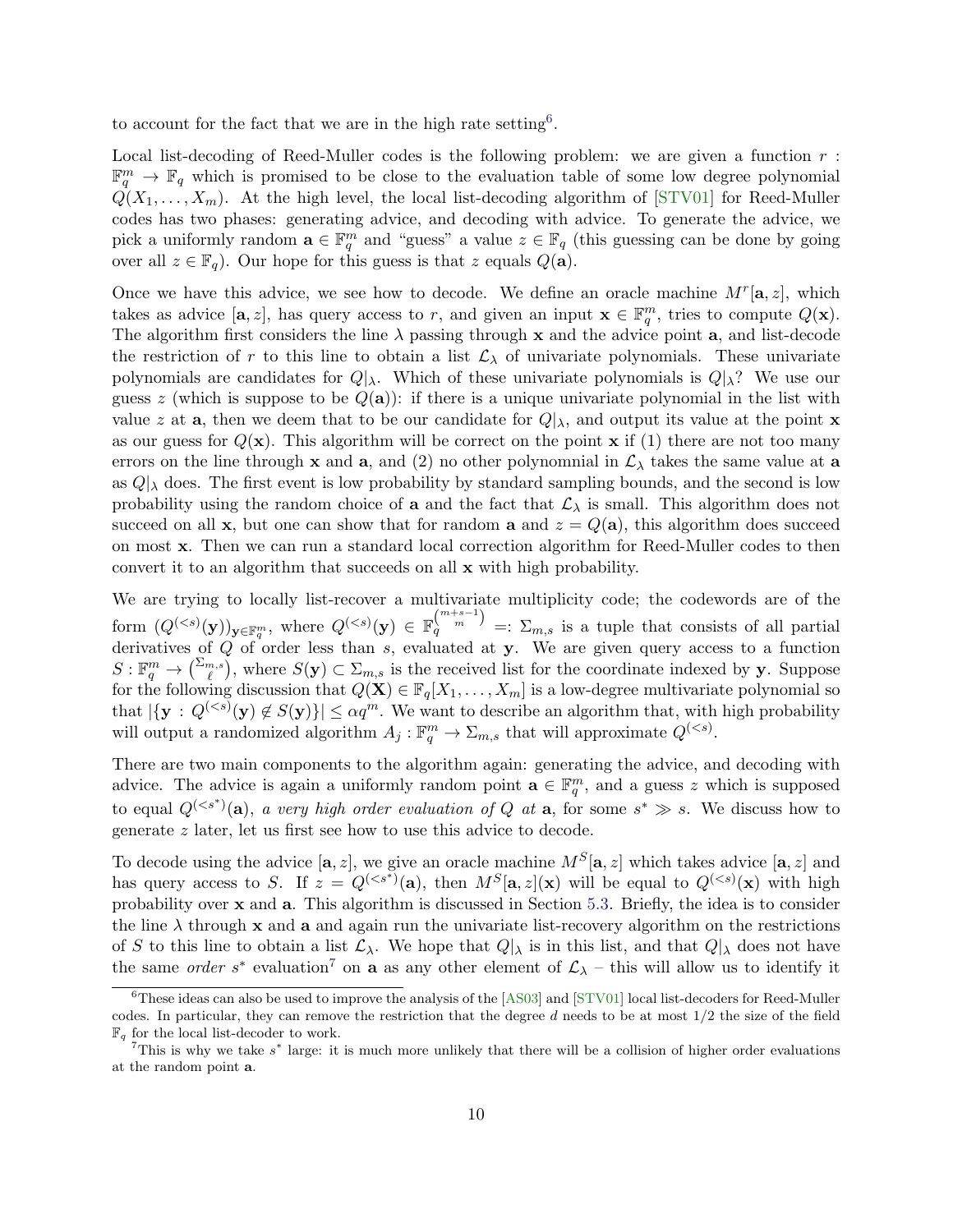to account for the fact that we are in the high rate setting[6].

Local list-decoding of Reed-Muller codes is the following problem: we are given a function $r : \mathbb{F}_q^m \to \mathbb{F}_q$ which is promised to be close to the evaluation table of some low degree polynomial $Q(X_1, \ldots, X_m)$. At the high level, the local list-decoding algorithm of [STV01] for Reed-Muller codes has two phases: generating advice, and decoding with advice. To generate the advice, we pick a uniformly random $\mathbf{a} \in \mathbb{F}_q^m$ and "guess" a value $z \in \mathbb{F}_q$ (this guessing can be done by going over all $z \in \mathbb{F}_q$). Our hope for this guess is that $z$ equals $Q(\mathbf{a})$.

Once we have this advice, we see how to decode. We define an oracle machine $M^r[\mathbf{a}, z]$, which takes as advice $[\mathbf{a}, z]$, has query access to $r$, and given an input $\mathbf{x} \in \mathbb{F}_q^m$, tries to compute $Q(\mathbf{x})$. The algorithm first considers the line $\lambda$ passing through $\mathbf{x}$ and the advice point $\mathbf{a}$, and list-decode the restriction of $r$ to this line to obtain a list $\mathcal{L}_\lambda$ of univariate polynomials. These univariate polynomials are candidates for $Q|_\lambda$. Which of these univariate polynomials is $Q|_\lambda$? We use our guess $z$ (which is suppose to be $Q(\mathbf{a})$): if there is a unique univariate polynomial in the list with value $z$ at $\mathbf{a}$, then we deem that to be our candidate for $Q|_\lambda$, and output its value at the point $\mathbf{x}$ as our guess for $Q(\mathbf{x})$. This algorithm will be correct on the point $\mathbf{x}$ if (1) there are not too many errors on the line through $\mathbf{x}$ and $\mathbf{a}$, and (2) no other polynomnial in $\mathcal{L}_\lambda$ takes the same value at $\mathbf{a}$ as $Q|_\lambda$ does. The first event is low probability by standard sampling bounds, and the second is low probability using the random choice of $\mathbf{a}$ and the fact that $\mathcal{L}_\lambda$ is small. This algorithm does not succeed on all $\mathbf{x}$, but one can show that for random $\mathbf{a}$ and $z = Q(\mathbf{a})$, this algorithm does succeed on most $\mathbf{x}$. Then we can run a standard local correction algorithm for Reed-Muller codes to then convert it to an algorithm that succeeds on all $\mathbf{x}$ with high probability.

We are trying to locally list-recover a multivariate multiplicity code; the codewords are of the form $(Q^{(<s)}(\mathbf{y}))_{\mathbf{y} \in \mathbb{F}_q^m}$, where $Q^{(<s)}(\mathbf{y}) \in \mathbb{F}_q^{\binom{m+s-1}{m}} =: \Sigma_{m,s}$ is a tuple that consists of all partial derivatives of $Q$ of order less than $s$, evaluated at $\mathbf{y}$. We are given query access to a function $S : \mathbb{F}_q^m \to \binom{\Sigma_{m,s}}{\ell}$, where $S(\mathbf{y}) \subset \Sigma_{m,s}$ is the received list for the coordinate indexed by $\mathbf{y}$. Suppose for the following discussion that $Q(\mathbf{X}) \in \mathbb{F}_q[X_1, \ldots, X_m]$ is a low-degree multivariate polynomial so that $|\{\mathbf{y} : Q^{(<s)}(\mathbf{y}) \notin S(\mathbf{y})\}| \leq \alpha q^m$. We want to describe an algorithm that, with high probability will output a randomized algorithm $A_j : \mathbb{F}_q^m \to \Sigma_{m,s}$ that will approximate $Q^{(<s)}$.

There are two main components to the algorithm again: generating the advice, and decoding with advice. The advice is again a uniformly random point $\mathbf{a} \in \mathbb{F}_q^m$, and a guess $z$ which is supposed to equal $Q^{(<s^*)}(\mathbf{a})$, *a very high order evaluation of $Q$ at* $\mathbf{a}$, for some $s^* \gg s$. We discuss how to generate $z$ later, let us first see how to use this advice to decode.

To decode using the advice $[\mathbf{a}, z]$, we give an oracle machine $M^S[\mathbf{a}, z]$ which takes advice $[\mathbf{a}, z]$ and has query access to $S$. If $z = Q^{(<s^*)}(\mathbf{a})$, then $M^S[\mathbf{a}, z](\mathbf{x})$ will be equal to $Q^{(<s)}(\mathbf{x})$ with high probability over $\mathbf{x}$ and $\mathbf{a}$. This algorithm is discussed in Section 5.3. Briefly, the idea is to consider the line $\lambda$ through $\mathbf{x}$ and $\mathbf{a}$ and again run the univariate list-recovery algorithm on the restrictions of $S$ to this line to obtain a list $\mathcal{L}_\lambda$. We hope that $Q|_\lambda$ is in this list, and that $Q|_\lambda$ does not have the same *order* $s^*$ evaluation[7] on $\mathbf{a}$ as any other element of $\mathcal{L}_\lambda$ – this will allow us to identify it

[6] These ideas can also be used to improve the analysis of the [AS03] and [STV01] local list-decoders for Reed-Muller codes. In particular, they can remove the restriction that the degree $d$ needs to be at most $1/2$ the size of the field $\mathbb{F}_q$ for the local list-decoder to work.

[7] This is why we take $s^*$ large: it is much more unlikely that there will be a collision of higher order evaluations at the random point $\mathbf{a}$.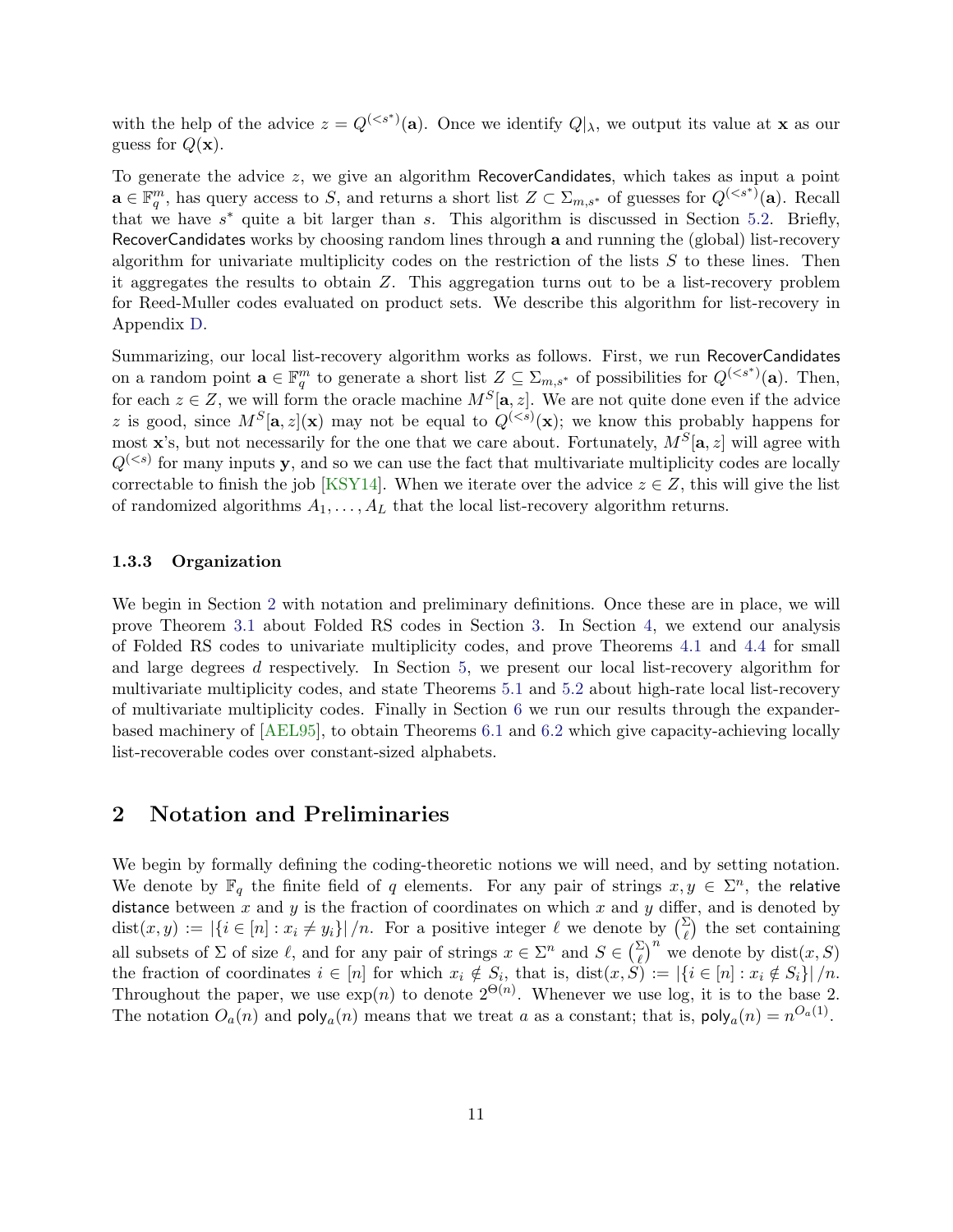with the help of the advice $z = Q^{(<s^*)}(\mathbf{a})$. Once we identify $Q|_\lambda$, we output its value at $\mathbf{x}$ as our guess for $Q(\mathbf{x})$.

To generate the advice $z$, we give an algorithm RecoverCandidates, which takes as input a point $\mathbf{a} \in \mathbb{F}_q^m$, has query access to $S$, and returns a short list $Z \subset \Sigma_{m,s^*}$ of guesses for $Q^{(<s^*)}(\mathbf{a})$. Recall that we have $s^*$ quite a bit larger than $s$. This algorithm is discussed in Section 5.2. Briefly, RecoverCandidates works by choosing random lines through $\mathbf{a}$ and running the (global) list-recovery algorithm for univariate multiplicity codes on the restriction of the lists $S$ to these lines. Then it aggregates the results to obtain $Z$. This aggregation turns out to be a list-recovery problem for Reed-Muller codes evaluated on product sets. We describe this algorithm for list-recovery in Appendix D.

Summarizing, our local list-recovery algorithm works as follows. First, we run RecoverCandidates on a random point $\mathbf{a} \in \mathbb{F}_q^m$ to generate a short list $Z \subseteq \Sigma_{m,s^*}$ of possibilities for $Q^{(<s^*)}(\mathbf{a})$. Then, for each $z \in Z$, we will form the oracle machine $M^S[\mathbf{a}, z]$. We are not quite done even if the advice $z$ is good, since $M^S[\mathbf{a}, z](\mathbf{x})$ may not be equal to $Q^{(<s)}(\mathbf{x})$; we know this probably happens for most $\mathbf{x}$'s, but not necessarily for the one that we care about. Fortunately, $M^S[\mathbf{a}, z]$ will agree with $Q^{(<s)}$ for many inputs $\mathbf{y}$, and so we can use the fact that multivariate multiplicity codes are locally correctable to finish the job [KSY14]. When we iterate over the advice $z \in Z$, this will give the list of randomized algorithms $A_1, \ldots, A_L$ that the local list-recovery algorithm returns.

### 1.3.3 Organization

We begin in Section 2 with notation and preliminary definitions. Once these are in place, we will prove Theorem 3.1 about Folded RS codes in Section 3. In Section 4, we extend our analysis of Folded RS codes to univariate multiplicity codes, and prove Theorems 4.1 and 4.4 for small and large degrees $d$ respectively. In Section 5, we present our local list-recovery algorithm for multivariate multiplicity codes, and state Theorems 5.1 and 5.2 about high-rate local list-recovery of multivariate multiplicity codes. Finally in Section 6 we run our results through the expander-based machinery of [AEL95], to obtain Theorems 6.1 and 6.2 which give capacity-achieving locally list-recoverable codes over constant-sized alphabets.

## 2 Notation and Preliminaries

We begin by formally defining the coding-theoretic notions we will need, and by setting notation. We denote by $\mathbb{F}_q$ the finite field of $q$ elements. For any pair of strings $x, y \in \Sigma^n$, the relative distance between $x$ and $y$ is the fraction of coordinates on which $x$ and $y$ differ, and is denoted by $\mathrm{dist}(x, y) := |\{i \in [n] : x_i \neq y_i\}| / n$. For a positive integer $\ell$ we denote by $\binom{\Sigma}{\ell}$ the set containing all subsets of $\Sigma$ of size $\ell$, and for any pair of strings $x \in \Sigma^n$ and $S \in \binom{\Sigma}{\ell}^n$ we denote by $\mathrm{dist}(x, S)$ the fraction of coordinates $i \in [n]$ for which $x_i \notin S_i$, that is, $\mathrm{dist}(x, S) := |\{i \in [n] : x_i \notin S_i\}| / n$. Throughout the paper, we use $\exp(n)$ to denote $2^{\Theta(n)}$. Whenever we use log, it is to the base 2. The notation $O_a(n)$ and $\mathsf{poly}_a(n)$ means that we treat $a$ as a constant; that is, $\mathsf{poly}_a(n) = n^{O_a(1)}$.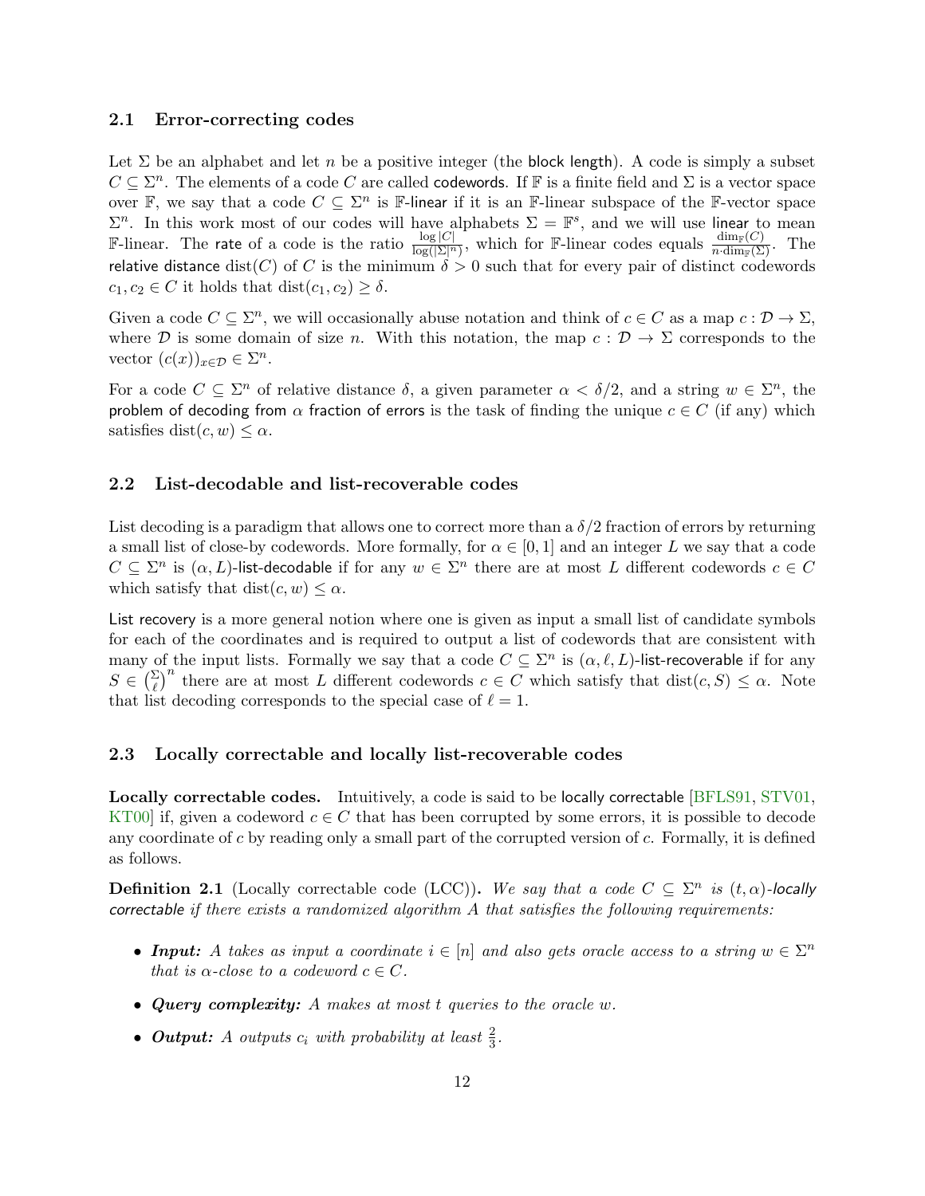### 2.1 Error-correcting codes

Let $\Sigma$ be an alphabet and let $n$ be a positive integer (the block length). A code is simply a subset $C \subseteq \Sigma^n$. The elements of a code $C$ are called codewords. If $\mathbb{F}$ is a finite field and $\Sigma$ is a vector space over $\mathbb{F}$, we say that a code $C \subseteq \Sigma^n$ is $\mathbb{F}$-linear if it is an $\mathbb{F}$-linear subspace of the $\mathbb{F}$-vector space $\Sigma^n$. In this work most of our codes will have alphabets $\Sigma = \mathbb{F}^s$, and we will use linear to mean $\mathbb{F}$-linear. The rate of a code is the ratio $\frac{\log|C|}{\log(|\Sigma|^n)}$, which for $\mathbb{F}$-linear codes equals $\frac{\dim_{\mathbb{F}}(C)}{n \cdot \dim_{\mathbb{F}}(\Sigma)}$. The relative distance $\mathrm{dist}(C)$ of $C$ is the minimum $\delta > 0$ such that for every pair of distinct codewords $c_1, c_2 \in C$ it holds that $\mathrm{dist}(c_1, c_2) \geq \delta$.

Given a code $C \subseteq \Sigma^n$, we will occasionally abuse notation and think of $c \in C$ as a map $c : \mathcal{D} \to \Sigma$, where $\mathcal{D}$ is some domain of size $n$. With this notation, the map $c : \mathcal{D} \to \Sigma$ corresponds to the vector $(c(x))_{x \in \mathcal{D}} \in \Sigma^n$.

For a code $C \subseteq \Sigma^n$ of relative distance $\delta$, a given parameter $\alpha < \delta/2$, and a string $w \in \Sigma^n$, the problem of decoding from $\alpha$ fraction of errors is the task of finding the unique $c \in C$ (if any) which satisfies $\mathrm{dist}(c, w) \leq \alpha$.

### 2.2 List-decodable and list-recoverable codes

List decoding is a paradigm that allows one to correct more than a $\delta/2$ fraction of errors by returning a small list of close-by codewords. More formally, for $\alpha \in [0, 1]$ and an integer $L$ we say that a code $C \subseteq \Sigma^n$ is $(\alpha, L)$-list-decodable if for any $w \in \Sigma^n$ there are at most $L$ different codewords $c \in C$ which satisfy that $\mathrm{dist}(c, w) \leq \alpha$.

List recovery is a more general notion where one is given as input a small list of candidate symbols for each of the coordinates and is required to output a list of codewords that are consistent with many of the input lists. Formally we say that a code $C \subseteq \Sigma^n$ is $(\alpha, \ell, L)$-list-recoverable if for any $S \in \binom{\Sigma}{\ell}^n$ there are at most $L$ different codewords $c \in C$ which satisfy that $\mathrm{dist}(c, S) \leq \alpha$. Note that list decoding corresponds to the special case of $\ell = 1$.

### 2.3 Locally correctable and locally list-recoverable codes

**Locally correctable codes.** Intuitively, a code is said to be locally correctable [BFLS91, STV01, KT00] if, given a codeword $c \in C$ that has been corrupted by some errors, it is possible to decode any coordinate of $c$ by reading only a small part of the corrupted version of $c$. Formally, it is defined as follows.

**Definition 2.1** (Locally correctable code (LCC))**.** *We say that a code $C \subseteq \Sigma^n$ is $(t, \alpha)$-locally correctable if there exists a randomized algorithm $A$ that satisfies the following requirements:*

- ***Input:*** *$A$ takes as input a coordinate $i \in [n]$ and also gets oracle access to a string $w \in \Sigma^n$ that is $\alpha$-close to a codeword $c \in C$.*
- ***Query complexity:*** *$A$ makes at most $t$ queries to the oracle $w$.*
- ***Output:*** *$A$ outputs $c_i$ with probability at least $\frac{2}{3}$.*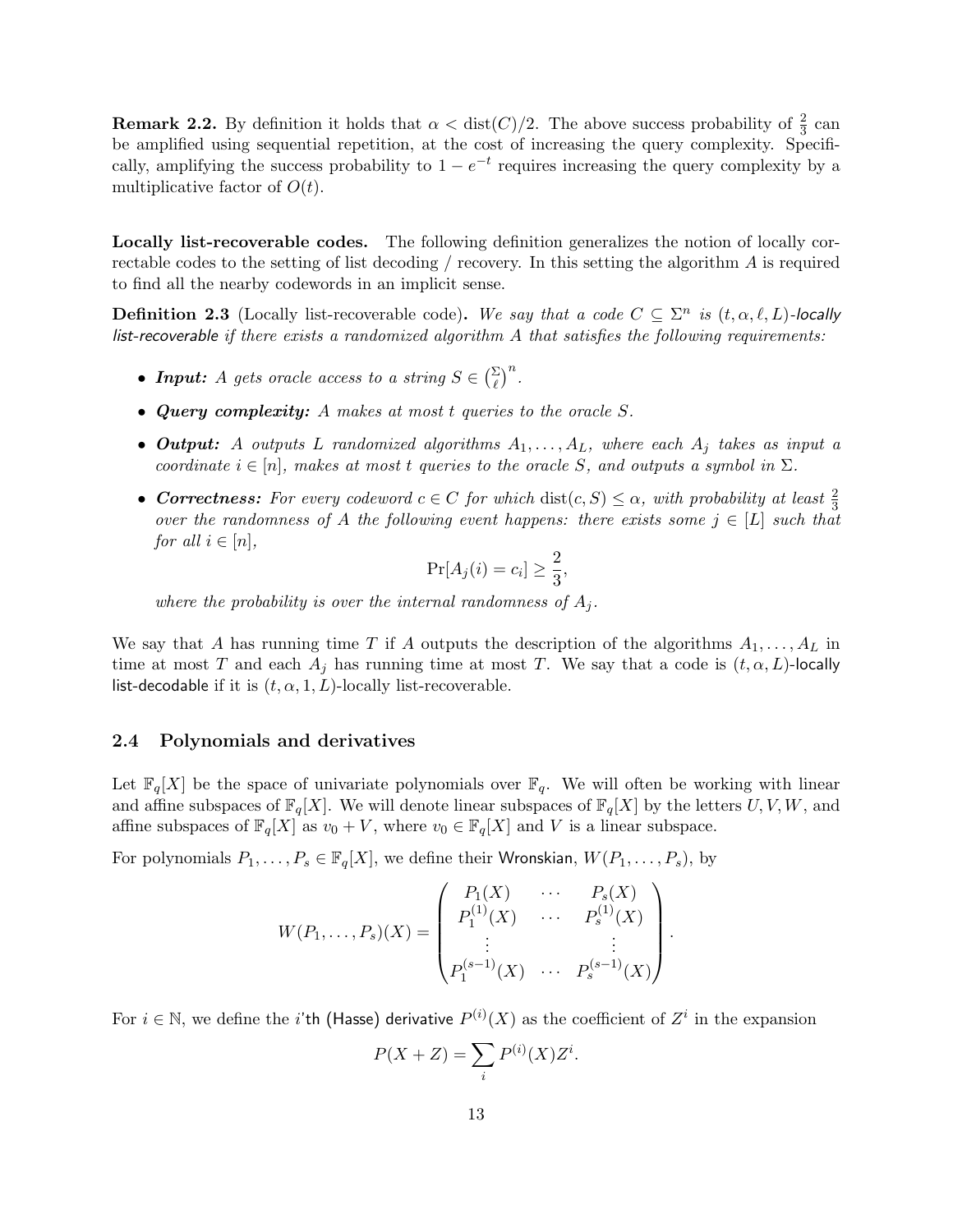**Remark 2.2.** By definition it holds that $\alpha < \text{dist}(C)/2$. The above success probability of $\frac{2}{3}$ can be amplified using sequential repetition, at the cost of increasing the query complexity. Specifically, amplifying the success probability to $1 - e^{-t}$ requires increasing the query complexity by a multiplicative factor of $O(t)$.

**Locally list-recoverable codes.** The following definition generalizes the notion of locally correctable codes to the setting of list decoding / recovery. In this setting the algorithm $A$ is required to find all the nearby codewords in an implicit sense.

**Definition 2.3** (Locally list-recoverable code)**.** *We say that a code $C \subseteq \Sigma^n$ is $(t, \alpha, \ell, L)$-locally list-recoverable if there exists a randomized algorithm $A$ that satisfies the following requirements:*

- ***Input:*** *$A$ gets oracle access to a string $S \in \binom{\Sigma}{\ell}^n$.*
- ***Query complexity:*** *$A$ makes at most $t$ queries to the oracle $S$.*
- ***Output:*** *$A$ outputs $L$ randomized algorithms $A_1, \ldots, A_L$, where each $A_j$ takes as input a coordinate $i \in [n]$, makes at most $t$ queries to the oracle $S$, and outputs a symbol in $\Sigma$.*
- ***Correctness:*** *For every codeword $c \in C$ for which $\text{dist}(c, S) \leq \alpha$, with probability at least $\frac{2}{3}$ over the randomness of $A$ the following event happens: there exists some $j \in [L]$ such that for all $i \in [n]$,*
$$\Pr[A_j(i) = c_i] \geq \frac{2}{3},$$
*where the probability is over the internal randomness of $A_j$.*

We say that $A$ has running time $T$ if $A$ outputs the description of the algorithms $A_1, \ldots, A_L$ in time at most $T$ and each $A_j$ has running time at most $T$. We say that a code is $(t, \alpha, L)$-locally list-decodable if it is $(t, \alpha, 1, L)$-locally list-recoverable.

### 2.4 Polynomials and derivatives

Let $\mathbb{F}_q[X]$ be the space of univariate polynomials over $\mathbb{F}_q$. We will often be working with linear and affine subspaces of $\mathbb{F}_q[X]$. We will denote linear subspaces of $\mathbb{F}_q[X]$ by the letters $U, V, W$, and affine subspaces of $\mathbb{F}_q[X]$ as $v_0 + V$, where $v_0 \in \mathbb{F}_q[X]$ and $V$ is a linear subspace.

For polynomials $P_1, \ldots, P_s \in \mathbb{F}_q[X]$, we define their Wronskian, $W(P_1, \ldots, P_s)$, by

$$W(P_1, \ldots, P_s)(X) = \begin{pmatrix} P_1(X) & \cdots & P_s(X) \\ P_1^{(1)}(X) & \cdots & P_s^{(1)}(X) \\ \vdots & & \vdots \\ P_1^{(s-1)}(X) & \cdots & P_s^{(s-1)}(X) \end{pmatrix}.$$

For $i \in \mathbb{N}$, we define the $i$'th (Hasse) derivative $P^{(i)}(X)$ as the coefficient of $Z^i$ in the expansion

$$P(X + Z) = \sum_i P^{(i)}(X) Z^i.$$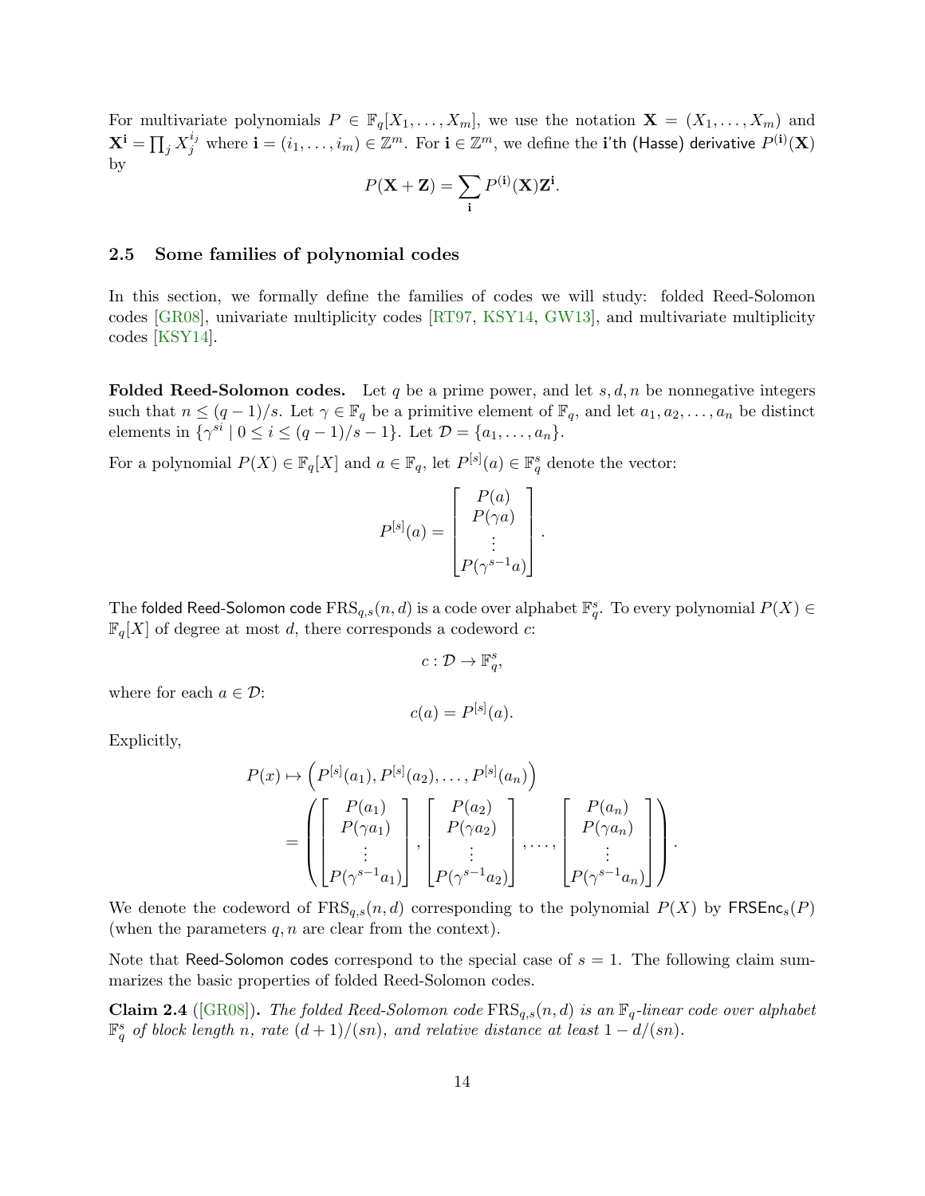For multivariate polynomials $P \in \mathbb{F}_q[X_1, \ldots, X_m]$, we use the notation $\mathbf{X} = (X_1, \ldots, X_m)$ and $\mathbf{X}^{\mathbf{i}} = \prod_j X_j^{i_j}$ where $\mathbf{i} = (i_1, \ldots, i_m) \in \mathbb{Z}^m$. For $\mathbf{i} \in \mathbb{Z}^m$, we define the $\mathbf{i}$'th (Hasse) derivative $P^{(\mathbf{i})}(\mathbf{X})$ by

$$P(\mathbf{X} + \mathbf{Z}) = \sum_{\mathbf{i}} P^{(\mathbf{i})}(\mathbf{X})\mathbf{Z}^{\mathbf{i}}.$$

### 2.5 Some families of polynomial codes

In this section, we formally define the families of codes we will study: folded Reed-Solomon codes [GR08], univariate multiplicity codes [RT97, KSY14, GW13], and multivariate multiplicity codes [KSY14].

**Folded Reed-Solomon codes.** Let $q$ be a prime power, and let $s, d, n$ be nonnegative integers such that $n \leq (q-1)/s$. Let $\gamma \in \mathbb{F}_q$ be a primitive element of $\mathbb{F}_q$, and let $a_1, a_2, \ldots, a_n$ be distinct elements in $\{\gamma^{si} \mid 0 \leq i \leq (q-1)/s - 1\}$. Let $\mathcal{D} = \{a_1, \ldots, a_n\}$.

For a polynomial $P(X) \in \mathbb{F}_q[X]$ and $a \in \mathbb{F}_q$, let $P^{[s]}(a) \in \mathbb{F}_q^s$ denote the vector:

$$P^{[s]}(a) = \begin{bmatrix} P(a) \\ P(\gamma a) \\ \vdots \\ P(\gamma^{s-1} a) \end{bmatrix}.$$

The folded Reed-Solomon code $\mathrm{FRS}_{q,s}(n, d)$ is a code over alphabet $\mathbb{F}_q^s$. To every polynomial $P(X) \in \mathbb{F}_q[X]$ of degree at most $d$, there corresponds a codeword $c$:

$$c : \mathcal{D} \to \mathbb{F}_q^s,$$

where for each $a \in \mathcal{D}$:

$$c(a) = P^{[s]}(a).$$

Explicitly,

$$\begin{aligned}
P(x) &\mapsto \left(P^{[s]}(a_1), P^{[s]}(a_2), \ldots, P^{[s]}(a_n)\right) \\
&= \left( \begin{bmatrix} P(a_1) \\ P(\gamma a_1) \\ \vdots \\ P(\gamma^{s-1} a_1) \end{bmatrix}, \begin{bmatrix} P(a_2) \\ P(\gamma a_2) \\ \vdots \\ P(\gamma^{s-1} a_2) \end{bmatrix}, \ldots, \begin{bmatrix} P(a_n) \\ P(\gamma a_n) \\ \vdots \\ P(\gamma^{s-1} a_n) \end{bmatrix} \right).
\end{aligned}$$

We denote the codeword of $\mathrm{FRS}_{q,s}(n, d)$ corresponding to the polynomial $P(X)$ by $\mathsf{FRSEnc}_s(P)$ (when the parameters $q, n$ are clear from the context).

Note that Reed-Solomon codes correspond to the special case of $s = 1$. The following claim summarizes the basic properties of folded Reed-Solomon codes.

**Claim 2.4** ([GR08]). *The folded Reed-Solomon code $\mathrm{FRS}_{q,s}(n, d)$ is an $\mathbb{F}_q$-linear code over alphabet $\mathbb{F}_q^s$ of block length $n$, rate $(d+1)/(sn)$, and relative distance at least $1 - d/(sn)$.*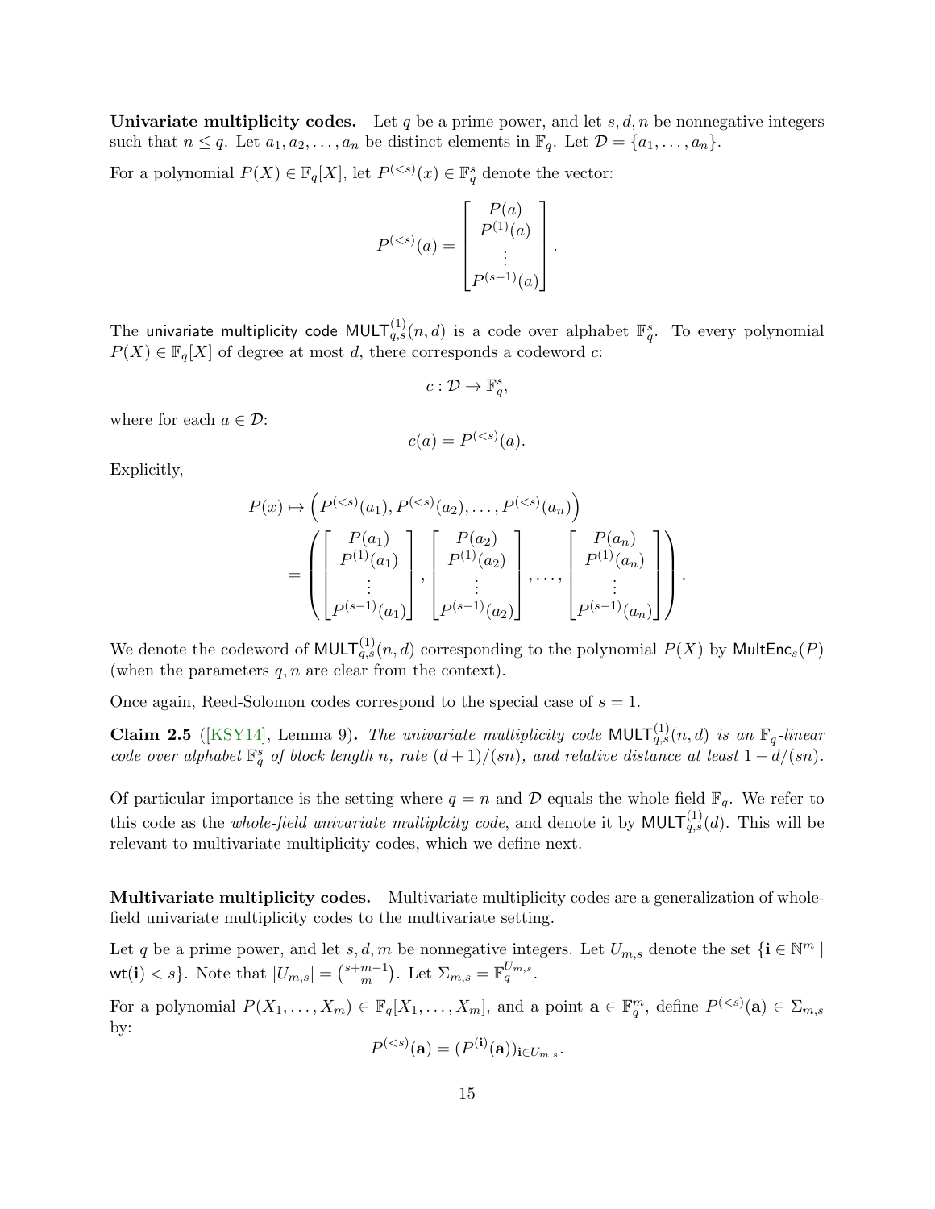**Univariate multiplicity codes.** Let $q$ be a prime power, and let $s, d, n$ be nonnegative integers such that $n \leq q$. Let $a_1, a_2, \ldots, a_n$ be distinct elements in $\mathbb{F}_q$. Let $\mathcal{D} = \{a_1, \ldots, a_n\}$.

For a polynomial $P(X) \in \mathbb{F}_q[X]$, let $P^{(<s)}(x) \in \mathbb{F}_q^s$ denote the vector:

$$P^{(<s)}(a) = \begin{bmatrix} P(a) \\ P^{(1)}(a) \\ \vdots \\ P^{(s-1)}(a) \end{bmatrix}.$$

The univariate multiplicity code $\mathsf{MULT}^{(1)}_{q,s}(n, d)$ is a code over alphabet $\mathbb{F}_q^s$. To every polynomial $P(X) \in \mathbb{F}_q[X]$ of degree at most $d$, there corresponds a codeword $c$:

$$c : \mathcal{D} \to \mathbb{F}_q^s,$$

where for each $a \in \mathcal{D}$:

$$c(a) = P^{(<s)}(a).$$

Explicitly,

$$\begin{aligned} P(x) \mapsto &\left(P^{(<s)}(a_1), P^{(<s)}(a_2), \ldots, P^{(<s)}(a_n)\right) \\ &= \left( \begin{bmatrix} P(a_1) \\ P^{(1)}(a_1) \\ \vdots \\ P^{(s-1)}(a_1) \end{bmatrix}, \begin{bmatrix} P(a_2) \\ P^{(1)}(a_2) \\ \vdots \\ P^{(s-1)}(a_2) \end{bmatrix}, \ldots, \begin{bmatrix} P(a_n) \\ P^{(1)}(a_n) \\ \vdots \\ P^{(s-1)}(a_n) \end{bmatrix} \right). \end{aligned}$$

We denote the codeword of $\mathsf{MULT}^{(1)}_{q,s}(n, d)$ corresponding to the polynomial $P(X)$ by $\mathsf{MultEnc}_s(P)$ (when the parameters $q, n$ are clear from the context).

Once again, Reed-Solomon codes correspond to the special case of $s = 1$.

**Claim 2.5** ([KSY14], Lemma 9)**.** *The univariate multiplicity code $\mathsf{MULT}^{(1)}_{q,s}(n, d)$ is an $\mathbb{F}_q$-linear code over alphabet $\mathbb{F}_q^s$ of block length $n$, rate $(d+1)/(sn)$, and relative distance at least $1 - d/(sn)$.*

Of particular importance is the setting where $q = n$ and $\mathcal{D}$ equals the whole field $\mathbb{F}_q$. We refer to this code as the *whole-field univariate multiplcity code*, and denote it by $\mathsf{MULT}^{(1)}_{q,s}(d)$. This will be relevant to multivariate multiplicity codes, which we define next.

**Multivariate multiplicity codes.** Multivariate multiplicity codes are a generalization of whole-field univariate multiplicity codes to the multivariate setting.

Let $q$ be a prime power, and let $s, d, m$ be nonnegative integers. Let $U_{m,s}$ denote the set $\{\mathbf{i} \in \mathbb{N}^m \mid \mathsf{wt}(\mathbf{i}) < s\}$. Note that $|U_{m,s}| = \binom{s+m-1}{m}$. Let $\Sigma_{m,s} = \mathbb{F}_q^{U_{m,s}}$.

For a polynomial $P(X_1, \ldots, X_m) \in \mathbb{F}_q[X_1, \ldots, X_m]$, and a point $\mathbf{a} \in \mathbb{F}_q^m$, define $P^{(<s)}(\mathbf{a}) \in \Sigma_{m,s}$ by:

$$P^{(<s)}(\mathbf{a}) = (P^{(\mathbf{i})}(\mathbf{a}))_{\mathbf{i} \in U_{m,s}}.$$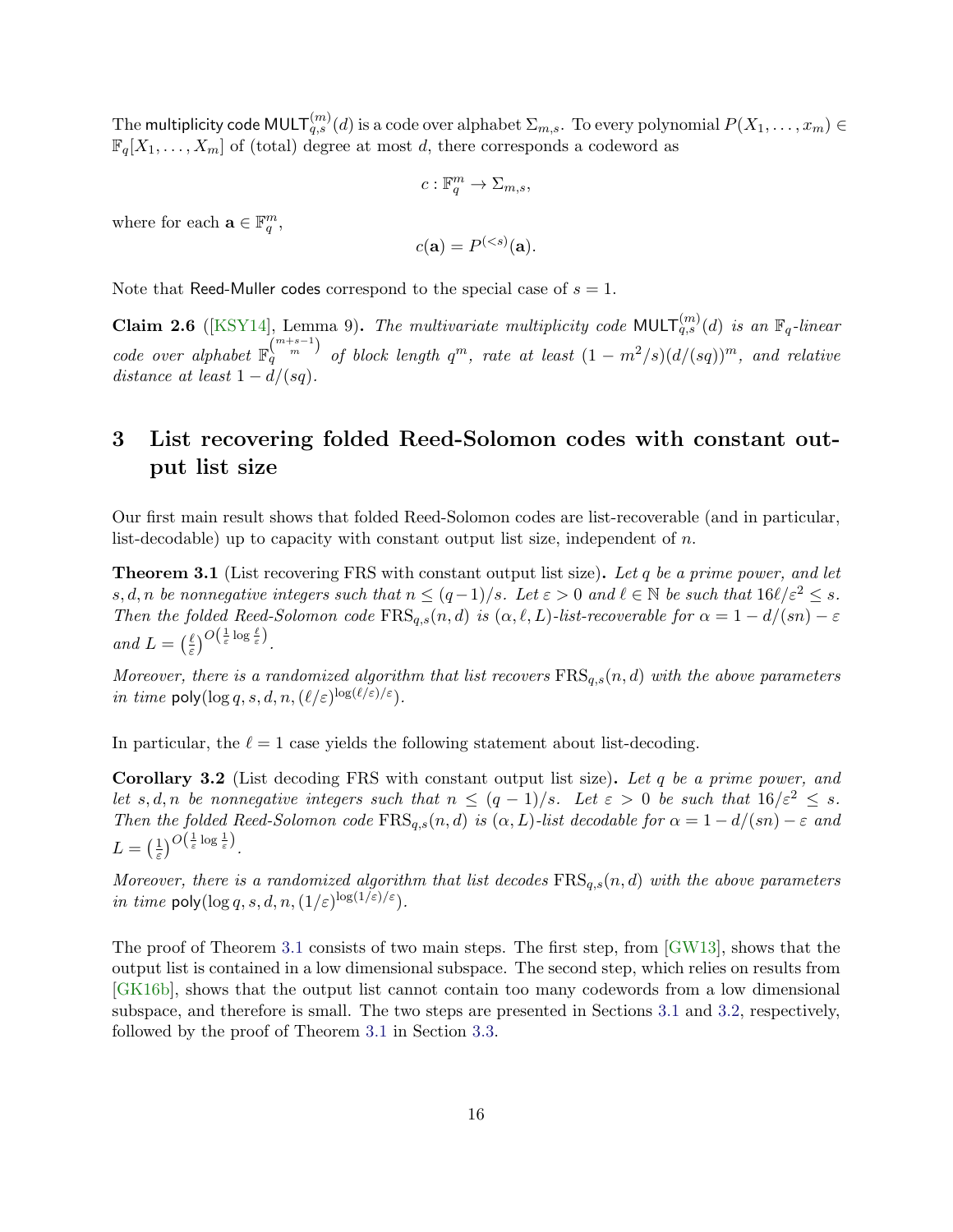The multiplicity code $\mathsf{MULT}_{q,s}^{(m)}(d)$ is a code over alphabet $\Sigma_{m,s}$. To every polynomial $P(X_1, \ldots, x_m) \in \mathbb{F}_q[X_1, \ldots, X_m]$ of (total) degree at most $d$, there corresponds a codeword as

$$c : \mathbb{F}_q^m \to \Sigma_{m,s},$$

where for each $\mathbf{a} \in \mathbb{F}_q^m$,

$$c(\mathbf{a}) = P^{(<s)}(\mathbf{a}).$$

Note that Reed-Muller codes correspond to the special case of $s = 1$.

**Claim 2.6** ([KSY14], Lemma 9)**.** *The multivariate multiplicity code $\mathsf{MULT}_{q,s}^{(m)}(d)$ is an $\mathbb{F}_q$-linear code over alphabet $\mathbb{F}_q^{\binom{m+s-1}{m}}$ of block length $q^m$, rate at least $(1 - m^2/s)(d/(sq))^m$, and relative distance at least $1 - d/(sq)$.*

# 3 List recovering folded Reed-Solomon codes with constant output list size

Our first main result shows that folded Reed-Solomon codes are list-recoverable (and in particular, list-decodable) up to capacity with constant output list size, independent of $n$.

**Theorem 3.1** (List recovering FRS with constant output list size)**.** *Let $q$ be a prime power, and let $s, d, n$ be nonnegative integers such that $n \leq (q-1)/s$. Let $\varepsilon > 0$ and $\ell \in \mathbb{N}$ be such that $16\ell/\varepsilon^2 \leq s$. Then the folded Reed-Solomon code $\mathrm{FRS}_{q,s}(n, d)$ is $(\alpha, \ell, L)$-list-recoverable for $\alpha = 1 - d/(sn) - \varepsilon$ and $L = \left(\frac{\ell}{\varepsilon}\right)^{O\left(\frac{1}{\varepsilon}\log\frac{\ell}{\varepsilon}\right)}$.*

*Moreover, there is a randomized algorithm that list recovers $\mathrm{FRS}_{q,s}(n, d)$ with the above parameters in time $\mathsf{poly}(\log q, s, d, n, (\ell/\varepsilon)^{\log(\ell/\varepsilon)/\varepsilon})$.*

In particular, the $\ell = 1$ case yields the following statement about list-decoding.

**Corollary 3.2** (List decoding FRS with constant output list size)**.** *Let $q$ be a prime power, and let $s, d, n$ be nonnegative integers such that $n \leq (q-1)/s$. Let $\varepsilon > 0$ be such that $16/\varepsilon^2 \leq s$. Then the folded Reed-Solomon code $\mathrm{FRS}_{q,s}(n, d)$ is $(\alpha, L)$-list decodable for $\alpha = 1 - d/(sn) - \varepsilon$ and $L = \left(\frac{1}{\varepsilon}\right)^{O\left(\frac{1}{\varepsilon}\log\frac{1}{\varepsilon}\right)}$.*

*Moreover, there is a randomized algorithm that list decodes $\mathrm{FRS}_{q,s}(n, d)$ with the above parameters in time $\mathsf{poly}(\log q, s, d, n, (1/\varepsilon)^{\log(1/\varepsilon)/\varepsilon})$.*

The proof of Theorem 3.1 consists of two main steps. The first step, from [GW13], shows that the output list is contained in a low dimensional subspace. The second step, which relies on results from [GK16b], shows that the output list cannot contain too many codewords from a low dimensional subspace, and therefore is small. The two steps are presented in Sections 3.1 and 3.2, respectively, followed by the proof of Theorem 3.1 in Section 3.3.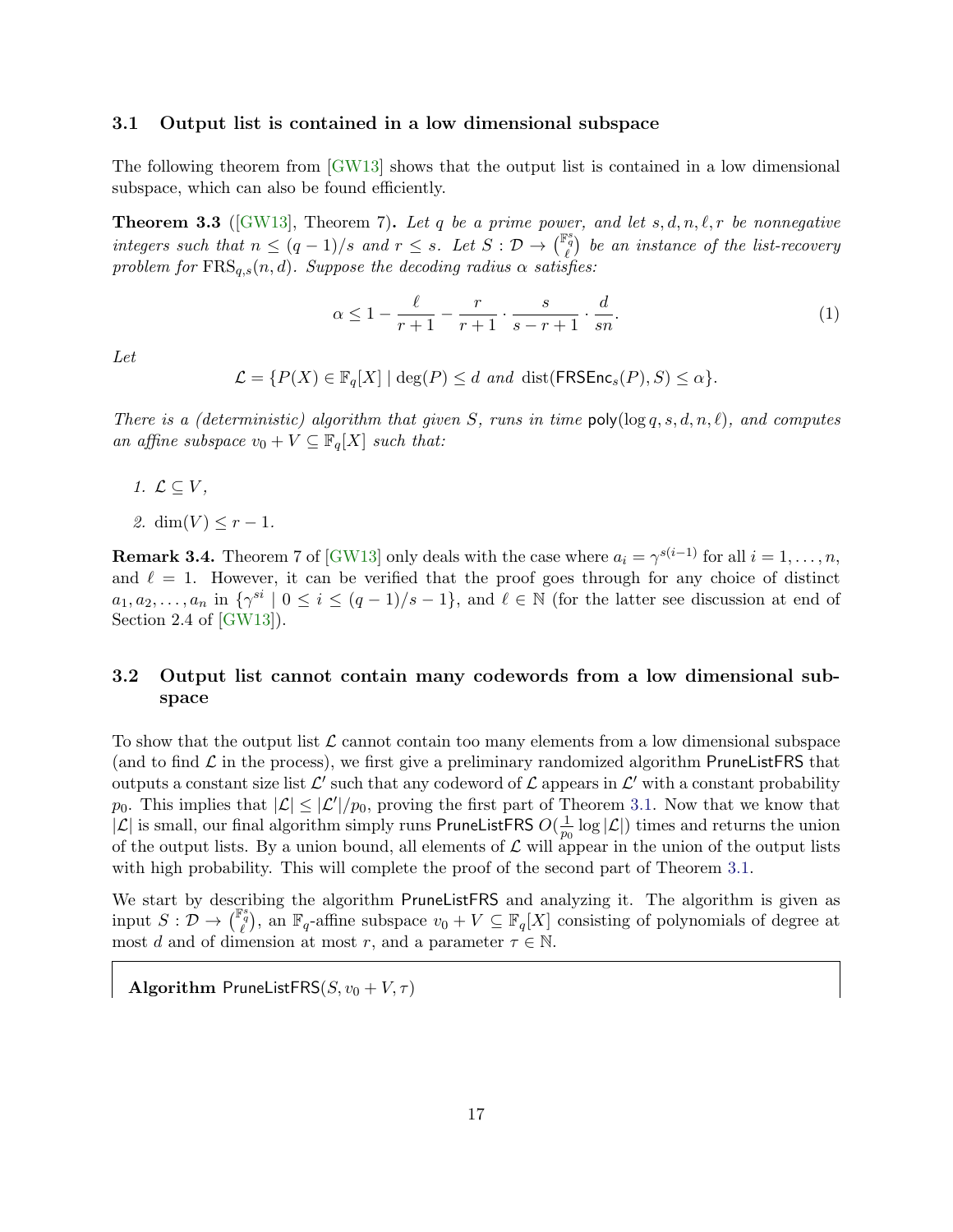### 3.1 Output list is contained in a low dimensional subspace

The following theorem from [GW13] shows that the output list is contained in a low dimensional subspace, which can also be found efficiently.

**Theorem 3.3** ([GW13], Theorem 7)**.** *Let $q$ be a prime power, and let $s, d, n, \ell, r$ be nonnegative integers such that $n \leq (q-1)/s$ and $r \leq s$. Let $S : \mathcal{D} \to \binom{\mathbb{F}_q^s}{\ell}$ be an instance of the list-recovery problem for $\mathrm{FRS}_{q,s}(n, d)$. Suppose the decoding radius $\alpha$ satisfies:*

$$\alpha \leq 1 - \frac{\ell}{r+1} - \frac{r}{r+1} \cdot \frac{s}{s-r+1} \cdot \frac{d}{sn}. \tag{1}$$

*Let*

$$\mathcal{L} = \{P(X) \in \mathbb{F}_q[X] \mid \deg(P) \leq d \text{ and } \mathrm{dist}(\mathsf{FRSEnc}_s(P), S) \leq \alpha\}.$$

*There is a (deterministic) algorithm that given $S$, runs in time $\mathsf{poly}(\log q, s, d, n, \ell)$, and computes an affine subspace $v_0 + V \subseteq \mathbb{F}_q[X]$ such that:*

1. *$\mathcal{L} \subseteq V$,*
2. *$\dim(V) \leq r - 1$.*

**Remark 3.4.** Theorem 7 of [GW13] only deals with the case where $a_i = \gamma^{s(i-1)}$ for all $i = 1, \ldots, n$, and $\ell = 1$. However, it can be verified that the proof goes through for any choice of distinct $a_1, a_2, \ldots, a_n$ in $\{\gamma^{si} \mid 0 \leq i \leq (q-1)/s - 1\}$, and $\ell \in \mathbb{N}$ (for the latter see discussion at end of Section 2.4 of [GW13]).

### 3.2 Output list cannot contain many codewords from a low dimensional subspace

To show that the output list $\mathcal{L}$ cannot contain too many elements from a low dimensional subspace (and to find $\mathcal{L}$ in the process), we first give a preliminary randomized algorithm $\mathsf{PruneListFRS}$ that outputs a constant size list $\mathcal{L}'$ such that any codeword of $\mathcal{L}$ appears in $\mathcal{L}'$ with a constant probability $p_0$. This implies that $|\mathcal{L}| \leq |\mathcal{L}'|/p_0$, proving the first part of Theorem 3.1. Now that we know that $|\mathcal{L}|$ is small, our final algorithm simply runs $\mathsf{PruneListFRS}$ $O(\frac{1}{p_0} \log |\mathcal{L}|)$ times and returns the union of the output lists. By a union bound, all elements of $\mathcal{L}$ will appear in the union of the output lists with high probability. This will complete the proof of the second part of Theorem 3.1.

We start by describing the algorithm $\mathsf{PruneListFRS}$ and analyzing it. The algorithm is given as input $S : \mathcal{D} \to \binom{\mathbb{F}_q^s}{\ell}$, an $\mathbb{F}_q$-affine subspace $v_0 + V \subseteq \mathbb{F}_q[X]$ consisting of polynomials of degree at most $d$ and of dimension at most $r$, and a parameter $\tau \in \mathbb{N}$.

**Algorithm** $\mathsf{PruneListFRS}(S, v_0 + V, \tau)$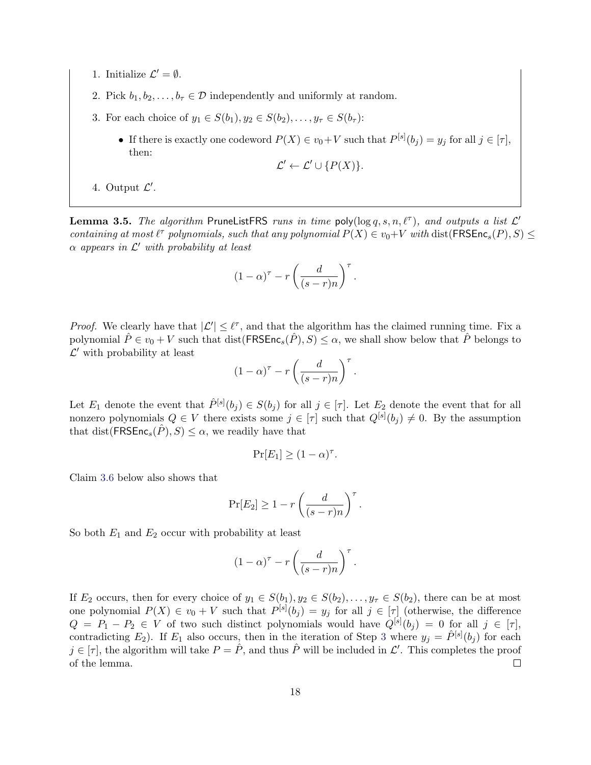1. Initialize $\mathcal{L}' = \emptyset$.
2. Pick $b_1, b_2, \ldots, b_\tau \in \mathcal{D}$ independently and uniformly at random.
3. For each choice of $y_1 \in S(b_1), y_2 \in S(b_2), \ldots, y_\tau \in S(b_\tau)$:
   - If there is exactly one codeword $P(X) \in v_0 + V$ such that $P^{[s]}(b_j) = y_j$ for all $j \in [\tau]$, then:
   $$\mathcal{L}' \leftarrow \mathcal{L}' \cup \{P(X)\}.$$
4. Output $\mathcal{L}'$.

**Lemma 3.5.** *The algorithm* PruneListFRS *runs in time* $\mathsf{poly}(\log q, s, n, \ell^\tau)$*, and outputs a list* $\mathcal{L}'$ *containing at most* $\ell^\tau$ *polynomials, such that any polynomial* $P(X) \in v_0 + V$ *with* $\mathrm{dist}(\mathsf{FRSEnc}_s(P), S) \leq \alpha$ *appears in* $\mathcal{L}'$ *with probability at least*

$$(1-\alpha)^\tau - r\left(\frac{d}{(s-r)n}\right)^\tau.$$

*Proof.* We clearly have that $|\mathcal{L}'| \leq \ell^\tau$, and that the algorithm has the claimed running time. Fix a polynomial $\hat{P} \in v_0 + V$ such that $\mathrm{dist}(\mathsf{FRSEnc}_s(\hat{P}), S) \leq \alpha$, we shall show below that $\hat{P}$ belongs to $\mathcal{L}'$ with probability at least

$$(1-\alpha)^\tau - r\left(\frac{d}{(s-r)n}\right)^\tau.$$

Let $E_1$ denote the event that $\hat{P}^{[s]}(b_j) \in S(b_j)$ for all $j \in [\tau]$. Let $E_2$ denote the event that for all nonzero polynomials $Q \in V$ there exists some $j \in [\tau]$ such that $Q^{[s]}(b_j) \neq 0$. By the assumption that $\mathrm{dist}(\mathsf{FRSEnc}_s(\hat{P}), S) \leq \alpha$, we readily have that

$$\Pr[E_1] \geq (1-\alpha)^\tau.$$

Claim 3.6 below also shows that

$$\Pr[E_2] \geq 1 - r\left(\frac{d}{(s-r)n}\right)^\tau.$$

So both $E_1$ and $E_2$ occur with probability at least

$$(1-\alpha)^\tau - r\left(\frac{d}{(s-r)n}\right)^\tau.$$

If $E_2$ occurs, then for every choice of $y_1 \in S(b_1), y_2 \in S(b_2), \ldots, y_\tau \in S(b_2)$, there can be at most one polynomial $P(X) \in v_0 + V$ such that $P^{[s]}(b_j) = y_j$ for all $j \in [\tau]$ (otherwise, the difference $Q = P_1 - P_2 \in V$ of two such distinct polynomials would have $Q^{[s]}(b_j) = 0$ for all $j \in [\tau]$, contradicting $E_2$). If $E_1$ also occurs, then in the iteration of Step 3 where $y_j = \hat{P}^{[s]}(b_j)$ for each $j \in [\tau]$, the algorithm will take $P = \hat{P}$, and thus $\hat{P}$ will be included in $\mathcal{L}'$. This completes the proof of the lemma. $\square$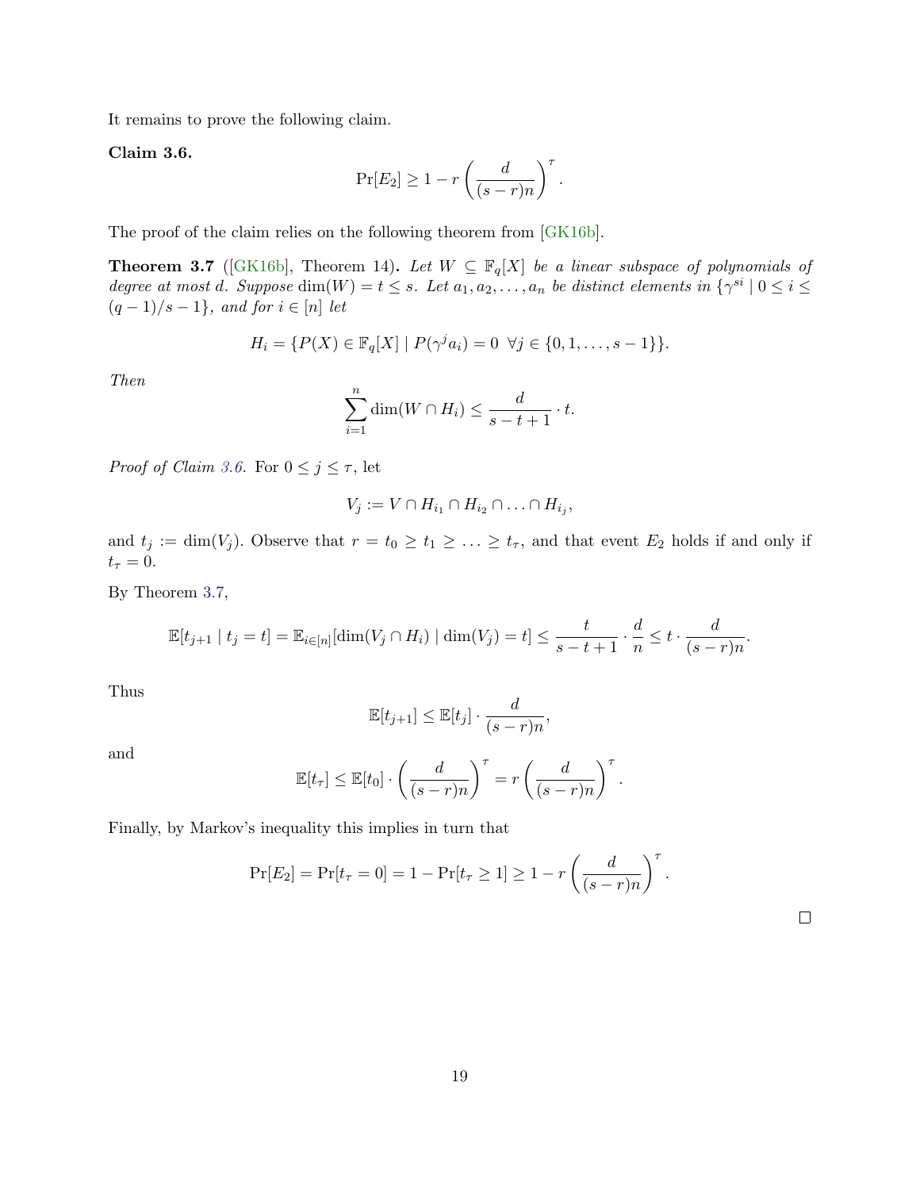It remains to prove the following claim.

**Claim 3.6.**

$$\Pr[E_2] \geq 1 - r\left(\frac{d}{(s-r)n}\right)^{\tau}.$$

The proof of the claim relies on the following theorem from [GK16b].

**Theorem 3.7** ([GK16b], Theorem 14)**.** *Let $W \subseteq \mathbb{F}_q[X]$ be a linear subspace of polynomials of degree at most $d$. Suppose $\dim(W) = t \leq s$. Let $a_1, a_2, \ldots, a_n$ be distinct elements in $\{\gamma^{si} \mid 0 \leq i \leq (q-1)/s - 1\}$, and for $i \in [n]$ let*

$$H_i = \{P(X) \in \mathbb{F}_q[X] \mid P(\gamma^j a_i) = 0 \ \ \forall j \in \{0, 1, \ldots, s-1\}\}.$$

*Then*

$$\sum_{i=1}^{n} \dim(W \cap H_i) \leq \frac{d}{s-t+1} \cdot t.$$

*Proof of Claim 3.6.* For $0 \leq j \leq \tau$, let

$$V_j := V \cap H_{i_1} \cap H_{i_2} \cap \ldots \cap H_{i_j},$$

and $t_j := \dim(V_j)$. Observe that $r = t_0 \geq t_1 \geq \ldots \geq t_\tau$, and that event $E_2$ holds if and only if $t_\tau = 0$.

By Theorem 3.7,

$$\mathbb{E}[t_{j+1} \mid t_j = t] = \mathbb{E}_{i \in [n]}[\dim(V_j \cap H_i) \mid \dim(V_j) = t] \leq \frac{t}{s-t+1} \cdot \frac{d}{n} \leq t \cdot \frac{d}{(s-r)n}.$$

Thus

$$\mathbb{E}[t_{j+1}] \leq \mathbb{E}[t_j] \cdot \frac{d}{(s-r)n},$$

and

$$\mathbb{E}[t_\tau] \leq \mathbb{E}[t_0] \cdot \left(\frac{d}{(s-r)n}\right)^{\tau} = r\left(\frac{d}{(s-r)n}\right)^{\tau}.$$

Finally, by Markov's inequality this implies in turn that

$$\Pr[E_2] = \Pr[t_\tau = 0] = 1 - \Pr[t_\tau \geq 1] \geq 1 - r\left(\frac{d}{(s-r)n}\right)^{\tau}.$$

$\square$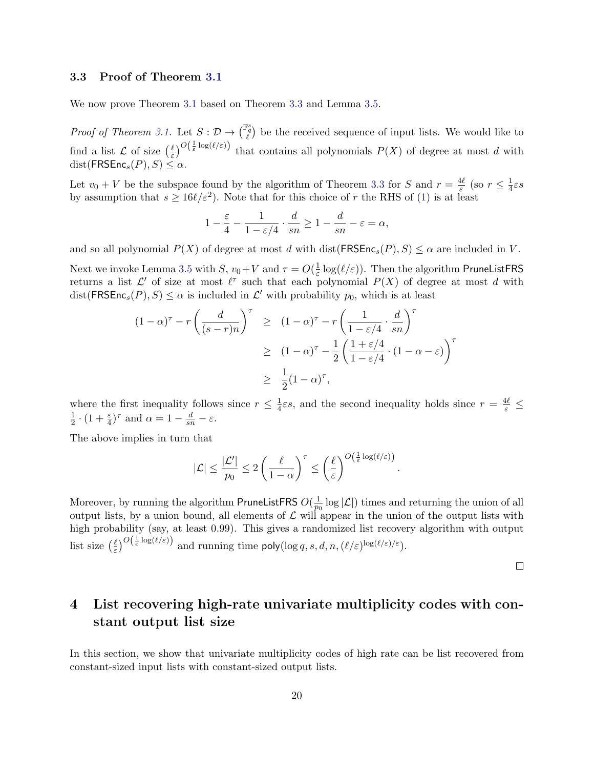### 3.3 Proof of Theorem 3.1

We now prove Theorem 3.1 based on Theorem 3.3 and Lemma 3.5.

*Proof of Theorem 3.1.* Let $S : \mathcal{D} \to \binom{\mathbb{F}_q^s}{\ell}$ be the received sequence of input lists. We would like to find a list $\mathcal{L}$ of size $\left(\frac{\ell}{\varepsilon}\right)^{O\left(\frac{1}{\varepsilon}\log(\ell/\varepsilon)\right)}$ that contains all polynomials $P(X)$ of degree at most $d$ with $\mathrm{dist}(\mathsf{FRSEnc}_s(P), S) \leq \alpha$.

Let $v_0 + V$ be the subspace found by the algorithm of Theorem 3.3 for $S$ and $r = \frac{4\ell}{\varepsilon}$ (so $r \leq \frac{1}{4}\varepsilon s$ by assumption that $s \geq 16\ell/\varepsilon^2$). Note that for this choice of $r$ the RHS of (1) is at least

$$1 - \frac{\varepsilon}{4} - \frac{1}{1-\varepsilon/4} \cdot \frac{d}{sn} \geq 1 - \frac{d}{sn} - \varepsilon = \alpha,$$

and so all polynomial $P(X)$ of degree at most $d$ with $\mathrm{dist}(\mathsf{FRSEnc}_s(P), S) \leq \alpha$ are included in $V$.

Next we invoke Lemma 3.5 with $S$, $v_0 + V$ and $\tau = O(\frac{1}{\varepsilon}\log(\ell/\varepsilon))$. Then the algorithm $\mathsf{PruneListFRS}$ returns a list $\mathcal{L}'$ of size at most $\ell^\tau$ such that each polynomial $P(X)$ of degree at most $d$ with $\mathrm{dist}(\mathsf{FRSEnc}_s(P), S) \leq \alpha$ is included in $\mathcal{L}'$ with probability $p_0$, which is at least

$$\begin{aligned}
(1-\alpha)^\tau - r\left(\frac{d}{(s-r)n}\right)^\tau &\geq (1-\alpha)^\tau - r\left(\frac{1}{1-\varepsilon/4} \cdot \frac{d}{sn}\right)^\tau \\
&\geq (1-\alpha)^\tau - \frac{1}{2}\left(\frac{1+\varepsilon/4}{1-\varepsilon/4} \cdot (1-\alpha-\varepsilon)\right)^\tau \\
&\geq \frac{1}{2}(1-\alpha)^\tau,
\end{aligned}$$

where the first inequality follows since $r \leq \frac{1}{4}\varepsilon s$, and the second inequality holds since $r = \frac{4\ell}{\varepsilon} \leq \frac{1}{2} \cdot (1 + \frac{\varepsilon}{4})^\tau$ and $\alpha = 1 - \frac{d}{sn} - \varepsilon$.

The above implies in turn that

$$|\mathcal{L}| \leq \frac{|\mathcal{L}'|}{p_0} \leq 2\left(\frac{\ell}{1-\alpha}\right)^\tau \leq \left(\frac{\ell}{\varepsilon}\right)^{O\left(\frac{1}{\varepsilon}\log(\ell/\varepsilon)\right)}.$$

Moreover, by running the algorithm $\mathsf{PruneListFRS}$ $O(\frac{1}{p_0}\log|\mathcal{L}|)$ times and returning the union of all output lists, by a union bound, all elements of $\mathcal{L}$ will appear in the union of the output lists with high probability (say, at least 0.99). This gives a randomized list recovery algorithm with output list size $\left(\frac{\ell}{\varepsilon}\right)^{O\left(\frac{1}{\varepsilon}\log(\ell/\varepsilon)\right)}$ and running time $\mathsf{poly}(\log q, s, d, n, (\ell/\varepsilon)^{\log(\ell/\varepsilon)/\varepsilon})$.

□

# 4 List recovering high-rate univariate multiplicity codes with constant output list size

In this section, we show that univariate multiplicity codes of high rate can be list recovered from constant-sized input lists with constant-sized output lists.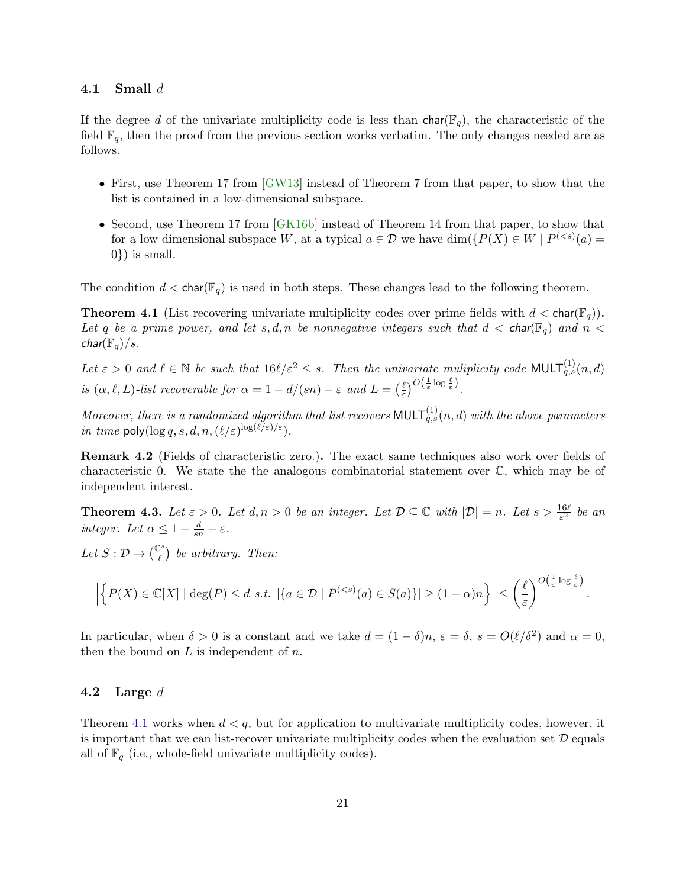### 4.1 Small $d$

If the degree $d$ of the univariate multiplicity code is less than $\mathsf{char}(\mathbb{F}_q)$, the characteristic of the field $\mathbb{F}_q$, then the proof from the previous section works verbatim. The only changes needed are as follows.

- First, use Theorem 17 from [GW13] instead of Theorem 7 from that paper, to show that the list is contained in a low-dimensional subspace.
- Second, use Theorem 17 from [GK16b] instead of Theorem 14 from that paper, to show that for a low dimensional subspace $W$, at a typical $a \in \mathcal{D}$ we have $\dim(\{P(X) \in W \mid P^{(<s)}(a) = 0\})$ is small.

The condition $d < \mathsf{char}(\mathbb{F}_q)$ is used in both steps. These changes lead to the following theorem.

**Theorem 4.1** (List recovering univariate multiplicity codes over prime fields with $d < \mathsf{char}(\mathbb{F}_q)$)**.** *Let $q$ be a prime power, and let $s, d, n$ be nonnegative integers such that $d < \mathsf{char}(\mathbb{F}_q)$ and $n < \mathsf{char}(\mathbb{F}_q)/s$.*

*Let $\varepsilon > 0$ and $\ell \in \mathbb{N}$ be such that $16\ell/\varepsilon^2 \leq s$. Then the univariate muliplicity code $\mathsf{MULT}^{(1)}_{q,s}(n, d)$ is $(\alpha, \ell, L)$-list recoverable for $\alpha = 1 - d/(sn) - \varepsilon$ and $L = \left(\frac{\ell}{\varepsilon}\right)^{O\left(\frac{1}{\varepsilon}\log\frac{\ell}{\varepsilon}\right)}$.*

*Moreover, there is a randomized algorithm that list recovers $\mathsf{MULT}^{(1)}_{q,s}(n, d)$ with the above parameters in time $\mathsf{poly}(\log q, s, d, n, (\ell/\varepsilon)^{\log(\ell/\varepsilon)/\varepsilon})$.*

**Remark 4.2** (Fields of characteristic zero.)**.** The exact same techniques also work over fields of characteristic 0. We state the the analogous combinatorial statement over $\mathbb{C}$, which may be of independent interest.

**Theorem 4.3.** *Let $\varepsilon > 0$. Let $d, n > 0$ be an integer. Let $\mathcal{D} \subseteq \mathbb{C}$ with $|\mathcal{D}| = n$. Let $s > \frac{16\ell}{\varepsilon^2}$ be an integer. Let $\alpha \leq 1 - \frac{d}{sn} - \varepsilon$.*

*Let $S : \mathcal{D} \to \binom{\mathbb{C}^s}{\ell}$ be arbitrary. Then:*

$$\left|\left\{P(X) \in \mathbb{C}[X] \mid \deg(P) \leq d \text{ s.t. } |\{a \in \mathcal{D} \mid P^{(<s)}(a) \in S(a)\}| \geq (1-\alpha)n\right\}\right| \leq \left(\frac{\ell}{\varepsilon}\right)^{O\left(\frac{1}{\varepsilon}\log\frac{\ell}{\varepsilon}\right)}.$$

In particular, when $\delta > 0$ is a constant and we take $d = (1-\delta)n$, $\varepsilon = \delta$, $s = O(\ell/\delta^2)$ and $\alpha = 0$, then the bound on $L$ is independent of $n$.

### 4.2 Large $d$

Theorem 4.1 works when $d < q$, but for application to multivariate multiplicity codes, however, it is important that we can list-recover univariate multiplicity codes when the evaluation set $\mathcal{D}$ equals all of $\mathbb{F}_q$ (i.e., whole-field univariate multiplicity codes).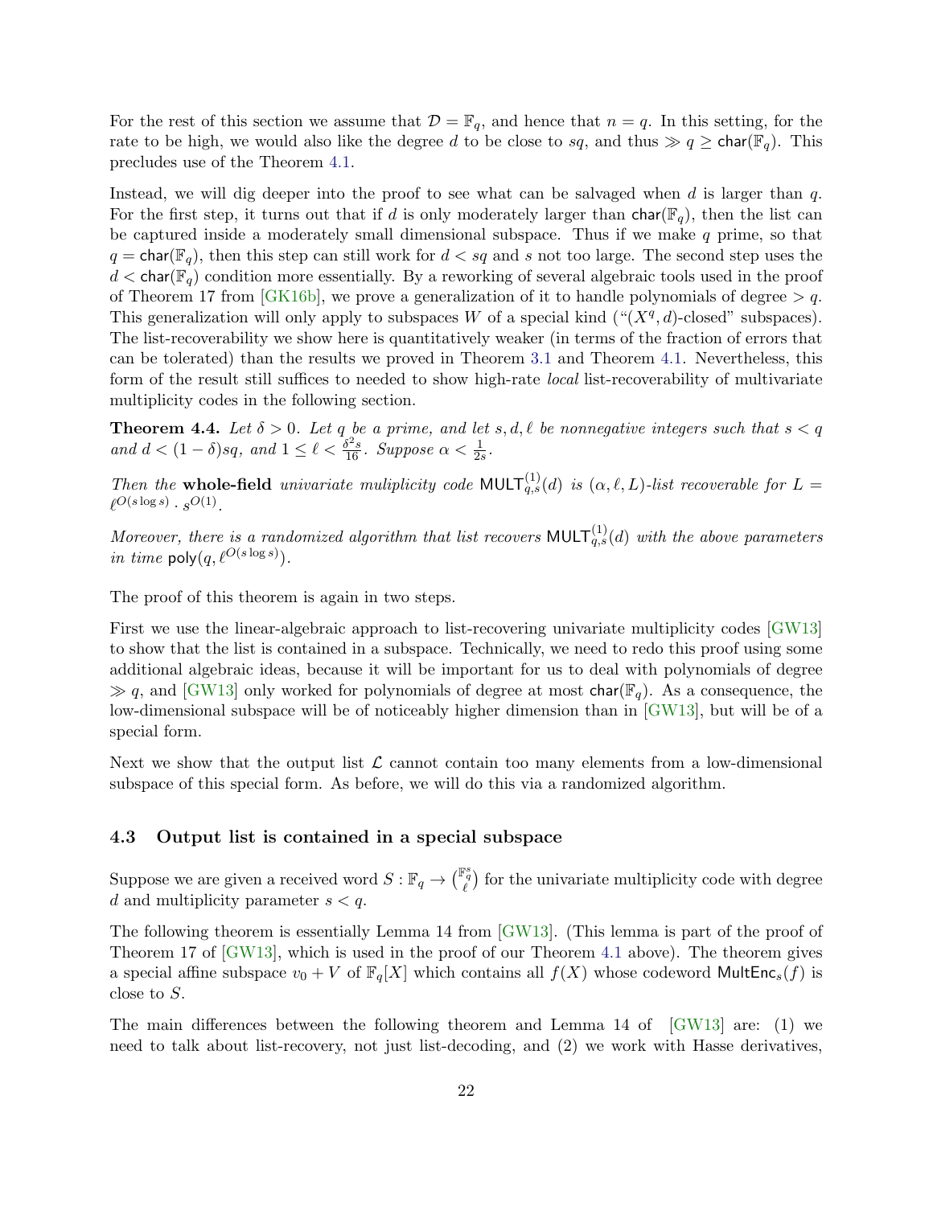For the rest of this section we assume that $\mathcal{D} = \mathbb{F}_q$, and hence that $n = q$. In this setting, for the rate to be high, we would also like the degree $d$ to be close to $sq$, and thus $\gg q \geq \mathsf{char}(\mathbb{F}_q)$. This precludes use of the Theorem 4.1.

Instead, we will dig deeper into the proof to see what can be salvaged when $d$ is larger than $q$. For the first step, it turns out that if $d$ is only moderately larger than $\mathsf{char}(\mathbb{F}_q)$, then the list can be captured inside a moderately small dimensional subspace. Thus if we make $q$ prime, so that $q = \mathsf{char}(\mathbb{F}_q)$, then this step can still work for $d < sq$ and $s$ not too large. The second step uses the $d < \mathsf{char}(\mathbb{F}_q)$ condition more essentially. By a reworking of several algebraic tools used in the proof of Theorem 17 from [GK16b], we prove a generalization of it to handle polynomials of degree $> q$. This generalization will only apply to subspaces $W$ of a special kind ("$(X^q, d)$-closed" subspaces). The list-recoverability we show here is quantitatively weaker (in terms of the fraction of errors that can be tolerated) than the results we proved in Theorem 3.1 and Theorem 4.1. Nevertheless, this form of the result still suffices to needed to show high-rate *local* list-recoverability of multivariate multiplicity codes in the following section.

**Theorem 4.4.** *Let $\delta > 0$. Let $q$ be a prime, and let $s, d, \ell$ be nonnegative integers such that $s < q$ and $d < (1-\delta)sq$, and $1 \leq \ell < \frac{\delta^2 s}{16}$. Suppose $\alpha < \frac{1}{2s}$.*

*Then the* **whole-field** *univariate muliplicity code $\mathsf{MULT}^{(1)}_{q,s}(d)$ is $(\alpha, \ell, L)$-list recoverable for $L = \ell^{O(s \log s)} \cdot s^{O(1)}$.*

*Moreover, there is a randomized algorithm that list recovers $\mathsf{MULT}^{(1)}_{q,s}(d)$ with the above parameters in time $\mathsf{poly}(q, \ell^{O(s \log s)})$.*

The proof of this theorem is again in two steps.

First we use the linear-algebraic approach to list-recovering univariate multiplicity codes [GW13] to show that the list is contained in a subspace. Technically, we need to redo this proof using some additional algebraic ideas, because it will be important for us to deal with polynomials of degree $\gg q$, and [GW13] only worked for polynomials of degree at most $\mathsf{char}(\mathbb{F}_q)$. As a consequence, the low-dimensional subspace will be of noticeably higher dimension than in [GW13], but will be of a special form.

Next we show that the output list $\mathcal{L}$ cannot contain too many elements from a low-dimensional subspace of this special form. As before, we will do this via a randomized algorithm.

### 4.3 Output list is contained in a special subspace

Suppose we are given a received word $S : \mathbb{F}_q \to \binom{\mathbb{F}_q^s}{\ell}$ for the univariate multiplicity code with degree $d$ and multiplicity parameter $s < q$.

The following theorem is essentially Lemma 14 from [GW13]. (This lemma is part of the proof of Theorem 17 of [GW13], which is used in the proof of our Theorem 4.1 above). The theorem gives a special affine subspace $v_0 + V$ of $\mathbb{F}_q[X]$ which contains all $f(X)$ whose codeword $\mathsf{MultEnc}_s(f)$ is close to $S$.

The main differences between the following theorem and Lemma 14 of [GW13] are: (1) we need to talk about list-recovery, not just list-decoding, and (2) we work with Hasse derivatives,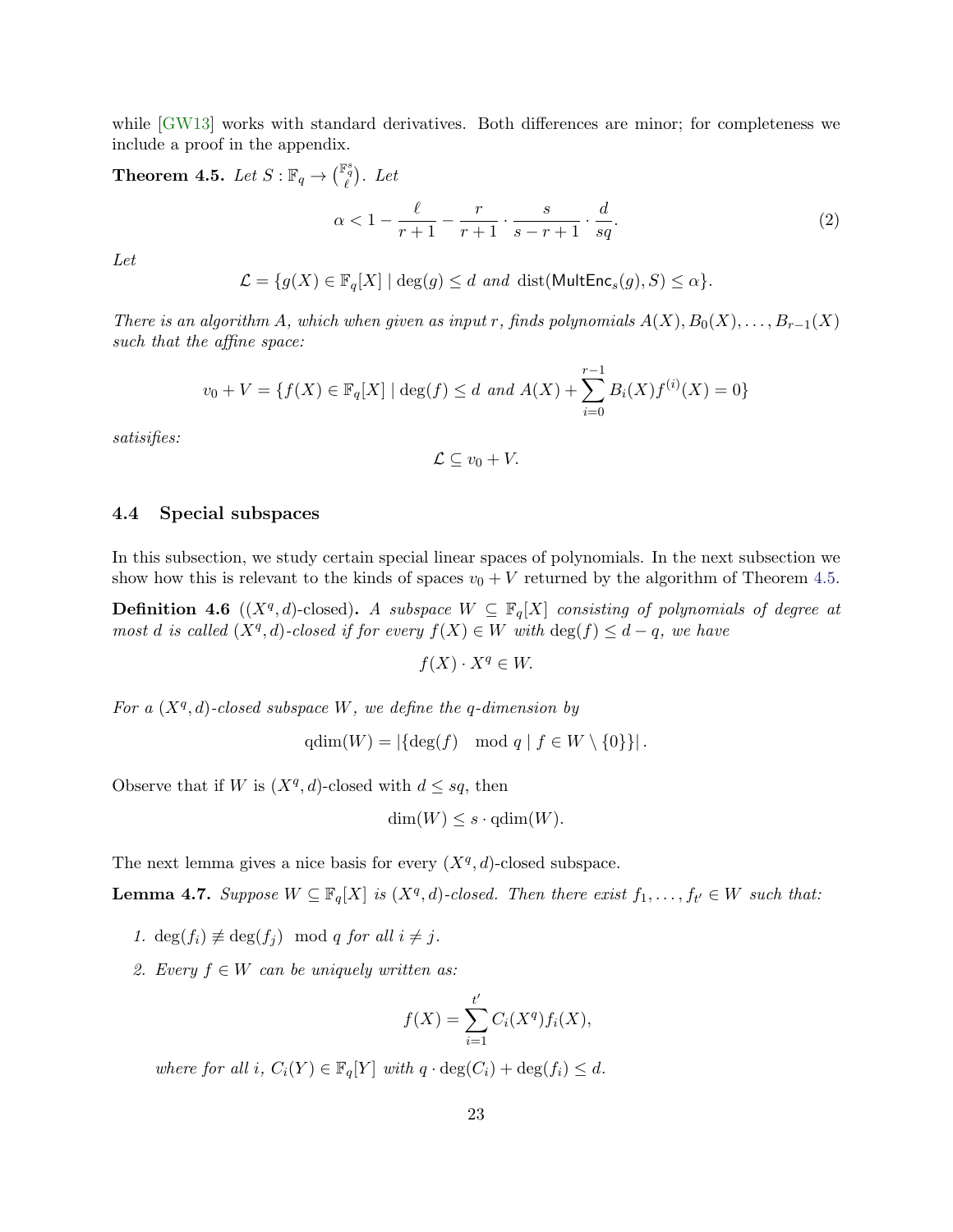while [GW13] works with standard derivatives. Both differences are minor; for completeness we include a proof in the appendix.

**Theorem 4.5.** *Let $S : \mathbb{F}_q \to \binom{\mathbb{F}_q^s}{\ell}$. Let*

$$\alpha < 1 - \frac{\ell}{r+1} - \frac{r}{r+1} \cdot \frac{s}{s-r+1} \cdot \frac{d}{sq}. \tag{2}$$

*Let*

$$\mathcal{L} = \{g(X) \in \mathbb{F}_q[X] \mid \deg(g) \leq d \text{ and } \operatorname{dist}(\mathsf{MultEnc}_s(g), S) \leq \alpha\}.$$

*There is an algorithm $A$, which when given as input $r$, finds polynomials $A(X), B_0(X), \ldots, B_{r-1}(X)$ such that the affine space:*

$$v_0 + V = \{f(X) \in \mathbb{F}_q[X] \mid \deg(f) \leq d \text{ and } A(X) + \sum_{i=0}^{r-1} B_i(X) f^{(i)}(X) = 0\}$$

*satisifies:*

$$\mathcal{L} \subseteq v_0 + V.$$

### 4.4 Special subspaces

In this subsection, we study certain special linear spaces of polynomials. In the next subsection we show how this is relevant to the kinds of spaces $v_0 + V$ returned by the algorithm of Theorem 4.5.

**Definition 4.6** (**$(X^q, d)$-closed**)**.** *A subspace $W \subseteq \mathbb{F}_q[X]$ consisting of polynomials of degree at most $d$ is called $(X^q, d)$-closed if for every $f(X) \in W$ with $\deg(f) \leq d - q$, we have*

$$f(X) \cdot X^q \in W.$$

*For a $(X^q, d)$-closed subspace $W$, we define the $q$-dimension by*

$$\operatorname{qdim}(W) = |\{\deg(f) \mod q \mid f \in W \setminus \{0\}\}|.$$

Observe that if $W$ is $(X^q, d)$-closed with $d \leq sq$, then

$$\dim(W) \leq s \cdot \operatorname{qdim}(W).$$

The next lemma gives a nice basis for every $(X^q, d)$-closed subspace.

**Lemma 4.7.** *Suppose $W \subseteq \mathbb{F}_q[X]$ is $(X^q, d)$-closed. Then there exist $f_1, \ldots, f_{t'} \in W$ such that:*

1. *$\deg(f_i) \not\equiv \deg(f_j) \mod q$ for all $i \neq j$.*
2. *Every $f \in W$ can be uniquely written as:*

$$f(X) = \sum_{i=1}^{t'} C_i(X^q) f_i(X),$$

*where for all $i$, $C_i(Y) \in \mathbb{F}_q[Y]$ with $q \cdot \deg(C_i) + \deg(f_i) \leq d$.*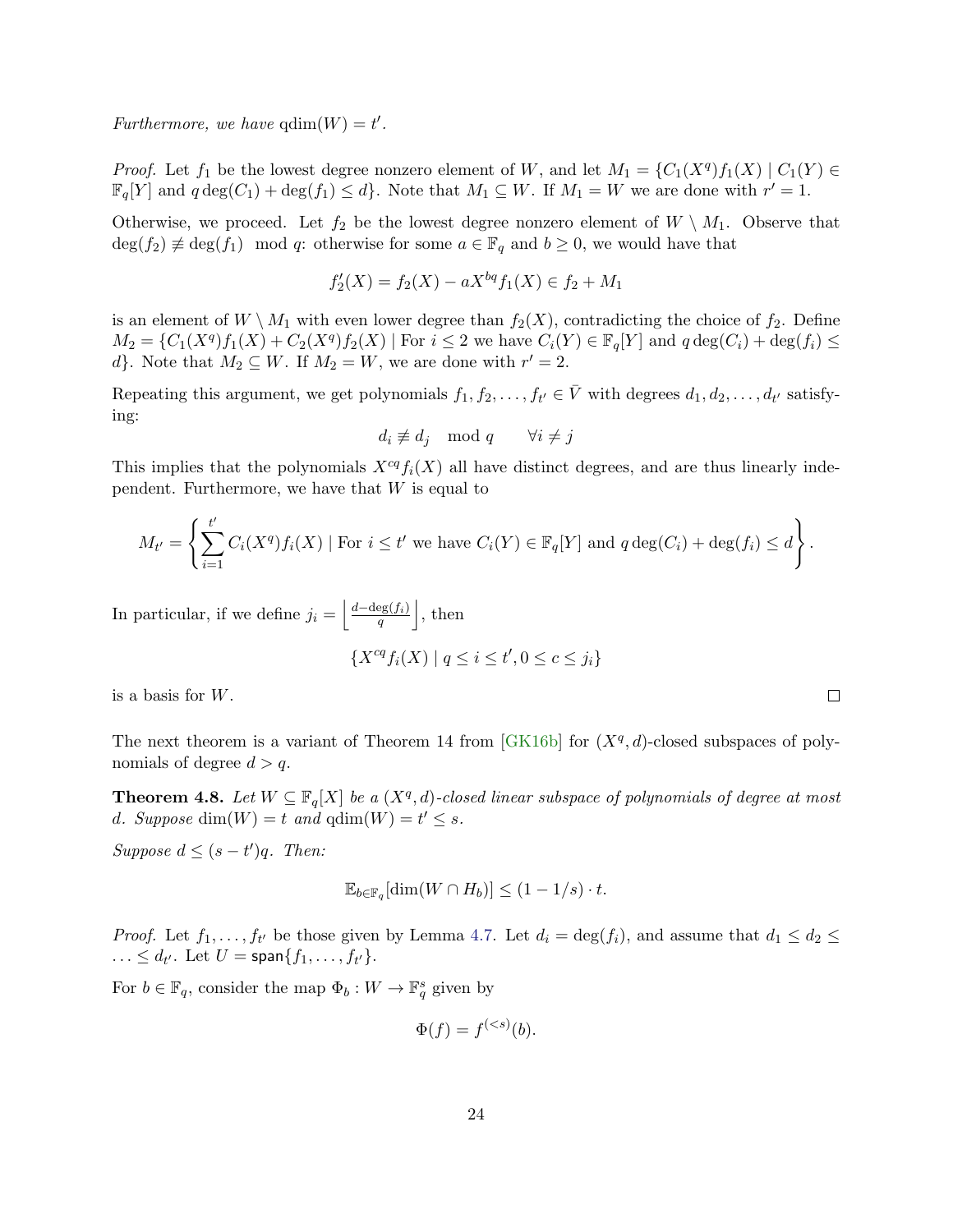*Furthermore, we have* $\mathrm{qdim}(W) = t'$.

*Proof.* Let $f_1$ be the lowest degree nonzero element of $W$, and let $M_1 = \{C_1(X^q)f_1(X) \mid C_1(Y) \in \mathbb{F}_q[Y] \text{ and } q\deg(C_1) + \deg(f_1) \le d\}$. Note that $M_1 \subseteq W$. If $M_1 = W$ we are done with $r' = 1$.

Otherwise, we proceed. Let $f_2$ be the lowest degree nonzero element of $W \setminus M_1$. Observe that $\deg(f_2) \not\equiv \deg(f_1) \mod q$: otherwise for some $a \in \mathbb{F}_q$ and $b \ge 0$, we would have that

$$f_2'(X) = f_2(X) - aX^{bq}f_1(X) \in f_2 + M_1$$

is an element of $W \setminus M_1$ with even lower degree than $f_2(X)$, contradicting the choice of $f_2$. Define $M_2 = \{C_1(X^q)f_1(X) + C_2(X^q)f_2(X) \mid \text{For } i \le 2 \text{ we have } C_i(Y) \in \mathbb{F}_q[Y] \text{ and } q\deg(C_i) + \deg(f_i) \le d\}$. Note that $M_2 \subseteq W$. If $M_2 = W$, we are done with $r' = 2$.

Repeating this argument, we get polynomials $f_1, f_2, \ldots, f_{t'} \in \bar{V}$ with degrees $d_1, d_2, \ldots, d_{t'}$ satisfying:

$$d_i \not\equiv d_j \mod q \qquad \forall i \ne j$$

This implies that the polynomials $X^{cq}f_i(X)$ all have distinct degrees, and are thus linearly independent. Furthermore, we have that $W$ is equal to

$$M_{t'} = \left\{ \sum_{i=1}^{t'} C_i(X^q)f_i(X) \mid \text{For } i \le t' \text{ we have } C_i(Y) \in \mathbb{F}_q[Y] \text{ and } q\deg(C_i) + \deg(f_i) \le d \right\}.$$

In particular, if we define $j_i = \left\lfloor \frac{d - \deg(f_i)}{q} \right\rfloor$, then

$$\{X^{cq}f_i(X) \mid q \le i \le t', 0 \le c \le j_i\}$$

is a basis for $W$. $\square$

The next theorem is a variant of Theorem 14 from [GK16b] for $(X^q, d)$-closed subspaces of polynomials of degree $d > q$.

**Theorem 4.8.** *Let* $W \subseteq \mathbb{F}_q[X]$ *be a* $(X^q, d)$*-closed linear subspace of polynomials of degree at most* $d$*. Suppose* $\dim(W) = t$ *and* $\mathrm{qdim}(W) = t' \le s$*.*

*Suppose* $d \le (s - t')q$*. Then:*

$$\mathbb{E}_{b \in \mathbb{F}_q}[\dim(W \cap H_b)] \le (1 - 1/s) \cdot t.$$

*Proof.* Let $f_1, \ldots, f_{t'}$ be those given by Lemma 4.7. Let $d_i = \deg(f_i)$, and assume that $d_1 \le d_2 \le \ldots \le d_{t'}$. Let $U = \mathsf{span}\{f_1, \ldots, f_{t'}\}$.

For $b \in \mathbb{F}_q$, consider the map $\Phi_b : W \to \mathbb{F}_q^s$ given by

$$\Phi(f) = f^{(<s)}(b).$$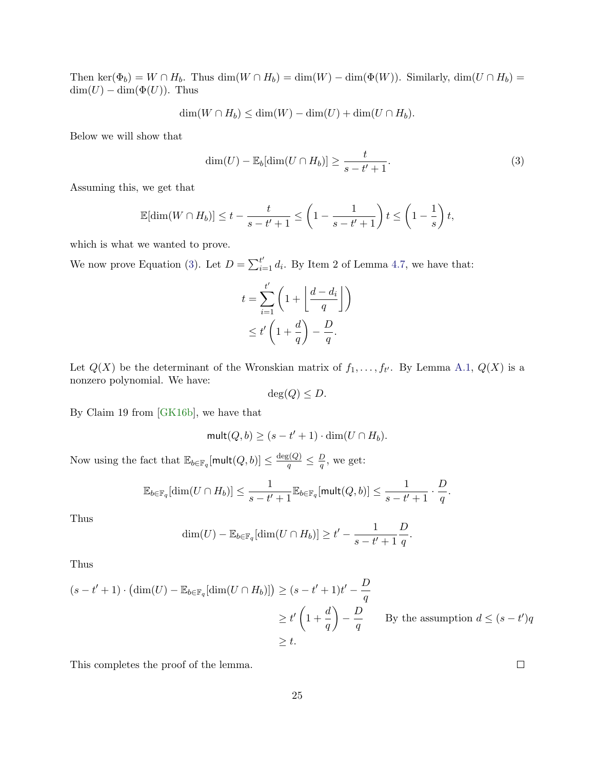Then $\ker(\Phi_b) = W \cap H_b$. Thus $\dim(W \cap H_b) = \dim(W) - \dim(\Phi(W))$. Similarly, $\dim(U \cap H_b) = \dim(U) - \dim(\Phi(U))$. Thus

$$\dim(W \cap H_b) \leq \dim(W) - \dim(U) + \dim(U \cap H_b).$$

Below we will show that

$$\dim(U) - \mathbb{E}_b[\dim(U \cap H_b)] \geq \frac{t}{s - t' + 1}. \tag{3}$$

Assuming this, we get that

$$\mathbb{E}[\dim(W \cap H_b)] \leq t - \frac{t}{s - t' + 1} \leq \left(1 - \frac{1}{s - t' + 1}\right) t \leq \left(1 - \frac{1}{s}\right) t,$$

which is what we wanted to prove.

We now prove Equation (3). Let $D = \sum_{i=1}^{t'} d_i$. By Item 2 of Lemma 4.7, we have that:

$$\begin{aligned} t &= \sum_{i=1}^{t'} \left(1 + \left\lfloor \frac{d - d_i}{q} \right\rfloor\right) \\ &\leq t'\left(1 + \frac{d}{q}\right) - \frac{D}{q}. \end{aligned}$$

Let $Q(X)$ be the determinant of the Wronskian matrix of $f_1, \ldots, f_{t'}$. By Lemma A.1, $Q(X)$ is a nonzero polynomial. We have:

$$\deg(Q) \leq D.$$

By Claim 19 from [GK16b], we have that

$$\mathsf{mult}(Q, b) \geq (s - t' + 1) \cdot \dim(U \cap H_b).$$

Now using the fact that $\mathbb{E}_{b \in \mathbb{F}_q}[\mathsf{mult}(Q, b)] \leq \frac{\deg(Q)}{q} \leq \frac{D}{q}$, we get:

$$\mathbb{E}_{b \in \mathbb{F}_q}[\dim(U \cap H_b)] \leq \frac{1}{s - t' + 1} \mathbb{E}_{b \in \mathbb{F}_q}[\mathsf{mult}(Q, b)] \leq \frac{1}{s - t' + 1} \cdot \frac{D}{q}.$$

Thus

$$\dim(U) - \mathbb{E}_{b \in \mathbb{F}_q}[\dim(U \cap H_b)] \geq t' - \frac{1}{s - t' + 1} \frac{D}{q}.$$

Thus

$$\begin{aligned} (s - t' + 1) \cdot \left(\dim(U) - \mathbb{E}_{b \in \mathbb{F}_q}[\dim(U \cap H_b)]\right) &\geq (s - t' + 1)t' - \frac{D}{q} \\ &\geq t'\left(1 + \frac{d}{q}\right) - \frac{D}{q} \qquad \text{By the assumption } d \leq (s - t')q \\ &\geq t. \end{aligned}$$

This completes the proof of the lemma. $\square$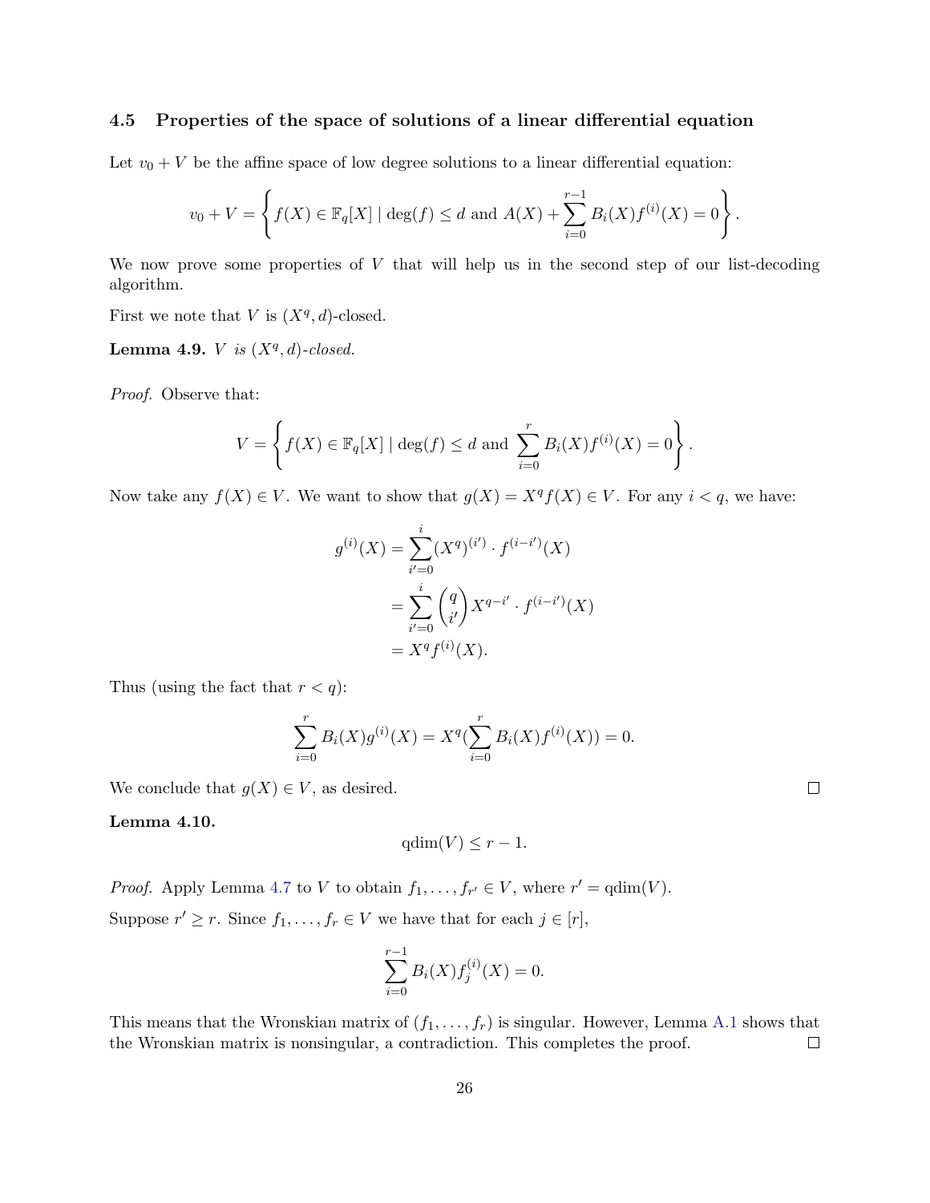### 4.5 Properties of the space of solutions of a linear differential equation

Let $v_0 + V$ be the affine space of low degree solutions to a linear differential equation:

$$v_0 + V = \left\{ f(X) \in \mathbb{F}_q[X] \mid \deg(f) \le d \text{ and } A(X) + \sum_{i=0}^{r-1} B_i(X) f^{(i)}(X) = 0 \right\}.$$

We now prove some properties of $V$ that will help us in the second step of our list-decoding algorithm.

First we note that $V$ is $(X^q, d)$-closed.

**Lemma 4.9.** *$V$ is $(X^q, d)$-closed.*

*Proof.* Observe that:

$$V = \left\{ f(X) \in \mathbb{F}_q[X] \mid \deg(f) \le d \text{ and } \sum_{i=0}^{r} B_i(X) f^{(i)}(X) = 0 \right\}.$$

Now take any $f(X) \in V$. We want to show that $g(X) = X^q f(X) \in V$. For any $i < q$, we have:

$$\begin{aligned} g^{(i)}(X) &= \sum_{i'=0}^{i} (X^q)^{(i')} \cdot f^{(i-i')}(X) \\ &= \sum_{i'=0}^{i} \binom{q}{i'} X^{q-i'} \cdot f^{(i-i')}(X) \\ &= X^q f^{(i)}(X). \end{aligned}$$

Thus (using the fact that $r < q$):

$$\sum_{i=0}^{r} B_i(X) g^{(i)}(X) = X^q (\sum_{i=0}^{r} B_i(X) f^{(i)}(X)) = 0.$$

We conclude that $g(X) \in V$, as desired. $\square$

**Lemma 4.10.**

$$\text{qdim}(V) \le r - 1.$$

*Proof.* Apply Lemma 4.7 to $V$ to obtain $f_1, \ldots, f_{r'} \in V$, where $r' = \text{qdim}(V)$.

Suppose $r' \ge r$. Since $f_1, \ldots, f_r \in V$ we have that for each $j \in [r]$,

$$\sum_{i=0}^{r-1} B_i(X) f_j^{(i)}(X) = 0.$$

This means that the Wronskian matrix of $(f_1, \ldots, f_r)$ is singular. However, Lemma A.1 shows that the Wronskian matrix is nonsingular, a contradiction. This completes the proof. $\square$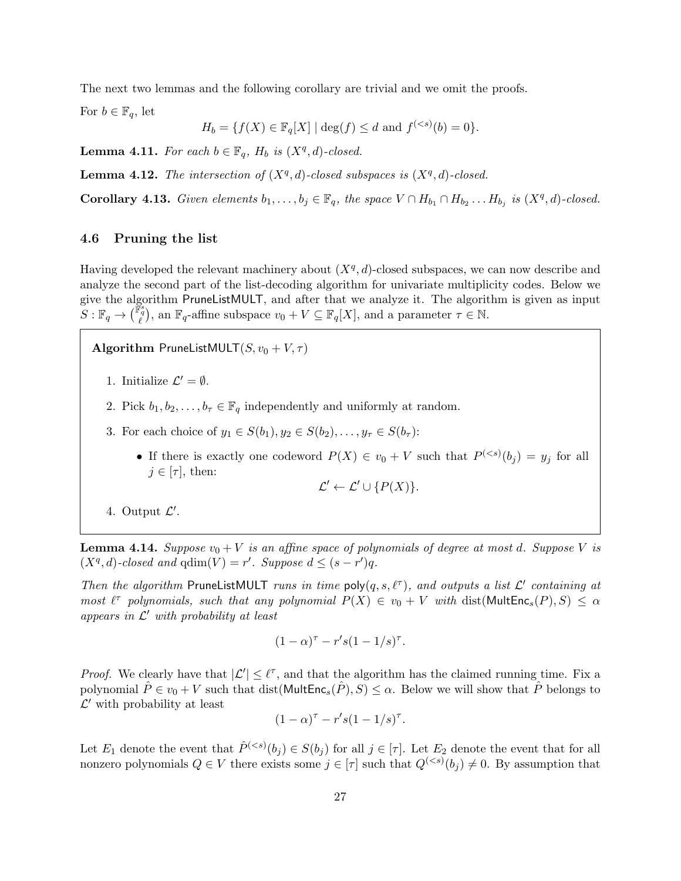The next two lemmas and the following corollary are trivial and we omit the proofs.

For $b \in \mathbb{F}_q$, let

$$H_b = \{f(X) \in \mathbb{F}_q[X] \mid \deg(f) \leq d \text{ and } f^{(<s)}(b) = 0\}.$$

**Lemma 4.11.** *For each $b \in \mathbb{F}_q$, $H_b$ is $(X^q, d)$-closed.*

**Lemma 4.12.** *The intersection of $(X^q, d)$-closed subspaces is $(X^q, d)$-closed.*

**Corollary 4.13.** *Given elements $b_1, \ldots, b_j \in \mathbb{F}_q$, the space $V \cap H_{b_1} \cap H_{b_2} \ldots H_{b_j}$ is $(X^q, d)$-closed.*

### 4.6 Pruning the list

Having developed the relevant machinery about $(X^q, d)$-closed subspaces, we can now describe and analyze the second part of the list-decoding algorithm for univariate multiplicity codes. Below we give the algorithm PruneListMULT, and after that we analyze it. The algorithm is given as input $S : \mathbb{F}_q \to \binom{\mathbb{F}_q^s}{\ell}$, an $\mathbb{F}_q$-affine subspace $v_0 + V \subseteq \mathbb{F}_q[X]$, and a parameter $\tau \in \mathbb{N}$.

**Algorithm** PruneListMULT$(S, v_0 + V, \tau)$

1. Initialize $\mathcal{L}' = \emptyset$.
2. Pick $b_1, b_2, \ldots, b_\tau \in \mathbb{F}_q$ independently and uniformly at random.
3. For each choice of $y_1 \in S(b_1), y_2 \in S(b_2), \ldots, y_\tau \in S(b_\tau)$:
   - If there is exactly one codeword $P(X) \in v_0 + V$ such that $P^{(<s)}(b_j) = y_j$ for all $j \in [\tau]$, then:
   $$\mathcal{L}' \leftarrow \mathcal{L}' \cup \{P(X)\}.$$
4. Output $\mathcal{L}'$.

**Lemma 4.14.** *Suppose $v_0 + V$ is an affine space of polynomials of degree at most $d$. Suppose $V$ is $(X^q, d)$-closed and $\text{qdim}(V) = r'$. Suppose $d \leq (s - r')q$.*

*Then the algorithm PruneListMULT runs in time $\mathsf{poly}(q, s, \ell^\tau)$, and outputs a list $\mathcal{L}'$ containing at most $\ell^\tau$ polynomials, such that any polynomial $P(X) \in v_0 + V$ with $\text{dist}(\mathsf{MultEnc}_s(P), S) \leq \alpha$ appears in $\mathcal{L}'$ with probability at least*

$$(1 - \alpha)^\tau - r's(1 - 1/s)^\tau.$$

*Proof.* We clearly have that $|\mathcal{L}'| \leq \ell^\tau$, and that the algorithm has the claimed running time. Fix a polynomial $\hat{P} \in v_0 + V$ such that $\text{dist}(\mathsf{MultEnc}_s(\hat{P}), S) \leq \alpha$. Below we will show that $\hat{P}$ belongs to $\mathcal{L}'$ with probability at least

$$(1 - \alpha)^\tau - r's(1 - 1/s)^\tau.$$

Let $E_1$ denote the event that $\hat{P}^{(<s)}(b_j) \in S(b_j)$ for all $j \in [\tau]$. Let $E_2$ denote the event that for all nonzero polynomials $Q \in V$ there exists some $j \in [\tau]$ such that $Q^{(<s)}(b_j) \neq 0$. By assumption that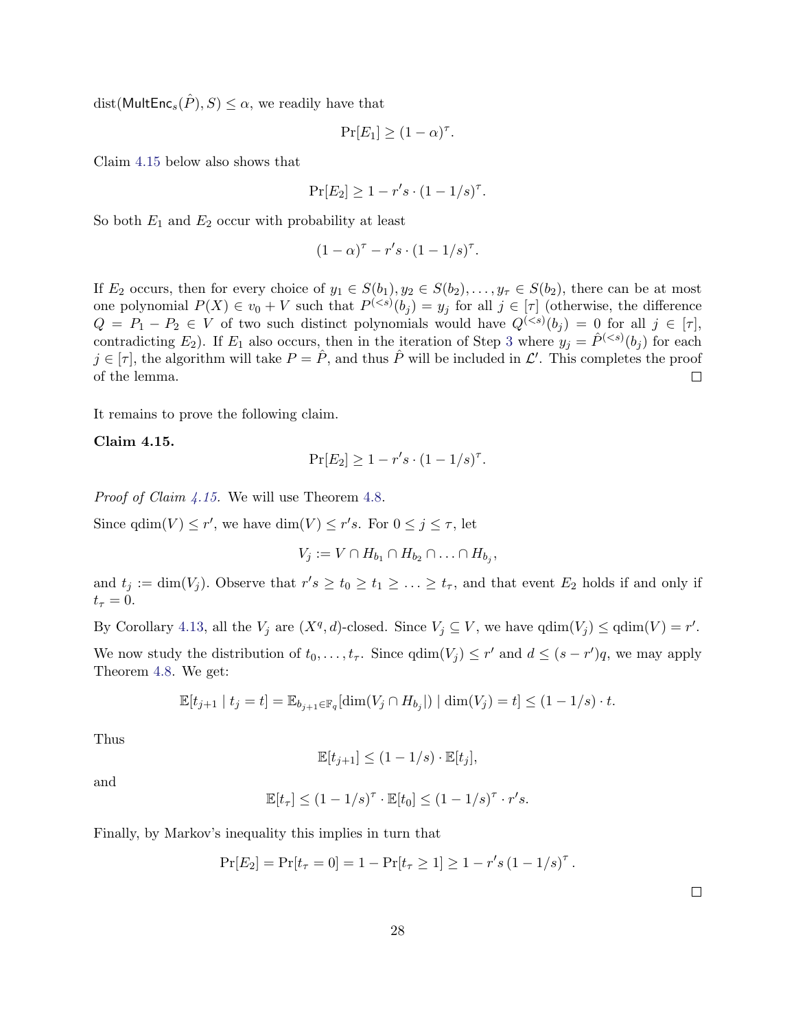$\text{dist}(\mathsf{MultEnc}_s(\hat{P}), S) \leq \alpha$, we readily have that

$$\Pr[E_1] \geq (1-\alpha)^\tau.$$

Claim 4.15 below also shows that

$$\Pr[E_2] \geq 1 - r's \cdot (1 - 1/s)^\tau.$$

So both $E_1$ and $E_2$ occur with probability at least

$$(1-\alpha)^\tau - r's \cdot (1-1/s)^\tau.$$

If $E_2$ occurs, then for every choice of $y_1 \in S(b_1), y_2 \in S(b_2), \ldots, y_\tau \in S(b_2)$, there can be at most one polynomial $P(X) \in v_0 + V$ such that $P^{(<s)}(b_j) = y_j$ for all $j \in [\tau]$ (otherwise, the difference $Q = P_1 - P_2 \in V$ of two such distinct polynomials would have $Q^{(<s)}(b_j) = 0$ for all $j \in [\tau]$, contradicting $E_2$). If $E_1$ also occurs, then in the iteration of Step 3 where $y_j = \hat{P}^{(<s)}(b_j)$ for each $j \in [\tau]$, the algorithm will take $P = \hat{P}$, and thus $\hat{P}$ will be included in $\mathcal{L}'$. This completes the proof of the lemma. □

It remains to prove the following claim.

**Claim 4.15.**

$$\Pr[E_2] \geq 1 - r's \cdot (1-1/s)^\tau.$$

*Proof of Claim 4.15.* We will use Theorem 4.8.

Since $\text{qdim}(V) \leq r'$, we have $\dim(V) \leq r's$. For $0 \leq j \leq \tau$, let

$$V_j := V \cap H_{b_1} \cap H_{b_2} \cap \ldots \cap H_{b_j},$$

and $t_j := \dim(V_j)$. Observe that $r's \geq t_0 \geq t_1 \geq \ldots \geq t_\tau$, and that event $E_2$ holds if and only if $t_\tau = 0$.

By Corollary 4.13, all the $V_j$ are $(X^q, d)$-closed. Since $V_j \subseteq V$, we have $\text{qdim}(V_j) \leq \text{qdim}(V) = r'$.

We now study the distribution of $t_0, \ldots, t_\tau$. Since $\text{qdim}(V_j) \leq r'$ and $d \leq (s - r')q$, we may apply Theorem 4.8. We get:

$$\mathbb{E}[t_{j+1} \mid t_j = t] = \mathbb{E}_{b_{j+1} \in \mathbb{F}_q}[\dim(V_j \cap H_{b_j}|) \mid \dim(V_j) = t] \leq (1 - 1/s) \cdot t.$$

Thus

$$\mathbb{E}[t_{j+1}] \leq (1-1/s) \cdot \mathbb{E}[t_j],$$

and

$$\mathbb{E}[t_\tau] \leq (1-1/s)^\tau \cdot \mathbb{E}[t_0] \leq (1-1/s)^\tau \cdot r's.$$

Finally, by Markov's inequality this implies in turn that

$$\Pr[E_2] = \Pr[t_\tau = 0] = 1 - \Pr[t_\tau \geq 1] \geq 1 - r's\,(1-1/s)^\tau.$$

□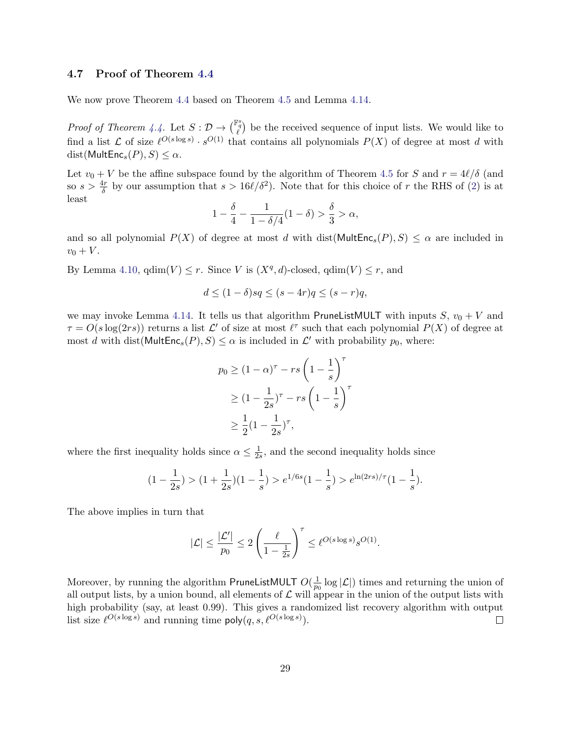### 4.7 Proof of Theorem 4.4

We now prove Theorem 4.4 based on Theorem 4.5 and Lemma 4.14.

*Proof of Theorem 4.4.* Let $S : \mathcal{D} \to \binom{\mathbb{F}_q^s}{\ell}$ be the received sequence of input lists. We would like to find a list $\mathcal{L}$ of size $\ell^{O(s \log s)} \cdot s^{O(1)}$ that contains all polynomials $P(X)$ of degree at most $d$ with $\mathrm{dist}(\mathsf{MultEnc}_s(P), S) \le \alpha$.

Let $v_0 + V$ be the affine subspace found by the algorithm of Theorem 4.5 for $S$ and $r = 4\ell/\delta$ (and so $s > \frac{4r}{\delta}$ by our assumption that $s > 16\ell/\delta^2$). Note that for this choice of $r$ the RHS of (2) is at least

$$1 - \frac{\delta}{4} - \frac{1}{1-\delta/4}(1-\delta) > \frac{\delta}{3} > \alpha,$$

and so all polynomial $P(X)$ of degree at most $d$ with $\mathrm{dist}(\mathsf{MultEnc}_s(P), S) \le \alpha$ are included in $v_0 + V$.

By Lemma 4.10, $\mathrm{qdim}(V) \le r$. Since $V$ is $(X^q, d)$-closed, $\mathrm{qdim}(V) \le r$, and

$$d \le (1-\delta)sq \le (s-4r)q \le (s-r)q,$$

we may invoke Lemma 4.14. It tells us that algorithm $\mathsf{PruneListMULT}$ with inputs $S$, $v_0 + V$ and $\tau = O(s \log(2rs))$ returns a list $\mathcal{L}'$ of size at most $\ell^\tau$ such that each polynomial $P(X)$ of degree at most $d$ with $\mathrm{dist}(\mathsf{MultEnc}_s(P), S) \le \alpha$ is included in $\mathcal{L}'$ with probability $p_0$, where:

$$\begin{aligned}
p_0 &\ge (1-\alpha)^\tau - rs\left(1 - \frac{1}{s}\right)^\tau \\
&\ge (1 - \frac{1}{2s})^\tau - rs\left(1 - \frac{1}{s}\right)^\tau \\
&\ge \frac{1}{2}(1 - \frac{1}{2s})^\tau,
\end{aligned}$$

where the first inequality holds since $\alpha \le \frac{1}{2s}$, and the second inequality holds since

$$(1 - \frac{1}{2s}) > (1 + \frac{1}{2s})(1 - \frac{1}{s}) > e^{1/6s}(1 - \frac{1}{s}) > e^{\ln(2rs)/\tau}(1 - \frac{1}{s}).$$

The above implies in turn that

$$|\mathcal{L}| \le \frac{|\mathcal{L}'|}{p_0} \le 2\left(\frac{\ell}{1 - \frac{1}{2s}}\right)^\tau \le \ell^{O(s \log s)} s^{O(1)}.$$

Moreover, by running the algorithm $\mathsf{PruneListMULT}$ $O(\frac{1}{p_0} \log |\mathcal{L}|)$ times and returning the union of all output lists, by a union bound, all elements of $\mathcal{L}$ will appear in the union of the output lists with high probability (say, at least 0.99). This gives a randomized list recovery algorithm with output list size $\ell^{O(s \log s)}$ and running time $\mathsf{poly}(q, s, \ell^{O(s \log s)})$. $\square$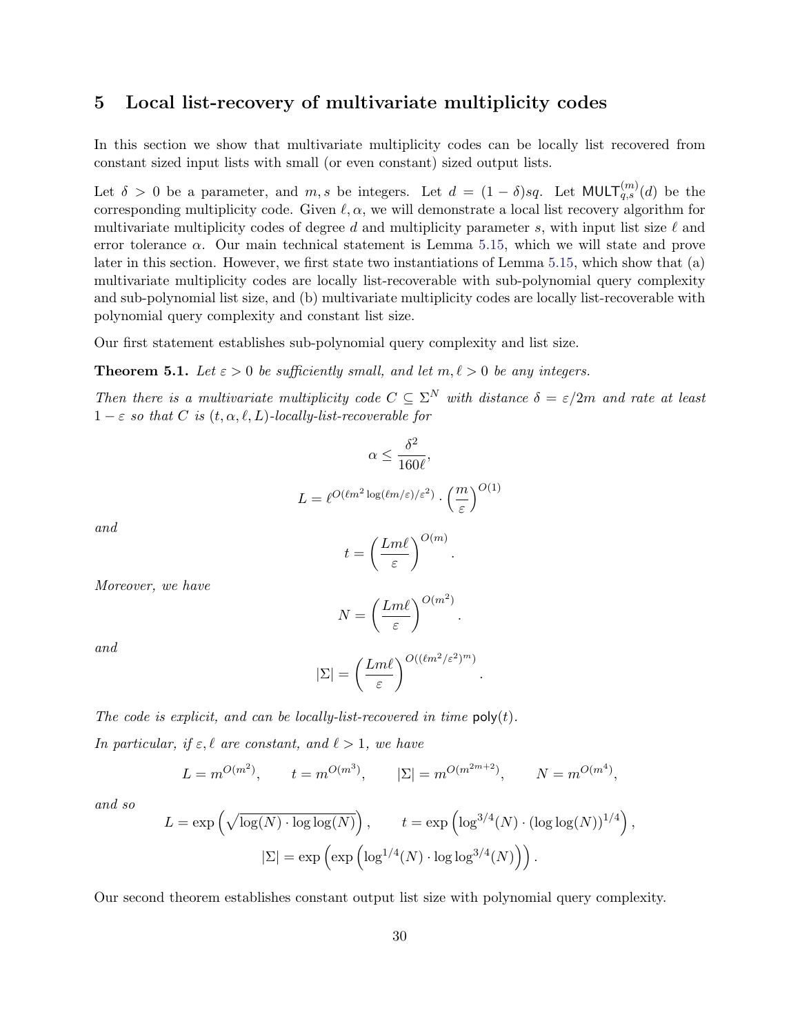## 5 Local list-recovery of multivariate multiplicity codes

In this section we show that multivariate multiplicity codes can be locally list recovered from constant sized input lists with small (or even constant) sized output lists.

Let $\delta > 0$ be a parameter, and $m, s$ be integers. Let $d = (1-\delta)sq$. Let $\mathsf{MULT}_{q,s}^{(m)}(d)$ be the corresponding multiplicity code. Given $\ell, \alpha$, we will demonstrate a local list recovery algorithm for multivariate multiplicity codes of degree $d$ and multiplicity parameter $s$, with input list size $\ell$ and error tolerance $\alpha$. Our main technical statement is Lemma 5.15, which we will state and prove later in this section. However, we first state two instantiations of Lemma 5.15, which show that (a) multivariate multiplicity codes are locally list-recoverable with sub-polynomial query complexity and sub-polynomial list size, and (b) multivariate multiplicity codes are locally list-recoverable with polynomial query complexity and constant list size.

Our first statement establishes sub-polynomial query complexity and list size.

**Theorem 5.1.** *Let $\varepsilon > 0$ be sufficiently small, and let $m, \ell > 0$ be any integers.*

*Then there is a multivariate multiplicity code $C \subseteq \Sigma^N$ with distance $\delta = \varepsilon/2m$ and rate at least $1 - \varepsilon$ so that $C$ is $(t, \alpha, \ell, L)$-locally-list-recoverable for*

$$\alpha \leq \frac{\delta^2}{160\ell},$$

$$L = \ell^{O(\ell m^2 \log(\ell m/\varepsilon)/\varepsilon^2)} \cdot \left(\frac{m}{\varepsilon}\right)^{O(1)}$$

*and*

$$t = \left(\frac{Lm\ell}{\varepsilon}\right)^{O(m)}.$$

*Moreover, we have*

$$N = \left(\frac{Lm\ell}{\varepsilon}\right)^{O(m^2)}.$$

*and*

$$|\Sigma| = \left(\frac{Lm\ell}{\varepsilon}\right)^{O((\ell m^2/\varepsilon^2)^m)}.$$

*The code is explicit, and can be locally-list-recovered in time $\mathsf{poly}(t)$.*

*In particular, if $\varepsilon, \ell$ are constant, and $\ell > 1$, we have*

$$L = m^{O(m^2)}, \qquad t = m^{O(m^3)}, \qquad |\Sigma| = m^{O(m^{2m+2})}, \qquad N = m^{O(m^4)},$$

*and so*

$$L = \exp\left(\sqrt{\log(N) \cdot \log\log(N)}\right), \qquad t = \exp\left(\log^{3/4}(N) \cdot (\log\log(N))^{1/4}\right),$$

$$|\Sigma| = \exp\left(\exp\left(\log^{1/4}(N) \cdot \log\log^{3/4}(N)\right)\right).$$

Our second theorem establishes constant output list size with polynomial query complexity.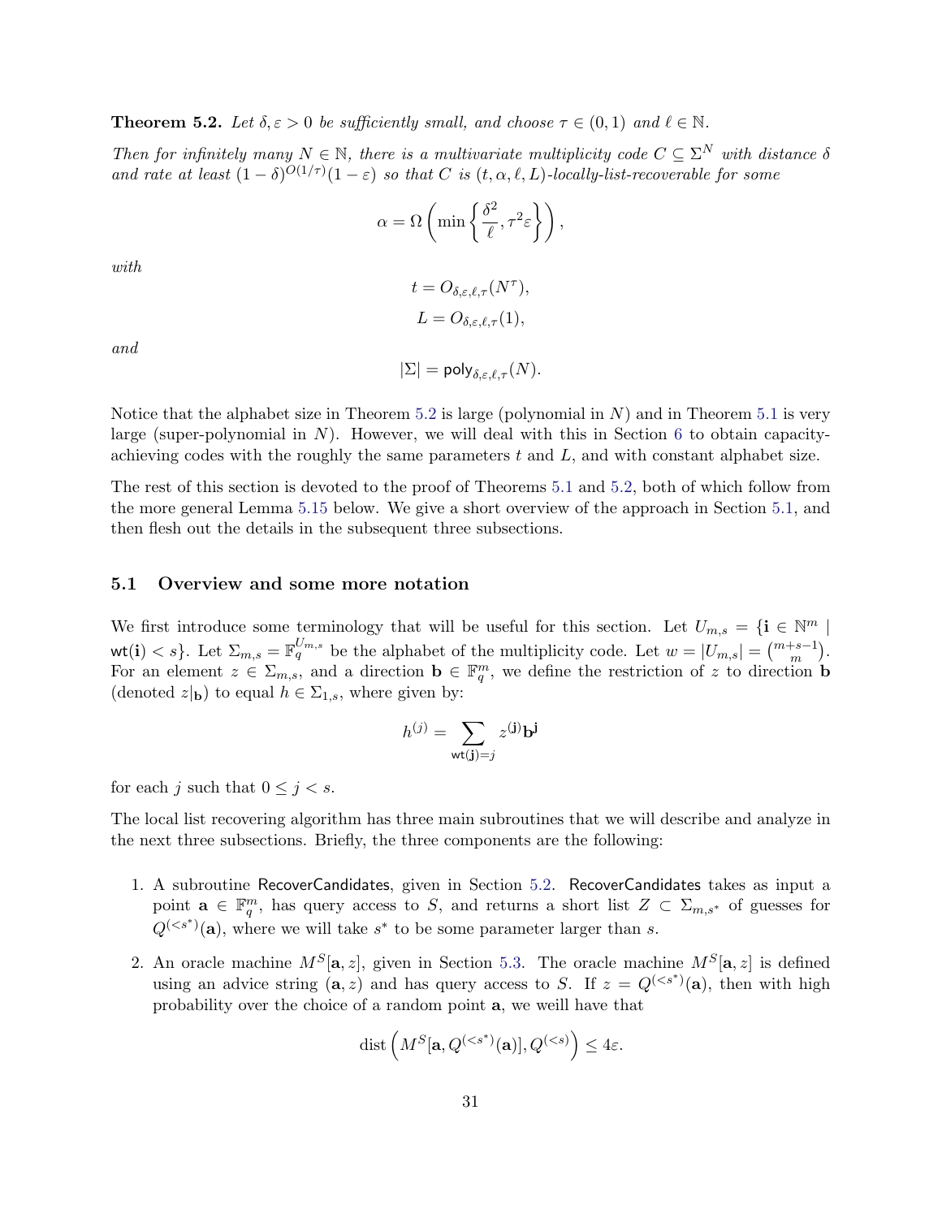**Theorem 5.2.** *Let $\delta, \varepsilon > 0$ be sufficiently small, and choose $\tau \in (0,1)$ and $\ell \in \mathbb{N}$.*

*Then for infinitely many $N \in \mathbb{N}$, there is a multivariate multiplicity code $C \subseteq \Sigma^N$ with distance $\delta$ and rate at least $(1-\delta)^{O(1/\tau)}(1-\varepsilon)$ so that $C$ is $(t, \alpha, \ell, L)$-locally-list-recoverable for some*

$$\alpha = \Omega\left(\min\left\{\frac{\delta^2}{\ell}, \tau^2\varepsilon\right\}\right),$$

*with*

$$t = O_{\delta,\varepsilon,\ell,\tau}(N^\tau),$$

$$L = O_{\delta,\varepsilon,\ell,\tau}(1),$$

*and*

$$|\Sigma| = \mathsf{poly}_{\delta,\varepsilon,\ell,\tau}(N).$$

Notice that the alphabet size in Theorem 5.2 is large (polynomial in $N$) and in Theorem 5.1 is very large (super-polynomial in $N$). However, we will deal with this in Section 6 to obtain capacity-achieving codes with the roughly the same parameters $t$ and $L$, and with constant alphabet size.

The rest of this section is devoted to the proof of Theorems 5.1 and 5.2, both of which follow from the more general Lemma 5.15 below. We give a short overview of the approach in Section 5.1, and then flesh out the details in the subsequent three subsections.

### 5.1 Overview and some more notation

We first introduce some terminology that will be useful for this section. Let $U_{m,s} = \{\mathbf{i} \in \mathbb{N}^m \mid \mathsf{wt}(\mathbf{i}) < s\}$. Let $\Sigma_{m,s} = \mathbb{F}_q^{U_{m,s}}$ be the alphabet of the multiplicity code. Let $w = |U_{m,s}| = \binom{m+s-1}{m}$. For an element $z \in \Sigma_{m,s}$, and a direction $\mathbf{b} \in \mathbb{F}_q^m$, we define the restriction of $z$ to direction $\mathbf{b}$ (denoted $z|_{\mathbf{b}}$) to equal $h \in \Sigma_{1,s}$, where given by:

$$h^{(j)} = \sum_{\mathsf{wt}(\mathbf{j})=j} z^{(\mathbf{j})}\mathbf{b}^{\mathbf{j}}$$

for each $j$ such that $0 \le j < s$.

The local list recovering algorithm has three main subroutines that we will describe and analyze in the next three subsections. Briefly, the three components are the following:

1. A subroutine $\mathsf{RecoverCandidates}$, given in Section 5.2. $\mathsf{RecoverCandidates}$ takes as input a point $\mathbf{a} \in \mathbb{F}_q^m$, has query access to $S$, and returns a short list $Z \subset \Sigma_{m,s^*}$ of guesses for $Q^{(<s^*)}(\mathbf{a})$, where we will take $s^*$ to be some parameter larger than $s$.

2. An oracle machine $M^S[\mathbf{a}, z]$, given in Section 5.3. The oracle machine $M^S[\mathbf{a}, z]$ is defined using an advice string $(\mathbf{a}, z)$ and has query access to $S$. If $z = Q^{(<s^*)}(\mathbf{a})$, then with high probability over the choice of a random point $\mathbf{a}$, we weill have that

$$\mathrm{dist}\left(M^S[\mathbf{a}, Q^{(<s^*)}(\mathbf{a})], Q^{(<s)}\right) \le 4\varepsilon.$$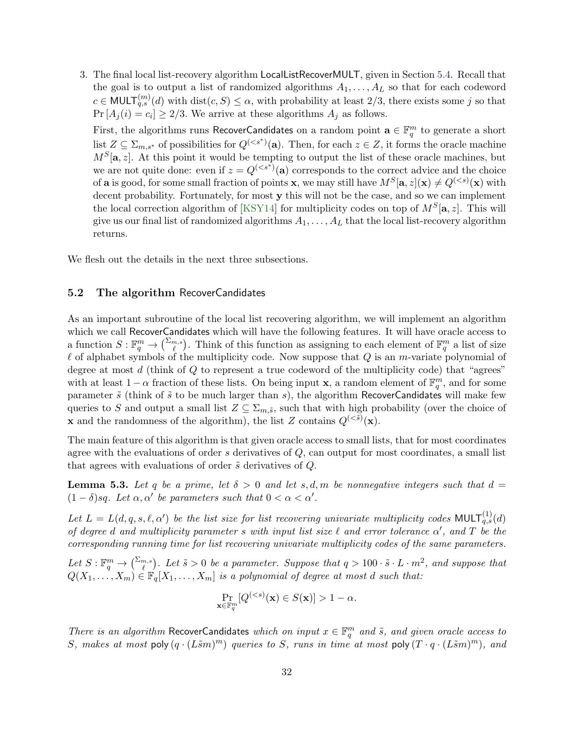3. The final local list-recovery algorithm LocalListRecoverMULT, given in Section 5.4. Recall that the goal is to output a list of randomized algorithms $A_1, \ldots, A_L$ so that for each codeword $c \in \mathsf{MULT}_{q,s}^{(m)}(d)$ with $\mathrm{dist}(c, S) \leq \alpha$, with probability at least $2/3$, there exists some $j$ so that $\Pr[A_j(i) = c_i] \geq 2/3$. We arrive at these algorithms $A_j$ as follows.

   First, the algorithms runs RecoverCandidates on a random point $\mathbf{a} \in \mathbb{F}_q^m$ to generate a short list $Z \subseteq \Sigma_{m,s^*}$ of possibilities for $Q^{(<s^*)}(\mathbf{a})$. Then, for each $z \in Z$, it forms the oracle machine $M^S[\mathbf{a}, z]$. At this point it would be tempting to output the list of these oracle machines, but we are not quite done: even if $z = Q^{(<s^*)}(\mathbf{a})$ corresponds to the correct advice and the choice of $\mathbf{a}$ is good, for some small fraction of points $\mathbf{x}$, we may still have $M^S[\mathbf{a}, z](\mathbf{x}) \neq Q^{(<s)}(\mathbf{x})$ with decent probability. Fortunately, for most $\mathbf{y}$ this will not be the case, and so we can implement the local correction algorithm of [KSY14] for multiplicity codes on top of $M^S[\mathbf{a}, z]$. This will give us our final list of randomized algorithms $A_1, \ldots, A_L$ that the local list-recovery algorithm returns.

We flesh out the details in the next three subsections.

## 5.2 The algorithm RecoverCandidates

As an important subroutine of the local list recovering algorithm, we will implement an algorithm which we call RecoverCandidates which will have the following features. It will have oracle access to a function $S : \mathbb{F}_q^m \to \binom{\Sigma_{m,s}}{\ell}$. Think of this function as assigning to each element of $\mathbb{F}_q^m$ a list of size $\ell$ of alphabet symbols of the multiplicity code. Now suppose that $Q$ is an $m$-variate polynomial of degree at most $d$ (think of $Q$ to represent a true codeword of the multiplicity code) that "agrees" with at least $1 - \alpha$ fraction of these lists. On being input $\mathbf{x}$, a random element of $\mathbb{F}_q^m$, and for some parameter $\tilde{s}$ (think of $\tilde{s}$ to be much larger than $s$), the algorithm RecoverCandidates will make few queries to $S$ and output a small list $Z \subseteq \Sigma_{m,\tilde{s}}$, such that with high probability (over the choice of $\mathbf{x}$ and the randomness of the algorithm), the list $Z$ contains $Q^{(<\tilde{s})}(\mathbf{x})$.

The main feature of this algorithm is that given oracle access to small lists, that for most coordinates agree with the evaluations of order $s$ derivatives of $Q$, can output for most coordinates, a small list that agrees with evaluations of order $\tilde{s}$ derivatives of $Q$.

**Lemma 5.3.** *Let $q$ be a prime, let $\delta > 0$ and let $s, d, m$ be nonnegative integers such that $d = (1-\delta)sq$. Let $\alpha, \alpha'$ be parameters such that $0 < \alpha < \alpha'$.*

*Let $L = L(d, q, s, \ell, \alpha')$ be the list size for list recovering univariate multiplicity codes $\mathsf{MULT}_{q,s}^{(1)}(d)$ of degree $d$ and multiplicity parameter $s$ with input list size $\ell$ and error tolerance $\alpha'$, and $T$ be the corresponding running time for list recovering univariate multiplicity codes of the same parameters.*

*Let $S : \mathbb{F}_q^m \to \binom{\Sigma_{m,s}}{\ell}$. Let $\tilde{s} > 0$ be a parameter. Suppose that $q > 100 \cdot \tilde{s} \cdot L \cdot m^2$, and suppose that $Q(X_1, \ldots, X_m) \in \mathbb{F}_q[X_1, \ldots, X_m]$ is a polynomial of degree at most $d$ such that:*

$$\Pr_{\mathbf{x} \in \mathbb{F}_q^m}[Q^{(<s)}(\mathbf{x}) \in S(\mathbf{x})] > 1 - \alpha.$$

*There is an algorithm RecoverCandidates which on input $x \in \mathbb{F}_q^m$ and $\tilde{s}$, and given oracle access to $S$, makes at most $\mathsf{poly}(q \cdot (L\tilde{s}m)^m)$ queries to $S$, runs in time at most $\mathsf{poly}(T \cdot q \cdot (L\tilde{s}m)^m)$, and*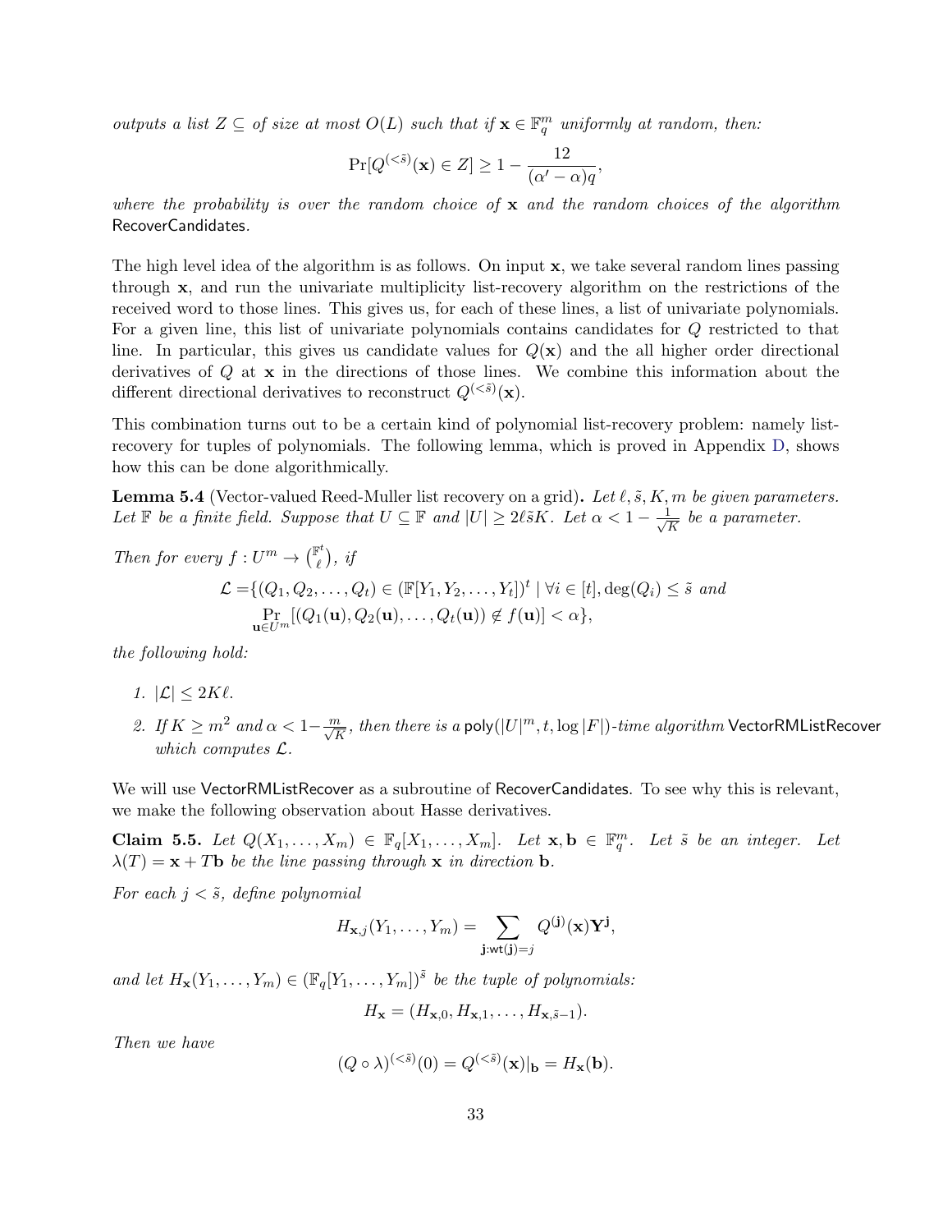*outputs a list $Z \subseteq$ of size at most $O(L)$ such that if $\mathbf{x} \in \mathbb{F}_q^m$ uniformly at random, then:*

$$\Pr[Q^{(<\tilde{s})}(\mathbf{x}) \in Z] \geq 1 - \frac{12}{(\alpha' - \alpha)q},$$

*where the probability is over the random choice of $\mathbf{x}$ and the random choices of the algorithm* RecoverCandidates*.*

The high level idea of the algorithm is as follows. On input $\mathbf{x}$, we take several random lines passing through $\mathbf{x}$, and run the univariate multiplicity list-recovery algorithm on the restrictions of the received word to those lines. This gives us, for each of these lines, a list of univariate polynomials. For a given line, this list of univariate polynomials contains candidates for $Q$ restricted to that line. In particular, this gives us candidate values for $Q(\mathbf{x})$ and the all higher order directional derivatives of $Q$ at $\mathbf{x}$ in the directions of those lines. We combine this information about the different directional derivatives to reconstruct $Q^{(<\tilde{s})}(\mathbf{x})$.

This combination turns out to be a certain kind of polynomial list-recovery problem: namely list-recovery for tuples of polynomials. The following lemma, which is proved in Appendix D, shows how this can be done algorithmically.

**Lemma 5.4** (Vector-valued Reed-Muller list recovery on a grid)**.** *Let $\ell, \tilde{s}, K, m$ be given parameters. Let $\mathbb{F}$ be a finite field. Suppose that $U \subseteq \mathbb{F}$ and $|U| \geq 2\ell\tilde{s}K$. Let $\alpha < 1 - \frac{1}{\sqrt{K}}$ be a parameter.*

*Then for every $f : U^m \to \binom{\mathbb{F}^t}{\ell}$, if*

$$\begin{aligned}\mathcal{L} =& \{(Q_1, Q_2, \ldots, Q_t) \in (\mathbb{F}[Y_1, Y_2, \ldots, Y_t])^t \mid \forall i \in [t], \deg(Q_i) \leq \tilde{s} \text{ and} \\ & \Pr_{\mathbf{u} \in U^m}[(Q_1(\mathbf{u}), Q_2(\mathbf{u}), \ldots, Q_t(\mathbf{u})) \notin f(\mathbf{u})] < \alpha\},\end{aligned}$$

*the following hold:*

1. *$|\mathcal{L}| \leq 2K\ell$.*
2. *If $K \geq m^2$ and $\alpha < 1 - \frac{m}{\sqrt{K}}$, then there is a* $\mathsf{poly}(|U|^m, t, \log|F|)$*-time algorithm* VectorRMListRecover *which computes $\mathcal{L}$.*

We will use VectorRMListRecover as a subroutine of RecoverCandidates. To see why this is relevant, we make the following observation about Hasse derivatives.

**Claim 5.5.** *Let $Q(X_1, \ldots, X_m) \in \mathbb{F}_q[X_1, \ldots, X_m]$. Let $\mathbf{x}, \mathbf{b} \in \mathbb{F}_q^m$. Let $\tilde{s}$ be an integer. Let $\lambda(T) = \mathbf{x} + T\mathbf{b}$ be the line passing through $\mathbf{x}$ in direction $\mathbf{b}$.*

*For each $j < \tilde{s}$, define polynomial*

$$H_{\mathbf{x},j}(Y_1, \ldots, Y_m) = \sum_{\mathbf{j}:\mathsf{wt}(\mathbf{j})=j} Q^{(\mathbf{j})}(\mathbf{x})\mathbf{Y}^{\mathbf{j}},$$

*and let $H_{\mathbf{x}}(Y_1, \ldots, Y_m) \in (\mathbb{F}_q[Y_1, \ldots, Y_m])^{\tilde{s}}$ be the tuple of polynomials:*

$$H_{\mathbf{x}} = (H_{\mathbf{x},0}, H_{\mathbf{x},1}, \ldots, H_{\mathbf{x},\tilde{s}-1}).$$

*Then we have*

$$(Q \circ \lambda)^{(<\tilde{s})}(0) = Q^{(<\tilde{s})}(\mathbf{x})|_{\mathbf{b}} = H_{\mathbf{x}}(\mathbf{b}).$$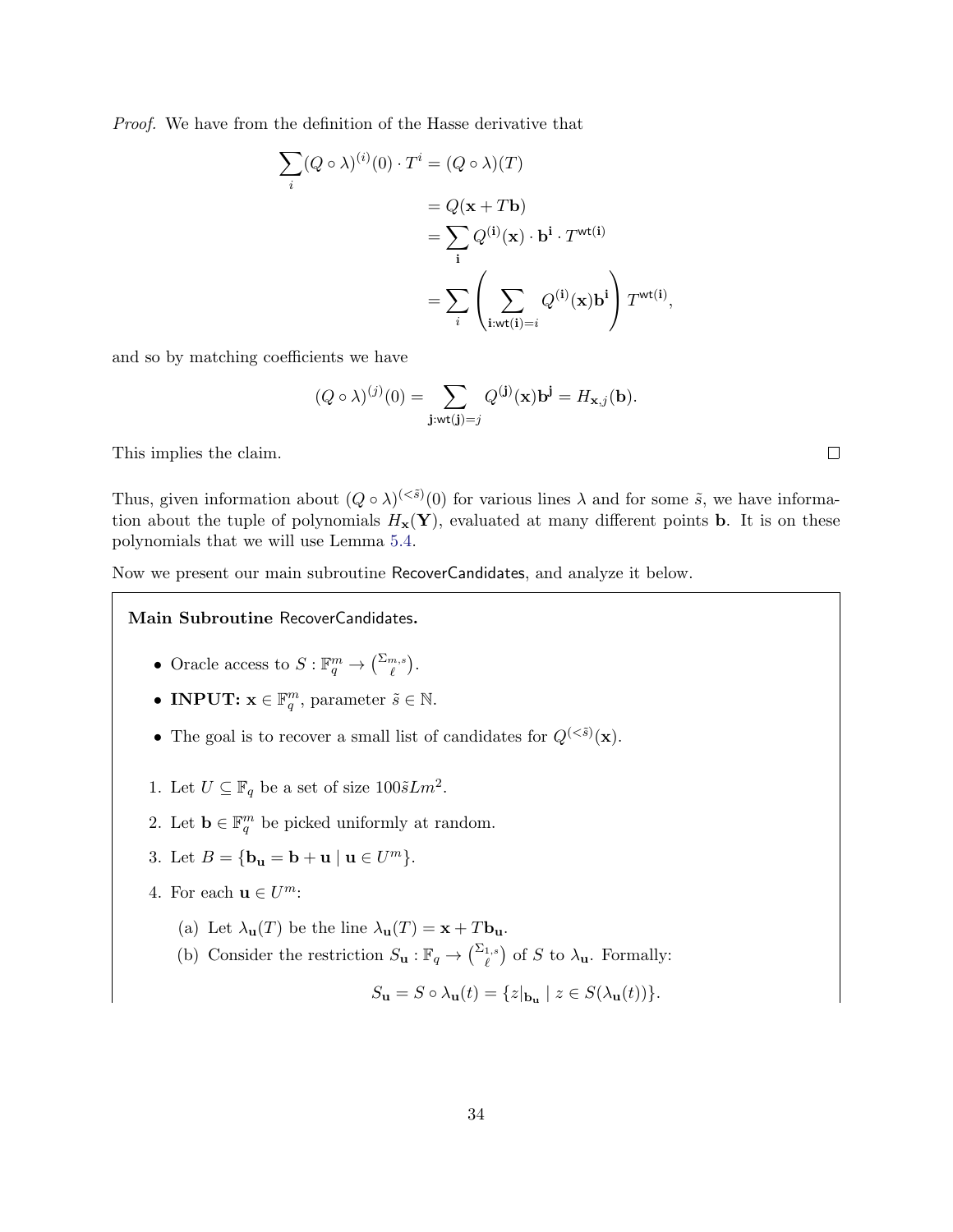*Proof.* We have from the definition of the Hasse derivative that

$$
\begin{aligned}
\sum_i (Q \circ \lambda)^{(i)}(0) \cdot T^i &= (Q \circ \lambda)(T) \\
&= Q(\mathbf{x} + T\mathbf{b}) \\
&= \sum_{\mathbf{i}} Q^{(\mathbf{i})}(\mathbf{x}) \cdot \mathbf{b}^{\mathbf{i}} \cdot T^{\mathsf{wt}(\mathbf{i})} \\
&= \sum_i \left( \sum_{\mathbf{i}:\mathsf{wt}(\mathbf{i})=i} Q^{(\mathbf{i})}(\mathbf{x}) \mathbf{b}^{\mathbf{i}} \right) T^{\mathsf{wt}(\mathbf{i})},
\end{aligned}
$$

and so by matching coefficients we have

$$
(Q \circ \lambda)^{(j)}(0) = \sum_{\mathbf{j}:\mathsf{wt}(\mathbf{j})=j} Q^{(\mathbf{j})}(\mathbf{x}) \mathbf{b}^{\mathbf{j}} = H_{\mathbf{x},j}(\mathbf{b}).
$$

This implies the claim. $\square$

Thus, given information about $(Q \circ \lambda)^{(<\tilde{s})}(0)$ for various lines $\lambda$ and for some $\tilde{s}$, we have information about the tuple of polynomials $H_{\mathbf{x}}(\mathbf{Y})$, evaluated at many different points $\mathbf{b}$. It is on these polynomials that we will use Lemma 5.4.

Now we present our main subroutine RecoverCandidates, and analyze it below.

**Main Subroutine** RecoverCandidates**.**

- Oracle access to $S : \mathbb{F}_q^m \to \binom{\Sigma_{m,s}}{\ell}$.
- **INPUT:** $\mathbf{x} \in \mathbb{F}_q^m$, parameter $\tilde{s} \in \mathbb{N}$.
- The goal is to recover a small list of candidates for $Q^{(<\tilde{s})}(\mathbf{x})$.

1. Let $U \subseteq \mathbb{F}_q$ be a set of size $100\tilde{s}Lm^2$.
2. Let $\mathbf{b} \in \mathbb{F}_q^m$ be picked uniformly at random.
3. Let $B = \{\mathbf{b}_{\mathbf{u}} = \mathbf{b} + \mathbf{u} \mid \mathbf{u} \in U^m\}$.
4. For each $\mathbf{u} \in U^m$:
   (a) Let $\lambda_{\mathbf{u}}(T)$ be the line $\lambda_{\mathbf{u}}(T) = \mathbf{x} + T\mathbf{b}_{\mathbf{u}}$.
   (b) Consider the restriction $S_{\mathbf{u}} : \mathbb{F}_q \to \binom{\Sigma_{1,s}}{\ell}$ of $S$ to $\lambda_{\mathbf{u}}$. Formally:

$$
S_{\mathbf{u}} = S \circ \lambda_{\mathbf{u}}(t) = \{z|_{\mathbf{b}_{\mathbf{u}}} \mid z \in S(\lambda_{\mathbf{u}}(t))\}.
$$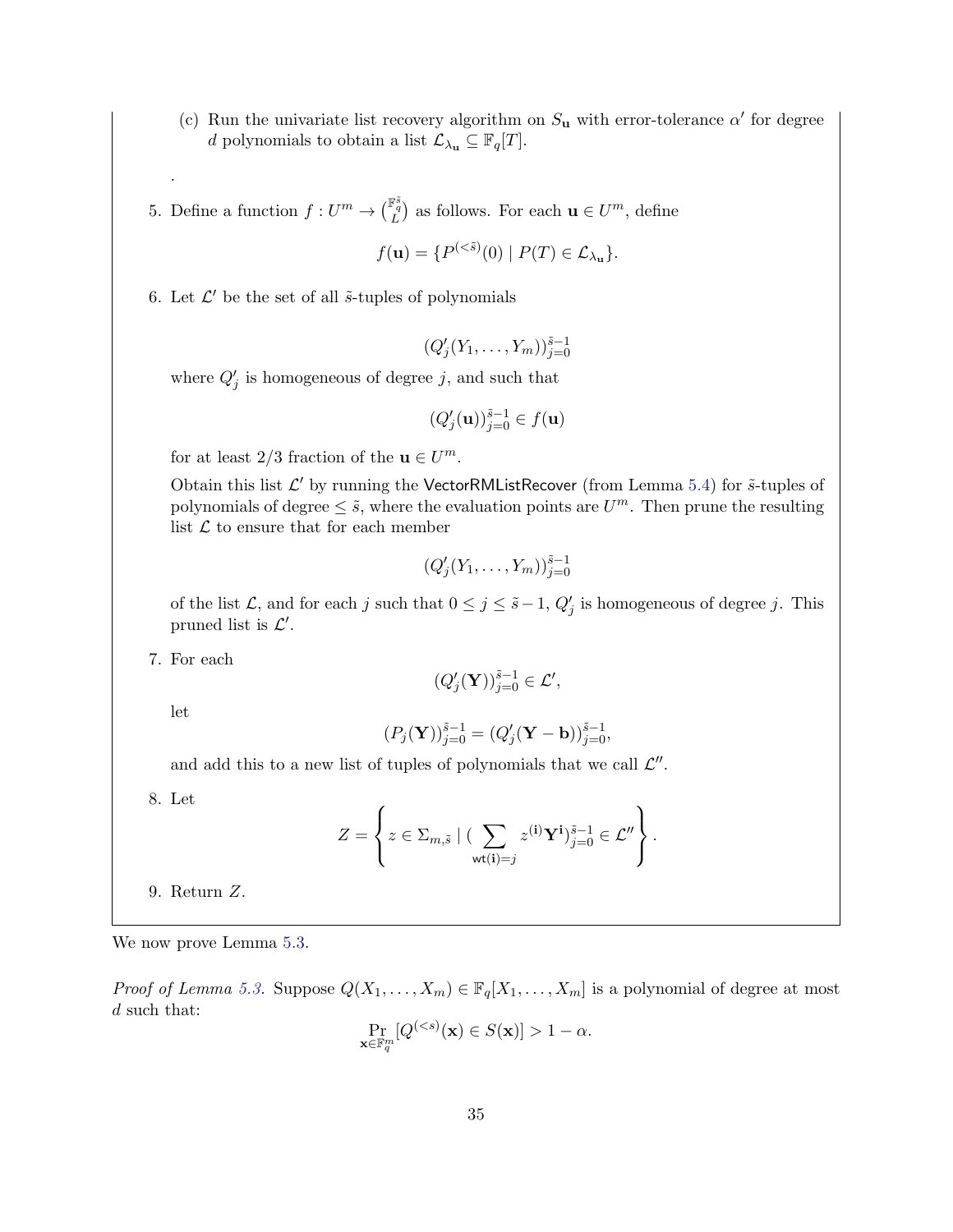(c) Run the univariate list recovery algorithm on $S_{\mathbf{u}}$ with error-tolerance $\alpha'$ for degree $d$ polynomials to obtain a list $\mathcal{L}_{\lambda_{\mathbf{u}}} \subseteq \mathbb{F}_q[T]$.

.

5. Define a function $f : U^m \to \binom{\mathbb{F}_q^{\tilde{s}}}{L}$ as follows. For each $\mathbf{u} \in U^m$, define

$$f(\mathbf{u}) = \{P^{(<\tilde{s})}(0) \mid P(T) \in \mathcal{L}_{\lambda_{\mathbf{u}}}\}.$$

6. Let $\mathcal{L}'$ be the set of all $\tilde{s}$-tuples of polynomials

$$(Q'_j(Y_1, \ldots, Y_m))_{j=0}^{\tilde{s}-1}$$

where $Q'_j$ is homogeneous of degree $j$, and such that

$$(Q'_j(\mathbf{u}))_{j=0}^{\tilde{s}-1} \in f(\mathbf{u})$$

for at least 2/3 fraction of the $\mathbf{u} \in U^m$.

Obtain this list $\mathcal{L}'$ by running the VectorRMListRecover (from Lemma 5.4) for $\tilde{s}$-tuples of polynomials of degree $\leq \tilde{s}$, where the evaluation points are $U^m$. Then prune the resulting list $\mathcal{L}$ to ensure that for each member

$$(Q'_j(Y_1, \ldots, Y_m))_{j=0}^{\tilde{s}-1}$$

of the list $\mathcal{L}$, and for each $j$ such that $0 \leq j \leq \tilde{s} - 1$, $Q'_j$ is homogeneous of degree $j$. This pruned list is $\mathcal{L}'$.

7. For each

$$(Q'_j(\mathbf{Y}))_{j=0}^{\tilde{s}-1} \in \mathcal{L}',$$

let

$$(P_j(\mathbf{Y}))_{j=0}^{\tilde{s}-1} = (Q'_j(\mathbf{Y} - \mathbf{b}))_{j=0}^{\tilde{s}-1},$$

and add this to a new list of tuples of polynomials that we call $\mathcal{L}''$.

8. Let

$$Z = \left\{ z \in \Sigma_{m,\tilde{s}} \mid (\sum_{\mathsf{wt}(\mathbf{i})=j} z^{(\mathbf{i})} \mathbf{Y}^{\mathbf{i}})_{j=0}^{\tilde{s}-1} \in \mathcal{L}'' \right\}.$$

9. Return $Z$.

We now prove Lemma 5.3.

*Proof of Lemma 5.3.* Suppose $Q(X_1, \ldots, X_m) \in \mathbb{F}_q[X_1, \ldots, X_m]$ is a polynomial of degree at most $d$ such that:

$$\Pr_{\mathbf{x} \in \mathbb{F}_q^m}[Q^{(<s)}(\mathbf{x}) \in S(\mathbf{x})] > 1 - \alpha.$$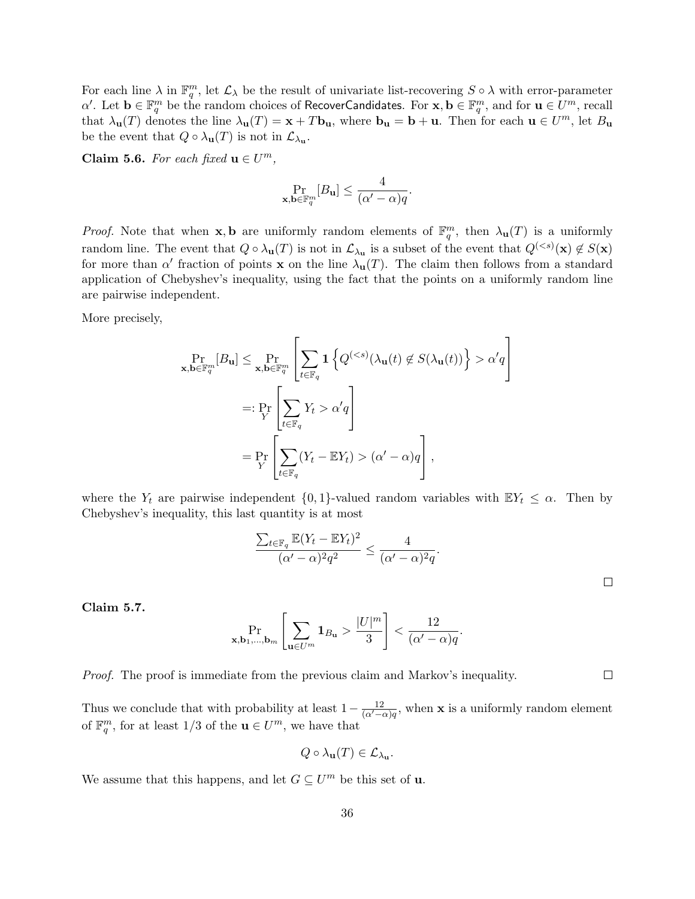For each line $\lambda$ in $\mathbb{F}_q^m$, let $\mathcal{L}_\lambda$ be the result of univariate list-recovering $S \circ \lambda$ with error-parameter $\alpha'$. Let $\mathbf{b} \in \mathbb{F}_q^m$ be the random choices of RecoverCandidates. For $\mathbf{x}, \mathbf{b} \in \mathbb{F}_q^m$, and for $\mathbf{u} \in U^m$, recall that $\lambda_{\mathbf{u}}(T)$ denotes the line $\lambda_{\mathbf{u}}(T) = \mathbf{x} + T\mathbf{b}_{\mathbf{u}}$, where $\mathbf{b}_{\mathbf{u}} = \mathbf{b} + \mathbf{u}$. Then for each $\mathbf{u} \in U^m$, let $B_{\mathbf{u}}$ be the event that $Q \circ \lambda_{\mathbf{u}}(T)$ is not in $\mathcal{L}_{\lambda_{\mathbf{u}}}$.

**Claim 5.6.** *For each fixed* $\mathbf{u} \in U^m$*,*

$$\Pr_{\mathbf{x},\mathbf{b} \in \mathbb{F}_q^m}[B_{\mathbf{u}}] \leq \frac{4}{(\alpha' - \alpha)q}.$$

*Proof.* Note that when $\mathbf{x}, \mathbf{b}$ are uniformly random elements of $\mathbb{F}_q^m$, then $\lambda_{\mathbf{u}}(T)$ is a uniformly random line. The event that $Q \circ \lambda_{\mathbf{u}}(T)$ is not in $\mathcal{L}_{\lambda_{\mathbf{u}}}$ is a subset of the event that $Q^{(<s)}(\mathbf{x}) \notin S(\mathbf{x})$ for more than $\alpha'$ fraction of points $\mathbf{x}$ on the line $\lambda_{\mathbf{u}}(T)$. The claim then follows from a standard application of Chebyshev's inequality, using the fact that the points on a uniformly random line are pairwise independent.

More precisely,

$$\begin{aligned}
\Pr_{\mathbf{x},\mathbf{b} \in \mathbb{F}_q^m}[B_{\mathbf{u}}] &\leq \Pr_{\mathbf{x},\mathbf{b} \in \mathbb{F}_q^m}\left[\sum_{t \in \mathbb{F}_q} \mathbf{1}\left\{Q^{(<s)}(\lambda_{\mathbf{u}}(t) \notin S(\lambda_{\mathbf{u}}(t))\right\} > \alpha' q\right] \\
&=: \Pr_{Y}\left[\sum_{t \in \mathbb{F}_q} Y_t > \alpha' q\right] \\
&= \Pr_{Y}\left[\sum_{t \in \mathbb{F}_q} (Y_t - \mathbb{E}Y_t) > (\alpha' - \alpha)q\right],
\end{aligned}$$

where the $Y_t$ are pairwise independent $\{0, 1\}$-valued random variables with $\mathbb{E}Y_t \leq \alpha$. Then by Chebyshev's inequality, this last quantity is at most

$$\frac{\sum_{t \in \mathbb{F}_q} \mathbb{E}(Y_t - \mathbb{E}Y_t)^2}{(\alpha' - \alpha)^2 q^2} \leq \frac{4}{(\alpha' - \alpha)^2 q}.$$

□

**Claim 5.7.**

$$\Pr_{\mathbf{x},\mathbf{b}_1,\ldots,\mathbf{b}_m}\left[\sum_{\mathbf{u} \in U^m} \mathbf{1}_{B_{\mathbf{u}}} > \frac{|U|^m}{3}\right] < \frac{12}{(\alpha' - \alpha)q}.$$

*Proof.* The proof is immediate from the previous claim and Markov's inequality. □

Thus we conclude that with probability at least $1 - \frac{12}{(\alpha'-\alpha)q}$, when $\mathbf{x}$ is a uniformly random element of $\mathbb{F}_q^m$, for at least $1/3$ of the $\mathbf{u} \in U^m$, we have that

$$Q \circ \lambda_{\mathbf{u}}(T) \in \mathcal{L}_{\lambda_{\mathbf{u}}}.$$

We assume that this happens, and let $G \subseteq U^m$ be this set of $\mathbf{u}$.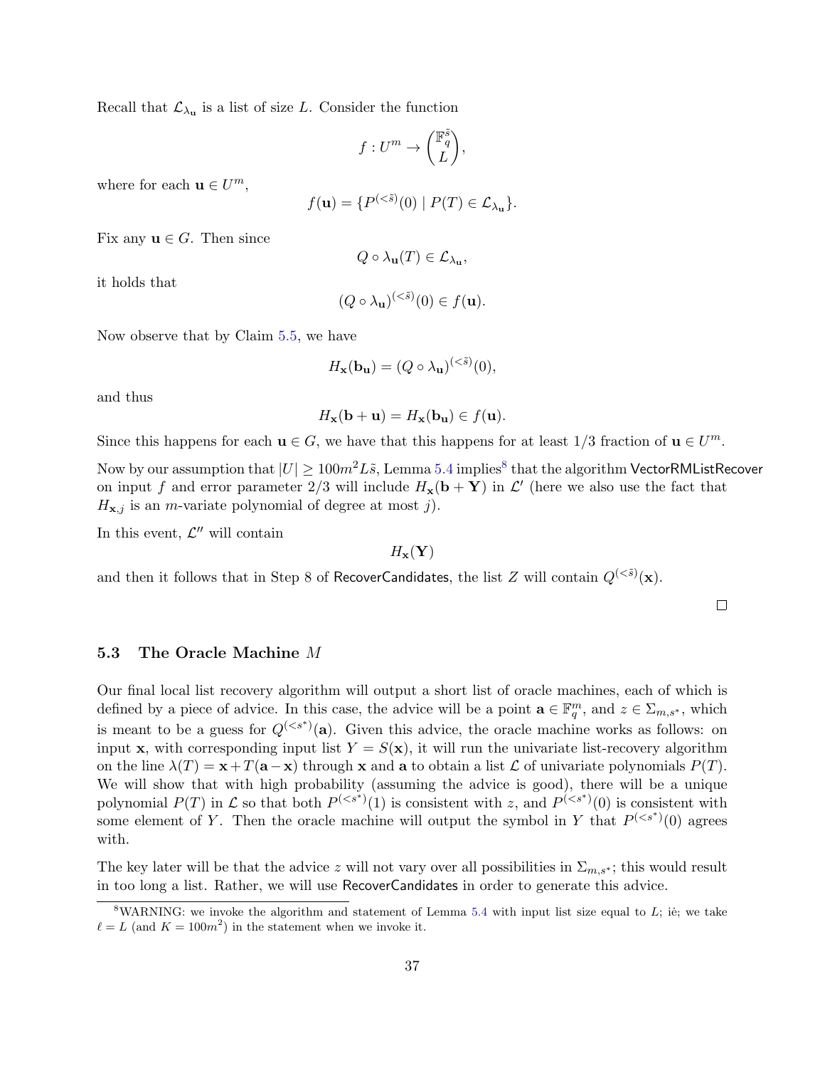Recall that $\mathcal{L}_{\lambda_{\mathbf{u}}}$ is a list of size $L$. Consider the function

$$f : U^m \to \binom{\mathbb{F}_q^{\tilde{s}}}{L},$$

where for each $\mathbf{u} \in U^m$,

$$f(\mathbf{u}) = \{P^{(<\tilde{s})}(0) \mid P(T) \in \mathcal{L}_{\lambda_{\mathbf{u}}}\}.$$

Fix any $\mathbf{u} \in G$. Then since

$$Q \circ \lambda_{\mathbf{u}}(T) \in \mathcal{L}_{\lambda_{\mathbf{u}}},$$

it holds that

$$(Q \circ \lambda_{\mathbf{u}})^{(<\tilde{s})}(0) \in f(\mathbf{u}).$$

Now observe that by Claim 5.5, we have

$$H_{\mathbf{x}}(\mathbf{b}_{\mathbf{u}}) = (Q \circ \lambda_{\mathbf{u}})^{(<\tilde{s})}(0),$$

and thus

$$H_{\mathbf{x}}(\mathbf{b} + \mathbf{u}) = H_{\mathbf{x}}(\mathbf{b}_{\mathbf{u}}) \in f(\mathbf{u}).$$

Since this happens for each $\mathbf{u} \in G$, we have that this happens for at least $1/3$ fraction of $\mathbf{u} \in U^m$.

Now by our assumption that $|U| \geq 100m^2 L\tilde{s}$, Lemma 5.4 implies[8] that the algorithm VectorRMListRecover on input $f$ and error parameter $2/3$ will include $H_{\mathbf{x}}(\mathbf{b} + \mathbf{Y})$ in $\mathcal{L}'$ (here we also use the fact that $H_{\mathbf{x},j}$ is an $m$-variate polynomial of degree at most $j$).

In this event, $\mathcal{L}''$ will contain

$$H_{\mathbf{x}}(\mathbf{Y})$$

and then it follows that in Step 8 of RecoverCandidates, the list $Z$ will contain $Q^{(<\tilde{s})}(\mathbf{x})$.

□

### 5.3 The Oracle Machine $M$

Our final local list recovery algorithm will output a short list of oracle machines, each of which is defined by a piece of advice. In this case, the advice will be a point $\mathbf{a} \in \mathbb{F}_q^m$, and $z \in \Sigma_{m,s^*}$, which is meant to be a guess for $Q^{(<s^*)}(\mathbf{a})$. Given this advice, the oracle machine works as follows: on input $\mathbf{x}$, with corresponding input list $Y = S(\mathbf{x})$, it will run the univariate list-recovery algorithm on the line $\lambda(T) = \mathbf{x} + T(\mathbf{a} - \mathbf{x})$ through $\mathbf{x}$ and $\mathbf{a}$ to obtain a list $\mathcal{L}$ of univariate polynomials $P(T)$. We will show that with high probability (assuming the advice is good), there will be a unique polynomial $P(T)$ in $\mathcal{L}$ so that both $P^{(<s^*)}(1)$ is consistent with $z$, and $P^{(<s^*)}(0)$ is consistent with some element of $Y$. Then the oracle machine will output the symbol in $Y$ that $P^{(<s^*)}(0)$ agrees with.

The key later will be that the advice $z$ will not vary over all possibilities in $\Sigma_{m,s^*}$; this would result in too long a list. Rather, we will use RecoverCandidates in order to generate this advice.

[8] WARNING: we invoke the algorithm and statement of Lemma 5.4 with input list size equal to $L$; iė; we take $\ell = L$ (and $K = 100m^2$) in the statement when we invoke it.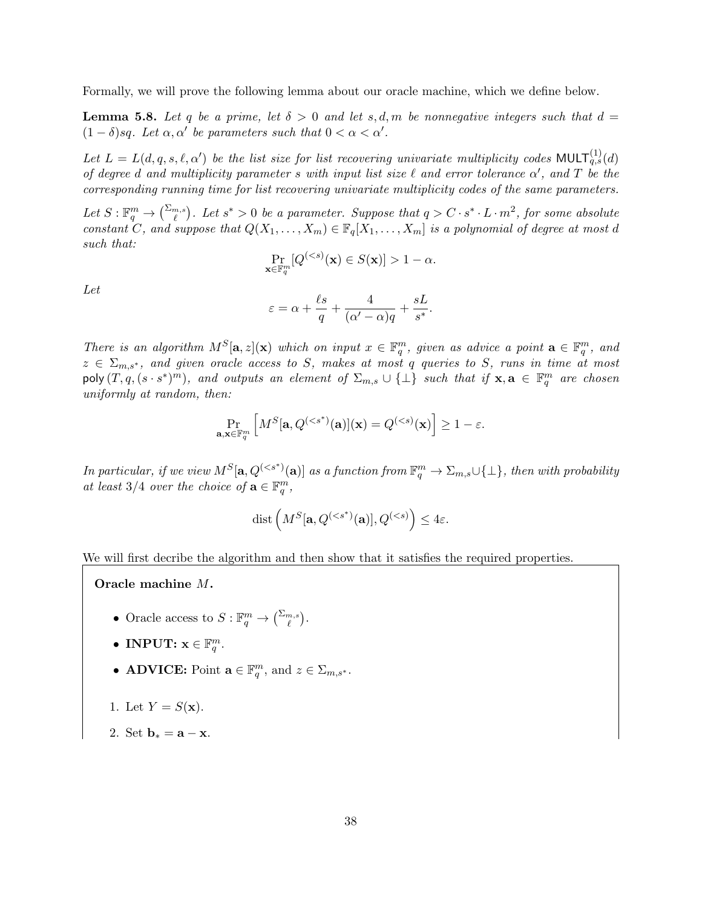Formally, we will prove the following lemma about our oracle machine, which we define below.

**Lemma 5.8.** *Let $q$ be a prime, let $\delta > 0$ and let $s, d, m$ be nonnegative integers such that $d = (1-\delta)sq$. Let $\alpha, \alpha'$ be parameters such that $0 < \alpha < \alpha'$.*

*Let $L = L(d, q, s, \ell, \alpha')$ be the list size for list recovering univariate multiplicity codes $\mathsf{MULT}^{(1)}_{q,s}(d)$ of degree $d$ and multiplicity parameter $s$ with input list size $\ell$ and error tolerance $\alpha'$, and $T$ be the corresponding running time for list recovering univariate multiplicity codes of the same parameters.*

*Let $S : \mathbb{F}_q^m \to \binom{\Sigma_{m,s}}{\ell}$. Let $s^* > 0$ be a parameter. Suppose that $q > C \cdot s^* \cdot L \cdot m^2$, for some absolute constant $C$, and suppose that $Q(X_1, \ldots, X_m) \in \mathbb{F}_q[X_1, \ldots, X_m]$ is a polynomial of degree at most $d$ such that:*

$$\Pr_{\mathbf{x} \in \mathbb{F}_q^m}[Q^{(<s)}(\mathbf{x}) \in S(\mathbf{x})] > 1 - \alpha.$$

*Let*

$$\varepsilon = \alpha + \frac{\ell s}{q} + \frac{4}{(\alpha' - \alpha)q} + \frac{sL}{s^*}.$$

*There is an algorithm $M^S[\mathbf{a}, z](\mathbf{x})$ which on input $x \in \mathbb{F}_q^m$, given as advice a point $\mathbf{a} \in \mathbb{F}_q^m$, and $z \in \Sigma_{m,s^*}$, and given oracle access to $S$, makes at most $q$ queries to $S$, runs in time at most $\mathsf{poly}\left(T, q, (s \cdot s^*)^m\right)$, and outputs an element of $\Sigma_{m,s} \cup \{\perp\}$ such that if $\mathbf{x}, \mathbf{a} \in \mathbb{F}_q^m$ are chosen uniformly at random, then:*

$$\Pr_{\mathbf{a}, \mathbf{x} \in \mathbb{F}_q^m}\left[M^S[\mathbf{a}, Q^{(<s^*)}(\mathbf{a})](\mathbf{x}) = Q^{(<s)}(\mathbf{x})\right] \geq 1 - \varepsilon.$$

*In particular, if we view $M^S[\mathbf{a}, Q^{(<s^*)}(\mathbf{a})]$ as a function from $\mathbb{F}_q^m \to \Sigma_{m,s} \cup \{\perp\}$, then with probability at least $3/4$ over the choice of $\mathbf{a} \in \mathbb{F}_q^m$,*

$$\mathrm{dist}\left(M^S[\mathbf{a}, Q^{(<s^*)}(\mathbf{a})], Q^{(<s)}\right) \leq 4\varepsilon.$$

We will first decribe the algorithm and then show that it satisfies the required properties.

**Oracle machine $M$.**

- Oracle access to $S : \mathbb{F}_q^m \to \binom{\Sigma_{m,s}}{\ell}$.
- **INPUT:** $\mathbf{x} \in \mathbb{F}_q^m$.
- **ADVICE:** Point $\mathbf{a} \in \mathbb{F}_q^m$, and $z \in \Sigma_{m,s^*}$.

1. Let $Y = S(\mathbf{x})$.
2. Set $\mathbf{b}_* = \mathbf{a} - \mathbf{x}$.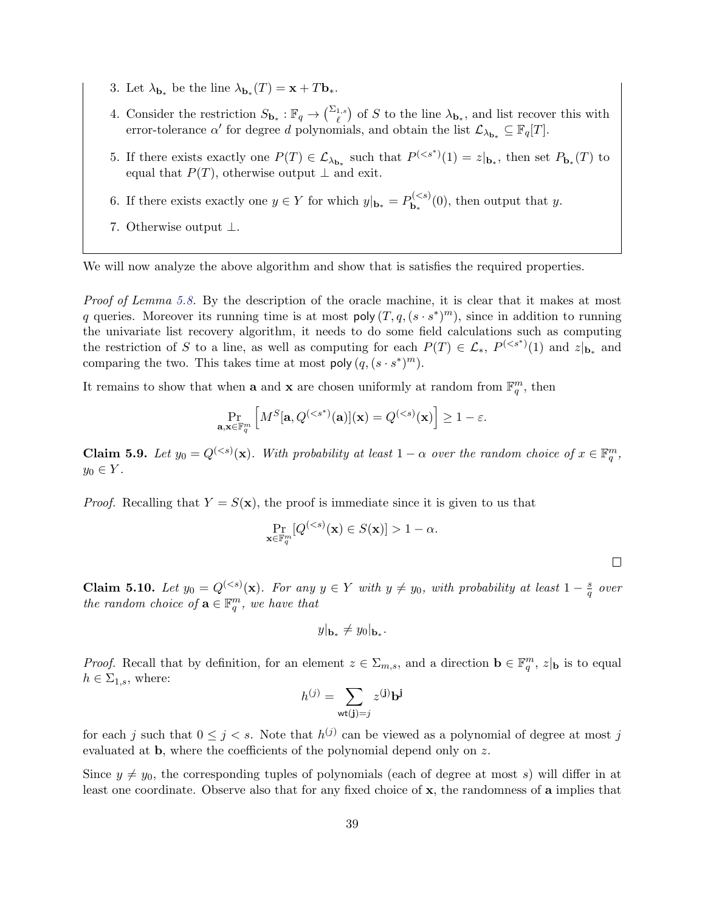3. Let $\lambda_{\mathbf{b}_*}$ be the line $\lambda_{\mathbf{b}_*}(T) = \mathbf{x} + T\mathbf{b}_*$.

4. Consider the restriction $S_{\mathbf{b}_*} : \mathbb{F}_q \to \binom{\Sigma_{1,s}}{\ell}$ of $S$ to the line $\lambda_{\mathbf{b}_*}$, and list recover this with error-tolerance $\alpha'$ for degree $d$ polynomials, and obtain the list $\mathcal{L}_{\lambda_{\mathbf{b}_*}} \subseteq \mathbb{F}_q[T]$.

5. If there exists exactly one $P(T) \in \mathcal{L}_{\lambda_{\mathbf{b}_*}}$ such that $P^{(<s^*)}(1) = z|_{\mathbf{b}_*}$, then set $P_{\mathbf{b}_*}(T)$ to equal that $P(T)$, otherwise output $\perp$ and exit.

6. If there exists exactly one $y \in Y$ for which $y|_{\mathbf{b}_*} = P_{\mathbf{b}_*}^{(<s)}(0)$, then output that $y$.

7. Otherwise output $\perp$.

We will now analyze the above algorithm and show that is satisfies the required properties.

*Proof of Lemma 5.8.* By the description of the oracle machine, it is clear that it makes at most $q$ queries. Moreover its running time is at most $\mathsf{poly}(T, q, (s \cdot s^*)^m)$, since in addition to running the univariate list recovery algorithm, it needs to do some field calculations such as computing the restriction of $S$ to a line, as well as computing for each $P(T) \in \mathcal{L}_*$, $P^{(<s^*)}(1)$ and $z|_{\mathbf{b}_*}$ and comparing the two. This takes time at most $\mathsf{poly}(q, (s \cdot s^*)^m)$.

It remains to show that when $\mathbf{a}$ and $\mathbf{x}$ are chosen uniformly at random from $\mathbb{F}_q^m$, then

$$\Pr_{\mathbf{a},\mathbf{x} \in \mathbb{F}_q^m}\left[M^S[\mathbf{a}, Q^{(<s^*)}(\mathbf{a})](\mathbf{x}) = Q^{(<s)}(\mathbf{x})\right] \geq 1 - \varepsilon.$$

**Claim 5.9.** *Let $y_0 = Q^{(<s)}(\mathbf{x})$. With probability at least $1 - \alpha$ over the random choice of $x \in \mathbb{F}_q^m$, $y_0 \in Y$.*

*Proof.* Recalling that $Y = S(\mathbf{x})$, the proof is immediate since it is given to us that

$$\Pr_{\mathbf{x} \in \mathbb{F}_q^m}[Q^{(<s)}(\mathbf{x}) \in S(\mathbf{x})] > 1 - \alpha.$$

□

**Claim 5.10.** *Let $y_0 = Q^{(<s)}(\mathbf{x})$. For any $y \in Y$ with $y \neq y_0$, with probability at least $1 - \frac{s}{q}$ over the random choice of $\mathbf{a} \in \mathbb{F}_q^m$, we have that*

$$y|_{\mathbf{b}_*} \neq y_0|_{\mathbf{b}_*}.$$

*Proof.* Recall that by definition, for an element $z \in \Sigma_{m,s}$, and a direction $\mathbf{b} \in \mathbb{F}_q^m$, $z|_{\mathbf{b}}$ is to equal $h \in \Sigma_{1,s}$, where:

$$h^{(j)} = \sum_{\mathsf{wt}(\mathbf{j})=j} z^{(\mathbf{j})}\mathbf{b}^{\mathbf{j}}$$

for each $j$ such that $0 \leq j < s$. Note that $h^{(j)}$ can be viewed as a polynomial of degree at most $j$ evaluated at $\mathbf{b}$, where the coefficients of the polynomial depend only on $z$.

Since $y \neq y_0$, the corresponding tuples of polynomials (each of degree at most $s$) will differ in at least one coordinate. Observe also that for any fixed choice of $\mathbf{x}$, the randomness of $\mathbf{a}$ implies that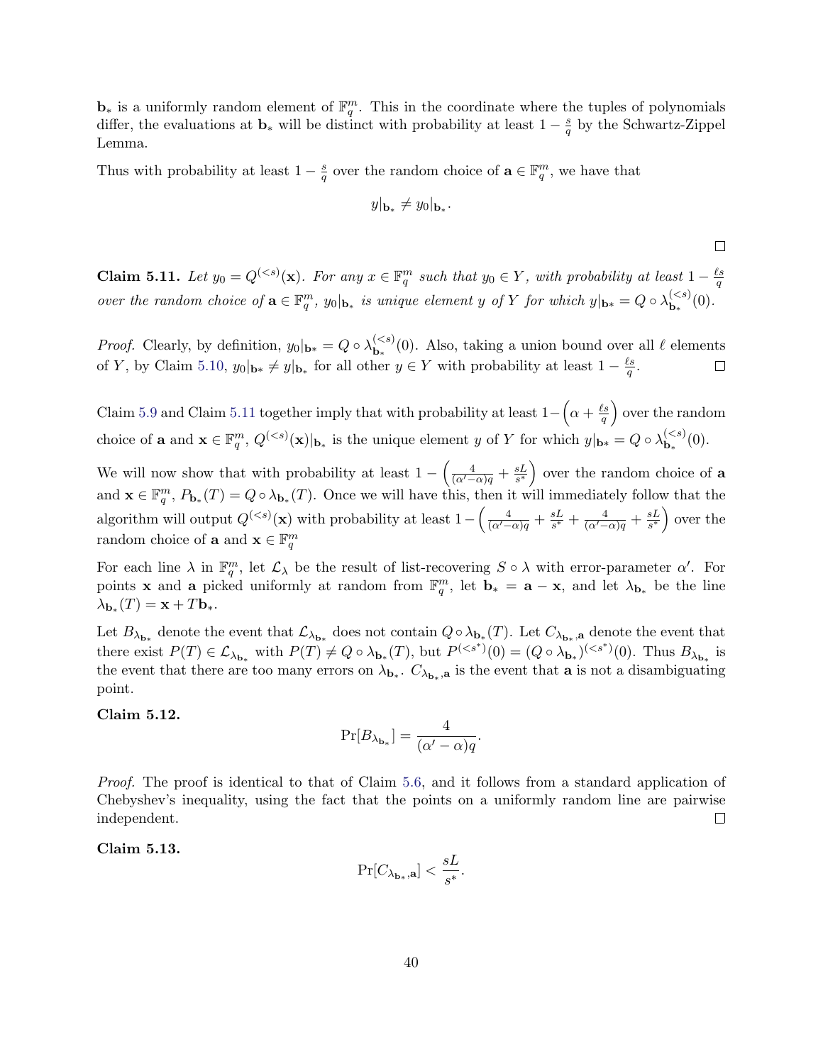$\mathbf{b}_*$ is a uniformly random element of $\mathbb{F}_q^m$. This in the coordinate where the tuples of polynomials differ, the evaluations at $\mathbf{b}_*$ will be distinct with probability at least $1 - \frac{s}{q}$ by the Schwartz-Zippel Lemma.

Thus with probability at least $1 - \frac{s}{q}$ over the random choice of $\mathbf{a} \in \mathbb{F}_q^m$, we have that

$$y|_{\mathbf{b}_*} \neq y_0|_{\mathbf{b}_*}.$$

□

**Claim 5.11.** *Let $y_0 = Q^{(<s)}(\mathbf{x})$. For any $x \in \mathbb{F}_q^m$ such that $y_0 \in Y$, with probability at least $1 - \frac{\ell s}{q}$ over the random choice of $\mathbf{a} \in \mathbb{F}_q^m$, $y_0|_{\mathbf{b}_*}$ is unique element $y$ of $Y$ for which $y|_{\mathbf{b}*} = Q \circ \lambda_{\mathbf{b}_*}^{(<s)}(0)$.*

*Proof.* Clearly, by definition, $y_0|_{\mathbf{b}*} = Q \circ \lambda_{\mathbf{b}_*}^{(<s)}(0)$. Also, taking a union bound over all $\ell$ elements of $Y$, by Claim 5.10, $y_0|_{\mathbf{b}*} \neq y|_{\mathbf{b}_*}$ for all other $y \in Y$ with probability at least $1 - \frac{\ell s}{q}$. □

Claim 5.9 and Claim 5.11 together imply that with probability at least $1 - \left(\alpha + \frac{\ell s}{q}\right)$ over the random choice of $\mathbf{a}$ and $\mathbf{x} \in \mathbb{F}_q^m$, $Q^{(<s)}(\mathbf{x})|_{\mathbf{b}_*}$ is the unique element $y$ of $Y$ for which $y|_{\mathbf{b}*} = Q \circ \lambda_{\mathbf{b}_*}^{(<s)}(0)$.

We will now show that with probability at least $1 - \left(\frac{4}{(\alpha'-\alpha)q} + \frac{sL}{s^*}\right)$ over the random choice of $\mathbf{a}$ and $\mathbf{x} \in \mathbb{F}_q^m$, $P_{\mathbf{b}_*}(T) = Q \circ \lambda_{\mathbf{b}_*}(T)$. Once we will have this, then it will immediately follow that the algorithm will output $Q^{(<s)}(\mathbf{x})$ with probability at least $1 - \left(\frac{4}{(\alpha'-\alpha)q} + \frac{sL}{s^*} + \frac{4}{(\alpha'-\alpha)q} + \frac{sL}{s^*}\right)$ over the random choice of $\mathbf{a}$ and $\mathbf{x} \in \mathbb{F}_q^m$

For each line $\lambda$ in $\mathbb{F}_q^m$, let $\mathcal{L}_\lambda$ be the result of list-recovering $S \circ \lambda$ with error-parameter $\alpha'$. For points $\mathbf{x}$ and $\mathbf{a}$ picked uniformly at random from $\mathbb{F}_q^m$, let $\mathbf{b}_* = \mathbf{a} - \mathbf{x}$, and let $\lambda_{\mathbf{b}_*}$ be the line $\lambda_{\mathbf{b}_*}(T) = \mathbf{x} + T\mathbf{b}_*$.

Let $B_{\lambda_{\mathbf{b}_*}}$ denote the event that $\mathcal{L}_{\lambda_{\mathbf{b}_*}}$ does not contain $Q \circ \lambda_{\mathbf{b}_*}(T)$. Let $C_{\lambda_{\mathbf{b}_*},\mathbf{a}}$ denote the event that there exist $P(T) \in \mathcal{L}_{\lambda_{\mathbf{b}_*}}$ with $P(T) \neq Q \circ \lambda_{\mathbf{b}_*}(T)$, but $P^{(<s^*)}(0) = (Q \circ \lambda_{\mathbf{b}_*})^{(<s^*)}(0)$. Thus $B_{\lambda_{\mathbf{b}_*}}$ is the event that there are too many errors on $\lambda_{\mathbf{b}_*}$. $C_{\lambda_{\mathbf{b}_*},\mathbf{a}}$ is the event that $\mathbf{a}$ is not a disambiguating point.

**Claim 5.12.**

$$\Pr[B_{\lambda_{\mathbf{b}_*}}] = \frac{4}{(\alpha' - \alpha)q}.$$

*Proof.* The proof is identical to that of Claim 5.6, and it follows from a standard application of Chebyshev's inequality, using the fact that the points on a uniformly random line are pairwise independent. □

**Claim 5.13.**

$$\Pr[C_{\lambda_{\mathbf{b}_*},\mathbf{a}}] < \frac{sL}{s^*}.$$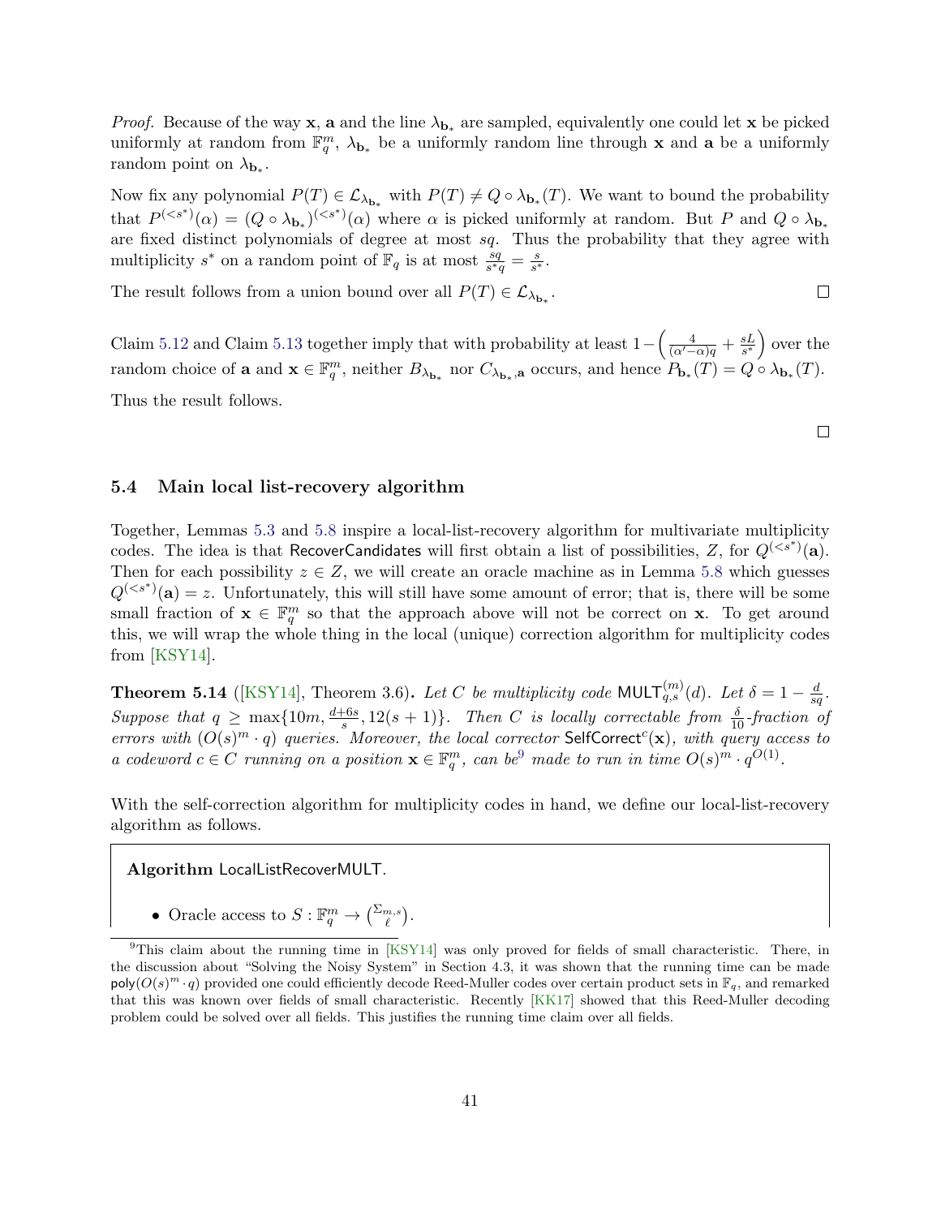*Proof.* Because of the way $\mathbf{x}$, $\mathbf{a}$ and the line $\lambda_{\mathbf{b}_*}$ are sampled, equivalently one could let $\mathbf{x}$ be picked uniformly at random from $\mathbb{F}_q^m$, $\lambda_{\mathbf{b}_*}$ be a uniformly random line through $\mathbf{x}$ and $\mathbf{a}$ be a uniformly random point on $\lambda_{\mathbf{b}_*}$.

Now fix any polynomial $P(T) \in \mathcal{L}_{\lambda_{\mathbf{b}_*}}$ with $P(T) \neq Q \circ \lambda_{\mathbf{b}_*}(T)$. We want to bound the probability that $P^{(<s^*)}(\alpha) = (Q \circ \lambda_{\mathbf{b}_*})^{(<s^*)}(\alpha)$ where $\alpha$ is picked uniformly at random. But $P$ and $Q \circ \lambda_{\mathbf{b}_*}$ are fixed distinct polynomials of degree at most $sq$. Thus the probability that they agree with multiplicity $s^*$ on a random point of $\mathbb{F}_q$ is at most $\frac{sq}{s^* q} = \frac{s}{s^*}$.

The result follows from a union bound over all $P(T) \in \mathcal{L}_{\lambda_{\mathbf{b}_*}}$. □

Claim 5.12 and Claim 5.13 together imply that with probability at least $1 - \left(\frac{4}{(\alpha' - \alpha)q} + \frac{sL}{s^*}\right)$ over the random choice of $\mathbf{a}$ and $\mathbf{x} \in \mathbb{F}_q^m$, neither $B_{\lambda_{\mathbf{b}_*}}$ nor $C_{\lambda_{\mathbf{b}_*}, \mathbf{a}}$ occurs, and hence $P_{\mathbf{b}_*}(T) = Q \circ \lambda_{\mathbf{b}_*}(T)$.

Thus the result follows.

□

### 5.4 Main local list-recovery algorithm

Together, Lemmas 5.3 and 5.8 inspire a local-list-recovery algorithm for multivariate multiplicity codes. The idea is that RecoverCandidates will first obtain a list of possibilities, $Z$, for $Q^{(<s^*)}(\mathbf{a})$. Then for each possibility $z \in Z$, we will create an oracle machine as in Lemma 5.8 which guesses $Q^{(<s^*)}(\mathbf{a}) = z$. Unfortunately, this will still have some amount of error; that is, there will be some small fraction of $\mathbf{x} \in \mathbb{F}_q^m$ so that the approach above will not be correct on $\mathbf{x}$. To get around this, we will wrap the whole thing in the local (unique) correction algorithm for multiplicity codes from [KSY14].

**Theorem 5.14** ([KSY14], Theorem 3.6)**.** *Let $C$ be multiplicity code $\mathsf{MULT}_{q,s}^{(m)}(d)$. Let $\delta = 1 - \frac{d}{sq}$. Suppose that $q \geq \max\{10m, \frac{d+6s}{s}, 12(s+1)\}$. Then $C$ is locally correctable from $\frac{\delta}{10}$-fraction of errors with $(O(s)^m \cdot q)$ queries. Moreover, the local corrector $\mathsf{SelfCorrect}^c(\mathbf{x})$, with query access to a codeword $c \in C$ running on a position $\mathbf{x} \in \mathbb{F}_q^m$, can be[9] made to run in time $O(s)^m \cdot q^{O(1)}$.*

With the self-correction algorithm for multiplicity codes in hand, we define our local-list-recovery algorithm as follows.

**Algorithm** LocalListRecoverMULT.

- Oracle access to $S : \mathbb{F}_q^m \to \binom{\Sigma_{m,s}}{\ell}$.

[9] This claim about the running time in [KSY14] was only proved for fields of small characteristic. There, in the discussion about "Solving the Noisy System" in Section 4.3, it was shown that the running time can be made $\mathrm{poly}(O(s)^m \cdot q)$ provided one could efficiently decode Reed-Muller codes over certain product sets in $\mathbb{F}_q$, and remarked that this was known over fields of small characteristic. Recently [KK17] showed that this Reed-Muller decoding problem could be solved over all fields. This justifies the running time claim over all fields.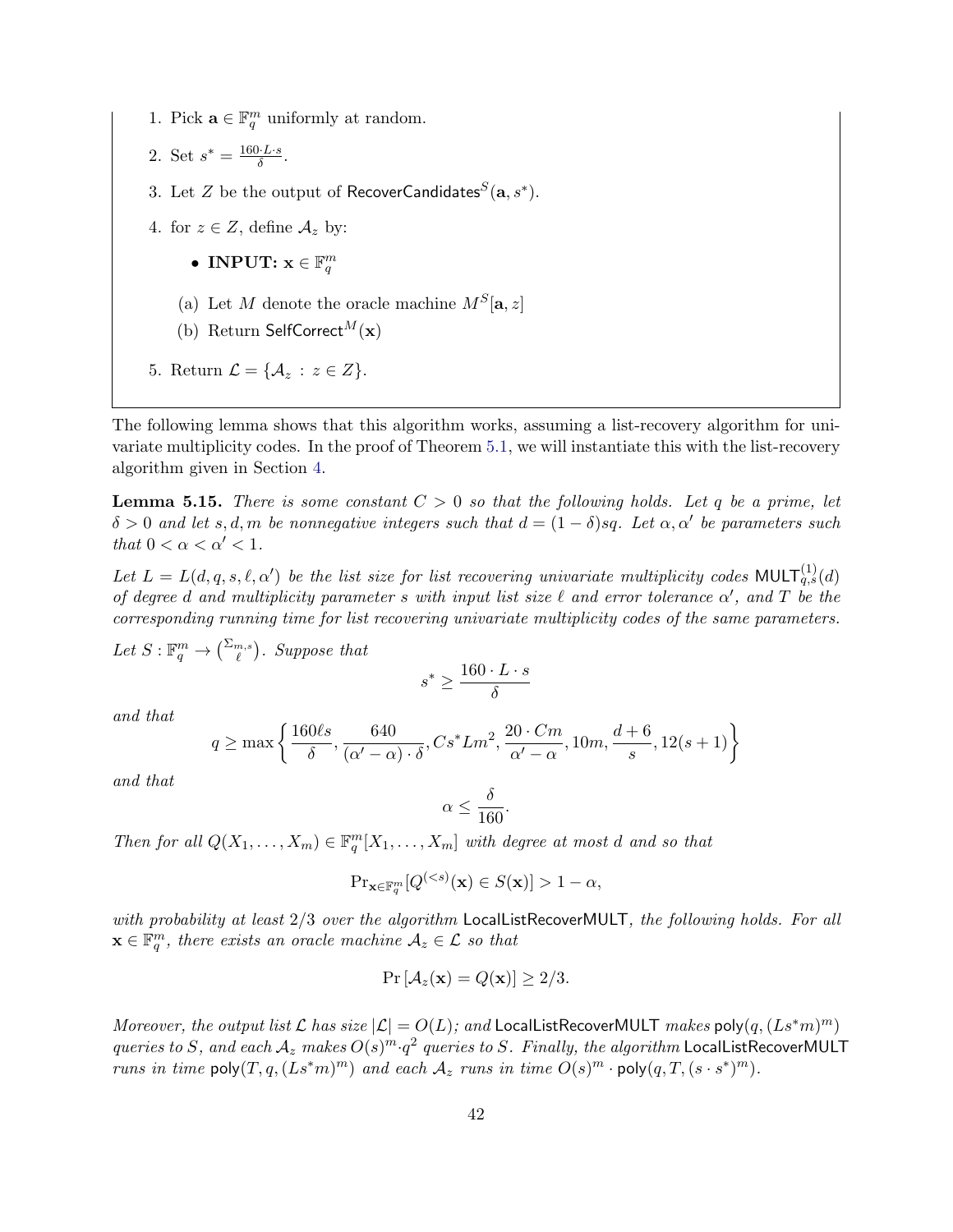1. Pick $\mathbf{a} \in \mathbb{F}_q^m$ uniformly at random.
2. Set $s^* = \frac{160 \cdot L \cdot s}{\delta}$.
3. Let $Z$ be the output of $\mathsf{RecoverCandidates}^S(\mathbf{a}, s^*)$.
4. for $z \in Z$, define $\mathcal{A}_z$ by:
   - **INPUT:** $\mathbf{x} \in \mathbb{F}_q^m$

   (a) Let $M$ denote the oracle machine $M^S[\mathbf{a}, z]$

   (b) Return $\mathsf{SelfCorrect}^M(\mathbf{x})$
5. Return $\mathcal{L} = \{\mathcal{A}_z : z \in Z\}$.

The following lemma shows that this algorithm works, assuming a list-recovery algorithm for univariate multiplicity codes. In the proof of Theorem 5.1, we will instantiate this with the list-recovery algorithm given in Section 4.

**Lemma 5.15.** *There is some constant $C > 0$ so that the following holds. Let $q$ be a prime, let $\delta > 0$ and let $s, d, m$ be nonnegative integers such that $d = (1-\delta)sq$. Let $\alpha, \alpha'$ be parameters such that $0 < \alpha < \alpha' < 1$.*

*Let $L = L(d, q, s, \ell, \alpha')$ be the list size for list recovering univariate multiplicity codes $\mathsf{MULT}_{q,s}^{(1)}(d)$ of degree $d$ and multiplicity parameter $s$ with input list size $\ell$ and error tolerance $\alpha'$, and $T$ be the corresponding running time for list recovering univariate multiplicity codes of the same parameters.*

*Let $S : \mathbb{F}_q^m \to \binom{\Sigma_{m,s}}{\ell}$. Suppose that*

$$s^* \geq \frac{160 \cdot L \cdot s}{\delta}$$

*and that*

$$q \geq \max\left\{ \frac{160 \ell s}{\delta}, \frac{640}{(\alpha' - \alpha) \cdot \delta}, C s^* L m^2, \frac{20 \cdot Cm}{\alpha' - \alpha}, 10m, \frac{d+6}{s}, 12(s+1) \right\}$$

*and that*

$$\alpha \leq \frac{\delta}{160}.$$

*Then for all $Q(X_1, \ldots, X_m) \in \mathbb{F}_q^m[X_1, \ldots, X_m]$ with degree at most $d$ and so that*

$$\Pr_{\mathbf{x} \in \mathbb{F}_q^m}[Q^{(<s)}(\mathbf{x}) \in S(\mathbf{x})] > 1 - \alpha,$$

*with probability at least $2/3$ over the algorithm $\mathsf{LocalListRecoverMULT}$, the following holds. For all $\mathbf{x} \in \mathbb{F}_q^m$, there exists an oracle machine $\mathcal{A}_z \in \mathcal{L}$ so that*

$$\Pr\left[\mathcal{A}_z(\mathbf{x}) = Q(\mathbf{x})\right] \geq 2/3.$$

*Moreover, the output list $\mathcal{L}$ has size $|\mathcal{L}| = O(L)$; and $\mathsf{LocalListRecoverMULT}$ makes $\mathsf{poly}(q, (Ls^*m)^m)$ queries to $S$, and each $\mathcal{A}_z$ makes $O(s)^m \cdot q^2$ queries to $S$. Finally, the algorithm $\mathsf{LocalListRecoverMULT}$ runs in time $\mathsf{poly}(T, q, (Ls^*m)^m)$ and each $\mathcal{A}_z$ runs in time $O(s)^m \cdot \mathsf{poly}(q, T, (s \cdot s^*)^m)$.*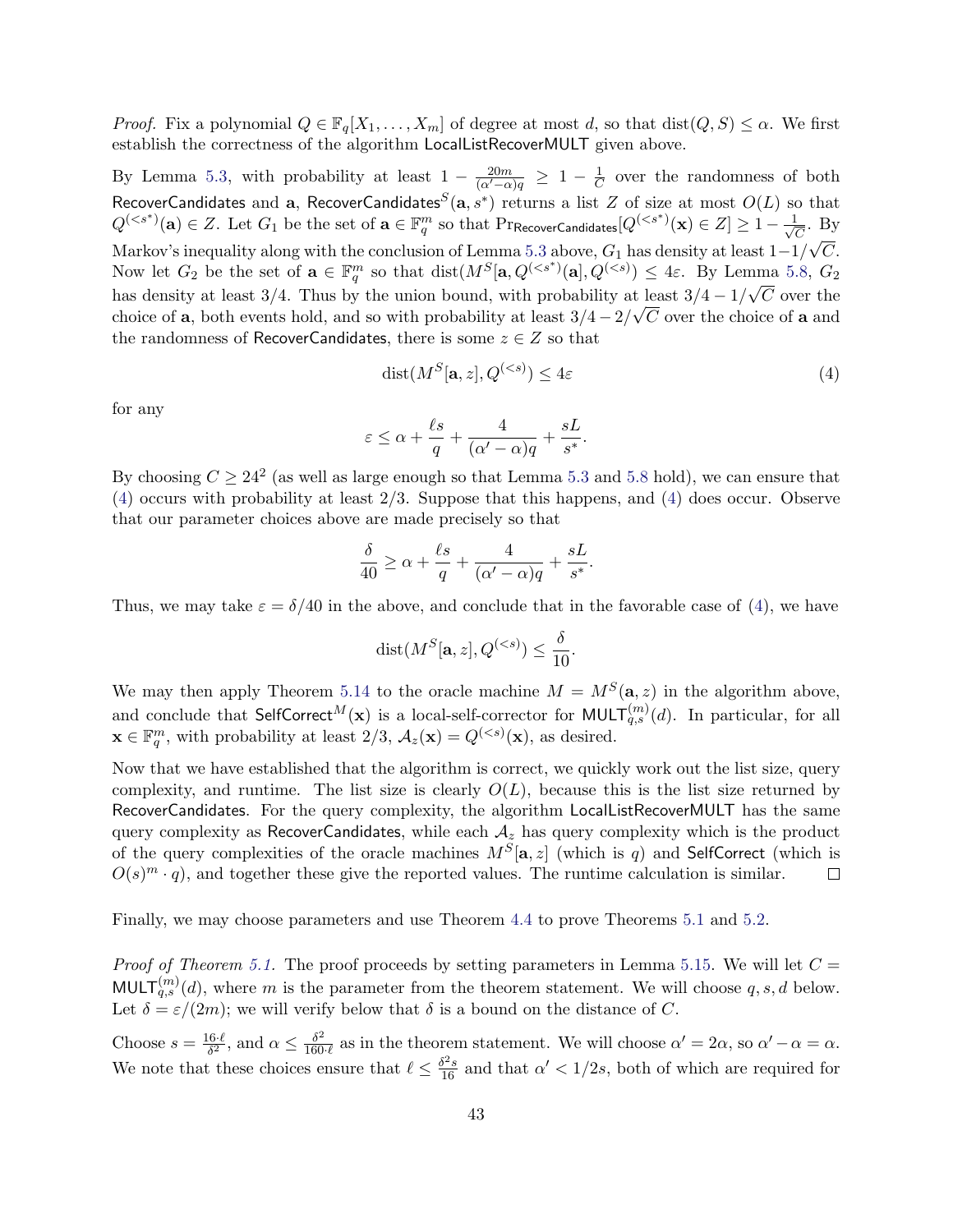*Proof.* Fix a polynomial $Q \in \mathbb{F}_q[X_1, \ldots, X_m]$ of degree at most $d$, so that $\mathrm{dist}(Q, S) \leq \alpha$. We first establish the correctness of the algorithm $\mathsf{LocalListRecoverMULT}$ given above.

By Lemma 5.3, with probability at least $1 - \frac{20m}{(\alpha' - \alpha)q} \geq 1 - \frac{1}{C}$ over the randomness of both $\mathsf{RecoverCandidates}$ and $\mathbf{a}$, $\mathsf{RecoverCandidates}^S(\mathbf{a}, s^*)$ returns a list $Z$ of size at most $O(L)$ so that $Q^{(<s^*)}(\mathbf{a}) \in Z$. Let $G_1$ be the set of $\mathbf{a} \in \mathbb{F}_q^m$ so that $\Pr_{\mathsf{RecoverCandidates}}[Q^{(<s^*)}(\mathbf{x}) \in Z] \geq 1 - \frac{1}{\sqrt{C}}$. By Markov's inequality along with the conclusion of Lemma 5.3 above, $G_1$ has density at least $1 - 1/\sqrt{C}$. Now let $G_2$ be the set of $\mathbf{a} \in \mathbb{F}_q^m$ so that $\mathrm{dist}(M^S[\mathbf{a}, Q^{(<s^*)}(\mathbf{a}], Q^{(<s)}) \leq 4\varepsilon$. By Lemma 5.8, $G_2$ has density at least $3/4$. Thus by the union bound, with probability at least $3/4 - 1/\sqrt{C}$ over the choice of $\mathbf{a}$, both events hold, and so with probability at least $3/4 - 2/\sqrt{C}$ over the choice of $\mathbf{a}$ and the randomness of $\mathsf{RecoverCandidates}$, there is some $z \in Z$ so that

$$\mathrm{dist}(M^S[\mathbf{a}, z], Q^{(<s)}) \leq 4\varepsilon \tag{4}$$

for any

$$\varepsilon \leq \alpha + \frac{\ell s}{q} + \frac{4}{(\alpha' - \alpha)q} + \frac{sL}{s^*}.$$

By choosing $C \geq 24^2$ (as well as large enough so that Lemma 5.3 and 5.8 hold), we can ensure that (4) occurs with probability at least $2/3$. Suppose that this happens, and (4) does occur. Observe that our parameter choices above are made precisely so that

$$\frac{\delta}{40} \geq \alpha + \frac{\ell s}{q} + \frac{4}{(\alpha' - \alpha)q} + \frac{sL}{s^*}.$$

Thus, we may take $\varepsilon = \delta/40$ in the above, and conclude that in the favorable case of (4), we have

$$\mathrm{dist}(M^S[\mathbf{a}, z], Q^{(<s)}) \leq \frac{\delta}{10}.$$

We may then apply Theorem 5.14 to the oracle machine $M = M^S(\mathbf{a}, z)$ in the algorithm above, and conclude that $\mathsf{SelfCorrect}^M(\mathbf{x})$ is a local-self-corrector for $\mathsf{MULT}_{q,s}^{(m)}(d)$. In particular, for all $\mathbf{x} \in \mathbb{F}_q^m$, with probability at least $2/3$, $\mathcal{A}_z(\mathbf{x}) = Q^{(<s)}(\mathbf{x})$, as desired.

Now that we have established that the algorithm is correct, we quickly work out the list size, query complexity, and runtime. The list size is clearly $O(L)$, because this is the list size returned by $\mathsf{RecoverCandidates}$. For the query complexity, the algorithm $\mathsf{LocalListRecoverMULT}$ has the same query complexity as $\mathsf{RecoverCandidates}$, while each $\mathcal{A}_z$ has query complexity which is the product of the query complexities of the oracle machines $M^S[\mathbf{a}, z]$ (which is $q$) and $\mathsf{SelfCorrect}$ (which is $O(s)^m \cdot q$), and together these give the reported values. The runtime calculation is similar. $\square$

Finally, we may choose parameters and use Theorem 4.4 to prove Theorems 5.1 and 5.2.

*Proof of Theorem 5.1.* The proof proceeds by setting parameters in Lemma 5.15. We will let $C = \mathsf{MULT}_{q,s}^{(m)}(d)$, where $m$ is the parameter from the theorem statement. We will choose $q, s, d$ below. Let $\delta = \varepsilon/(2m)$; we will verify below that $\delta$ is a bound on the distance of $C$.

Choose $s = \frac{16 \cdot \ell}{\delta^2}$, and $\alpha \leq \frac{\delta^2}{160 \cdot \ell}$ as in the theorem statement. We will choose $\alpha' = 2\alpha$, so $\alpha' - \alpha = \alpha$. We note that these choices ensure that $\ell \leq \frac{\delta^2 s}{16}$ and that $\alpha' < 1/2s$, both of which are required for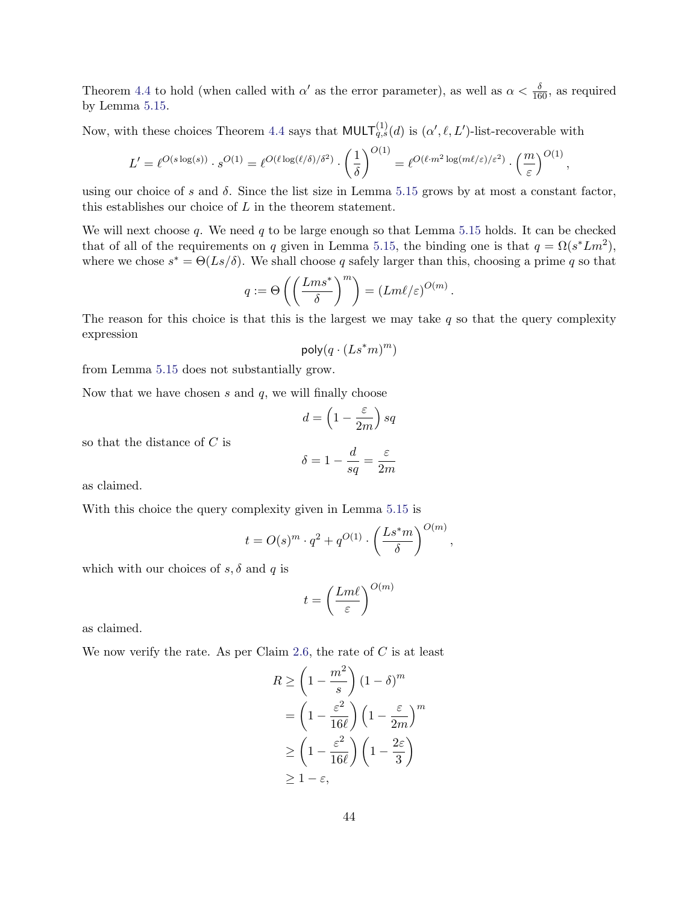Theorem 4.4 to hold (when called with $\alpha'$ as the error parameter), as well as $\alpha < \frac{\delta}{160}$, as required by Lemma 5.15.

Now, with these choices Theorem 4.4 says that $\mathsf{MULT}^{(1)}_{q,s}(d)$ is $(\alpha', \ell, L')$-list-recoverable with

$$L' = \ell^{O(s\log(s))} \cdot s^{O(1)} = \ell^{O(\ell\log(\ell/\delta)/\delta^2)} \cdot \left(\frac{1}{\delta}\right)^{O(1)} = \ell^{O(\ell\cdot m^2\log(m\ell/\varepsilon)/\varepsilon^2)} \cdot \left(\frac{m}{\varepsilon}\right)^{O(1)},$$

using our choice of $s$ and $\delta$. Since the list size in Lemma 5.15 grows by at most a constant factor, this establishes our choice of $L$ in the theorem statement.

We will next choose $q$. We need $q$ to be large enough so that Lemma 5.15 holds. It can be checked that of all of the requirements on $q$ given in Lemma 5.15, the binding one is that $q = \Omega(s^* L m^2)$, where we chose $s^* = \Theta(Ls/\delta)$. We shall choose $q$ safely larger than this, choosing a prime $q$ so that

$$q := \Theta\left(\left(\frac{Lms^*}{\delta}\right)^m\right) = (Lm\ell/\varepsilon)^{O(m)}.$$

The reason for this choice is that this is the largest we may take $q$ so that the query complexity expression

$$\mathsf{poly}(q \cdot (Ls^*m)^m)$$

from Lemma 5.15 does not substantially grow.

Now that we have chosen $s$ and $q$, we will finally choose

$$d = \left(1 - \frac{\varepsilon}{2m}\right) sq$$

so that the distance of $C$ is

$$\delta = 1 - \frac{d}{sq} = \frac{\varepsilon}{2m}$$

as claimed.

With this choice the query complexity given in Lemma 5.15 is

$$t = O(s)^m \cdot q^2 + q^{O(1)} \cdot \left(\frac{Ls^*m}{\delta}\right)^{O(m)},$$

which with our choices of $s, \delta$ and $q$ is

$$t = \left(\frac{Lm\ell}{\varepsilon}\right)^{O(m)}$$

as claimed.

We now verify the rate. As per Claim 2.6, the rate of $C$ is at least

$$\begin{aligned}
R &\geq \left(1 - \frac{m^2}{s}\right)(1-\delta)^m \\
&= \left(1 - \frac{\varepsilon^2}{16\ell}\right)\left(1 - \frac{\varepsilon}{2m}\right)^m \\
&\geq \left(1 - \frac{\varepsilon^2}{16\ell}\right)\left(1 - \frac{2\varepsilon}{3}\right) \\
&\geq 1 - \varepsilon,
\end{aligned}$$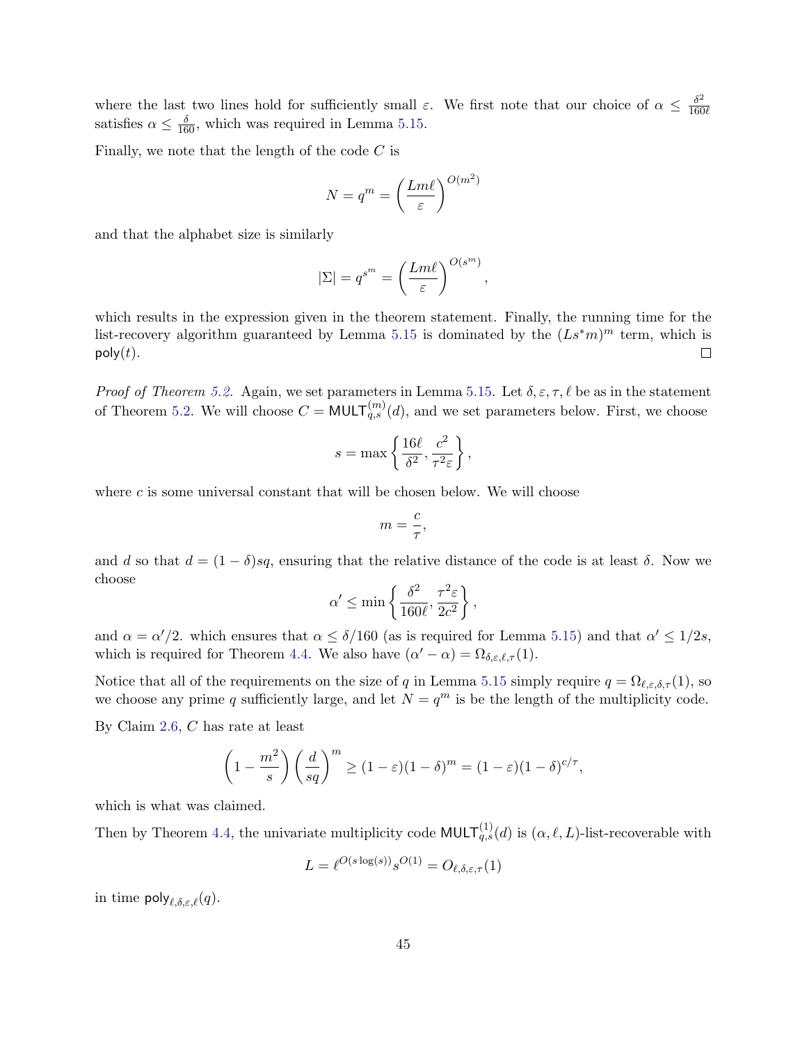where the last two lines hold for sufficiently small $\varepsilon$. We first note that our choice of $\alpha \leq \frac{\delta^2}{160\ell}$ satisfies $\alpha \leq \frac{\delta}{160}$, which was required in Lemma 5.15.

Finally, we note that the length of the code $C$ is

$$N = q^m = \left(\frac{Lm\ell}{\varepsilon}\right)^{O(m^2)}$$

and that the alphabet size is similarly

$$|\Sigma| = q^{s^m} = \left(\frac{Lm\ell}{\varepsilon}\right)^{O(s^m)},$$

which results in the expression given in the theorem statement. Finally, the running time for the list-recovery algorithm guaranteed by Lemma 5.15 is dominated by the $(Ls^*m)^m$ term, which is $\mathsf{poly}(t)$. □

*Proof of Theorem 5.2.* Again, we set parameters in Lemma 5.15. Let $\delta, \varepsilon, \tau, \ell$ be as in the statement of Theorem 5.2. We will choose $C = \mathsf{MULT}_{q,s}^{(m)}(d)$, and we set parameters below. First, we choose

$$s = \max\left\{\frac{16\ell}{\delta^2}, \frac{c^2}{\tau^2\varepsilon}\right\},$$

where $c$ is some universal constant that will be chosen below. We will choose

$$m = \frac{c}{\tau},$$

and $d$ so that $d = (1-\delta)sq$, ensuring that the relative distance of the code is at least $\delta$. Now we choose

$$\alpha' \leq \min\left\{\frac{\delta^2}{160\ell}, \frac{\tau^2\varepsilon}{2c^2}\right\},$$

and $\alpha = \alpha'/2$. which ensures that $\alpha \leq \delta/160$ (as is required for Lemma 5.15) and that $\alpha' \leq 1/2s$, which is required for Theorem 4.4. We also have $(\alpha' - \alpha) = \Omega_{\delta,\varepsilon,\ell,\tau}(1)$.

Notice that all of the requirements on the size of $q$ in Lemma 5.15 simply require $q = \Omega_{\ell,\varepsilon,\delta,\tau}(1)$, so we choose any prime $q$ sufficiently large, and let $N = q^m$ is be the length of the multiplicity code.

By Claim 2.6, $C$ has rate at least

$$\left(1 - \frac{m^2}{s}\right)\left(\frac{d}{sq}\right)^m \geq (1-\varepsilon)(1-\delta)^m = (1-\varepsilon)(1-\delta)^{c/\tau},$$

which is what was claimed.

Then by Theorem 4.4, the univariate multiplicity code $\mathsf{MULT}_{q,s}^{(1)}(d)$ is $(\alpha, \ell, L)$-list-recoverable with

$$L = \ell^{O(s\log(s))} s^{O(1)} = O_{\ell,\delta,\varepsilon,\tau}(1)$$

in time $\mathsf{poly}_{\ell,\delta,\varepsilon,\ell}(q)$.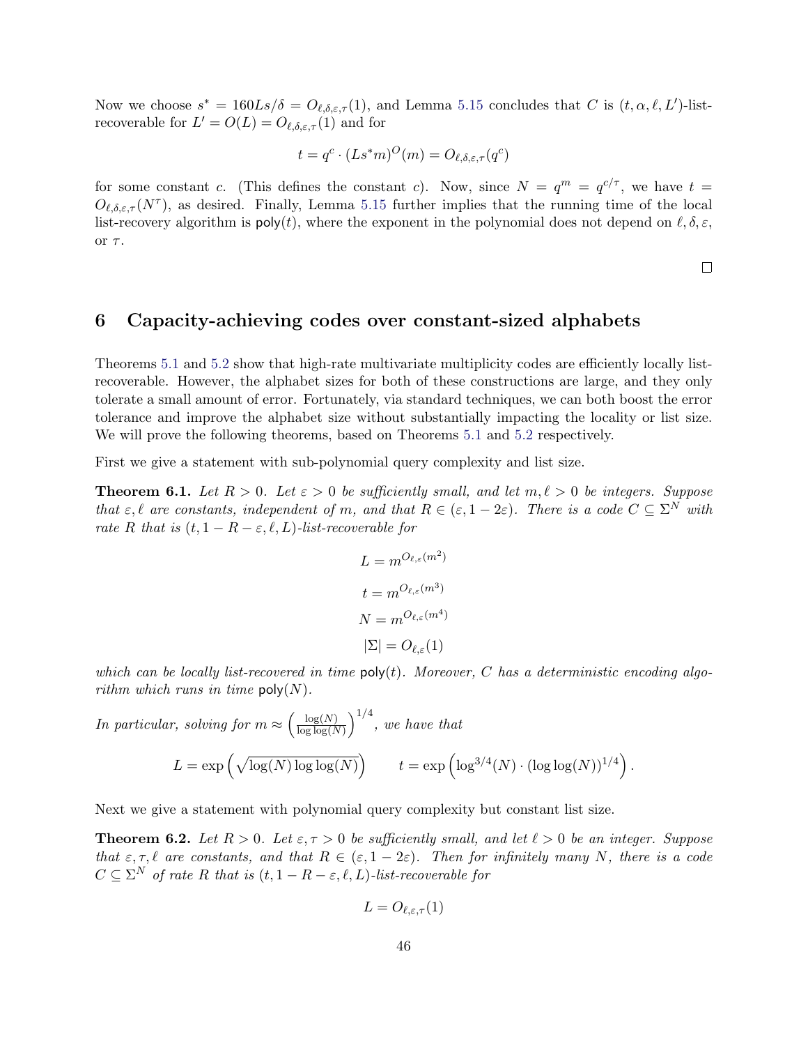Now we choose $s^* = 160Ls/\delta = O_{\ell,\delta,\varepsilon,\tau}(1)$, and Lemma 5.15 concludes that $C$ is $(t, \alpha, \ell, L')$-list-recoverable for $L' = O(L) = O_{\ell,\delta,\varepsilon,\tau}(1)$ and for

$$t = q^c \cdot (Ls^* m)^O(m) = O_{\ell,\delta,\varepsilon,\tau}(q^c)$$

for some constant $c$. (This defines the constant $c$). Now, since $N = q^m = q^{c/\tau}$, we have $t = O_{\ell,\delta,\varepsilon,\tau}(N^\tau)$, as desired. Finally, Lemma 5.15 further implies that the running time of the local list-recovery algorithm is $\mathsf{poly}(t)$, where the exponent in the polynomial does not depend on $\ell, \delta, \varepsilon$, or $\tau$.

□

# 6 Capacity-achieving codes over constant-sized alphabets

Theorems 5.1 and 5.2 show that high-rate multivariate multiplicity codes are efficiently locally list-recoverable. However, the alphabet sizes for both of these constructions are large, and they only tolerate a small amount of error. Fortunately, via standard techniques, we can both boost the error tolerance and improve the alphabet size without substantially impacting the locality or list size. We will prove the following theorems, based on Theorems 5.1 and 5.2 respectively.

First we give a statement with sub-polynomial query complexity and list size.

**Theorem 6.1.** *Let $R > 0$. Let $\varepsilon > 0$ be sufficiently small, and let $m, \ell > 0$ be integers. Suppose that $\varepsilon, \ell$ are constants, independent of $m$, and that $R \in (\varepsilon, 1 - 2\varepsilon)$. There is a code $C \subseteq \Sigma^N$ with rate $R$ that is $(t, 1 - R - \varepsilon, \ell, L)$-list-recoverable for*

$$L = m^{O_{\ell,\varepsilon}(m^2)}$$

$$t = m^{O_{\ell,\varepsilon}(m^3)}$$

$$N = m^{O_{\ell,\varepsilon}(m^4)}$$

$$|\Sigma| = O_{\ell,\varepsilon}(1)$$

*which can be locally list-recovered in time $\mathsf{poly}(t)$. Moreover, $C$ has a deterministic encoding algorithm which runs in time $\mathsf{poly}(N)$.*

*In particular, solving for $m \approx \left(\frac{\log(N)}{\log\log(N)}\right)^{1/4}$, we have that*

$$L = \exp\left(\sqrt{\log(N) \log\log(N)}\right) \qquad t = \exp\left(\log^{3/4}(N) \cdot (\log\log(N))^{1/4}\right).$$

Next we give a statement with polynomial query complexity but constant list size.

**Theorem 6.2.** *Let $R > 0$. Let $\varepsilon, \tau > 0$ be sufficiently small, and let $\ell > 0$ be an integer. Suppose that $\varepsilon, \tau, \ell$ are constants, and that $R \in (\varepsilon, 1 - 2\varepsilon)$. Then for infinitely many $N$, there is a code $C \subseteq \Sigma^N$ of rate $R$ that is $(t, 1 - R - \varepsilon, \ell, L)$-list-recoverable for*

$$L = O_{\ell,\varepsilon,\tau}(1)$$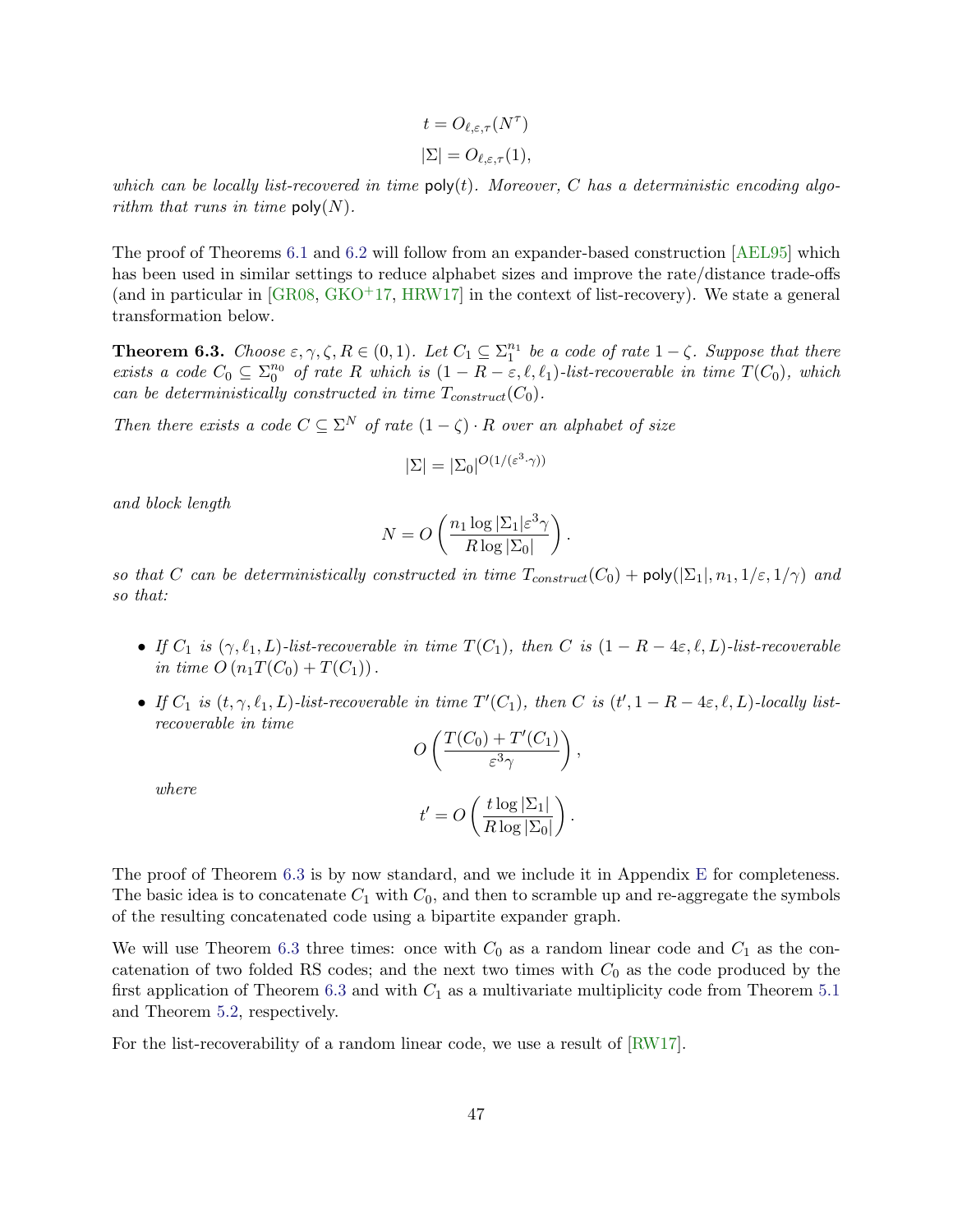$$t = O_{\ell,\varepsilon,\tau}(N^{\tau})$$

$$|\Sigma| = O_{\ell,\varepsilon,\tau}(1),$$

*which can be locally list-recovered in time* $\mathsf{poly}(t)$*. Moreover,* $C$ *has a deterministic encoding algorithm that runs in time* $\mathsf{poly}(N)$*.*

The proof of Theorems 6.1 and 6.2 will follow from an expander-based construction [AEL95] which has been used in similar settings to reduce alphabet sizes and improve the rate/distance trade-offs (and in particular in [GR08, GKO+17, HRW17] in the context of list-recovery). We state a general transformation below.

**Theorem 6.3.** *Choose* $\varepsilon, \gamma, \zeta, R \in (0, 1)$*. Let* $C_1 \subseteq \Sigma_1^{n_1}$ *be a code of rate* $1 - \zeta$*. Suppose that there exists a code* $C_0 \subseteq \Sigma_0^{n_0}$ *of rate* $R$ *which is* $(1 - R - \varepsilon, \ell, \ell_1)$*-list-recoverable in time* $T(C_0)$*, which can be deterministically constructed in time* $T_{construct}(C_0)$*.*

*Then there exists a code* $C \subseteq \Sigma^N$ *of rate* $(1 - \zeta) \cdot R$ *over an alphabet of size*

$$|\Sigma| = |\Sigma_0|^{O(1/(\varepsilon^3 \cdot \gamma))}$$

*and block length*

$$N = O\left(\frac{n_1 \log |\Sigma_1| \varepsilon^3 \gamma}{R \log |\Sigma_0|}\right).$$

*so that* $C$ *can be deterministically constructed in time* $T_{construct}(C_0) + \mathsf{poly}(|\Sigma_1|, n_1, 1/\varepsilon, 1/\gamma)$ *and so that:*

- *If* $C_1$ *is* $(\gamma, \ell_1, L)$*-list-recoverable in time* $T(C_1)$*, then* $C$ *is* $(1 - R - 4\varepsilon, \ell, L)$*-list-recoverable in time* $O\left(n_1 T(C_0) + T(C_1)\right)$*.*
- *If* $C_1$ *is* $(t, \gamma, \ell_1, L)$*-list-recoverable in time* $T'(C_1)$*, then* $C$ *is* $(t', 1 - R - 4\varepsilon, \ell, L)$*-locally list-recoverable in time*

$$O\left(\frac{T(C_0) + T'(C_1)}{\varepsilon^3 \gamma}\right),$$

*where*

$$t' = O\left(\frac{t \log |\Sigma_1|}{R \log |\Sigma_0|}\right).$$

The proof of Theorem 6.3 is by now standard, and we include it in Appendix E for completeness. The basic idea is to concatenate $C_1$ with $C_0$, and then to scramble up and re-aggregate the symbols of the resulting concatenated code using a bipartite expander graph.

We will use Theorem 6.3 three times: once with $C_0$ as a random linear code and $C_1$ as the concatenation of two folded RS codes; and the next two times with $C_0$ as the code produced by the first application of Theorem 6.3 and with $C_1$ as a multivariate multiplicity code from Theorem 5.1 and Theorem 5.2, respectively.

For the list-recoverability of a random linear code, we use a result of [RW17].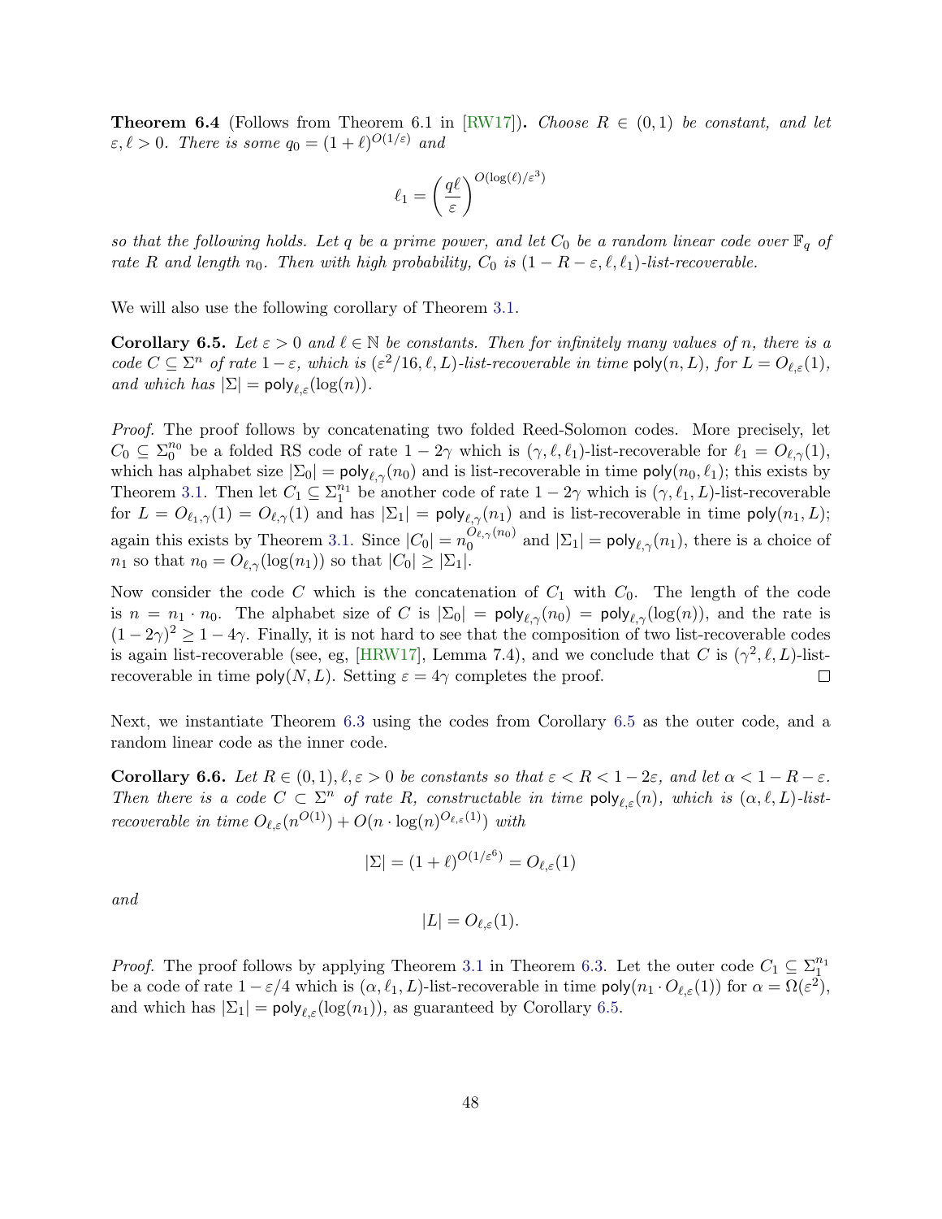**Theorem 6.4** (Follows from Theorem 6.1 in [RW17]). *Choose $R \in (0,1)$ be constant, and let $\varepsilon, \ell > 0$. There is some $q_0 = (1+\ell)^{O(1/\varepsilon)}$ and*

$$\ell_1 = \left(\frac{q\ell}{\varepsilon}\right)^{O(\log(\ell)/\varepsilon^3)}$$

*so that the following holds. Let $q$ be a prime power, and let $C_0$ be a random linear code over $\mathbb{F}_q$ of rate $R$ and length $n_0$. Then with high probability, $C_0$ is $(1-R-\varepsilon, \ell, \ell_1)$-list-recoverable.*

We will also use the following corollary of Theorem 3.1.

**Corollary 6.5.** *Let $\varepsilon > 0$ and $\ell \in \mathbb{N}$ be constants. Then for infinitely many values of $n$, there is a code $C \subseteq \Sigma^n$ of rate $1-\varepsilon$, which is $(\varepsilon^2/16, \ell, L)$-list-recoverable in time $\mathsf{poly}(n, L)$, for $L = O_{\ell,\varepsilon}(1)$, and which has $|\Sigma| = \mathsf{poly}_{\ell,\varepsilon}(\log(n))$.*

*Proof.* The proof follows by concatenating two folded Reed-Solomon codes. More precisely, let $C_0 \subseteq \Sigma_0^{n_0}$ be a folded RS code of rate $1-2\gamma$ which is $(\gamma, \ell, \ell_1)$-list-recoverable for $\ell_1 = O_{\ell,\gamma}(1)$, which has alphabet size $|\Sigma_0| = \mathsf{poly}_{\ell,\gamma}(n_0)$ and is list-recoverable in time $\mathsf{poly}(n_0, \ell_1)$; this exists by Theorem 3.1. Then let $C_1 \subseteq \Sigma_1^{n_1}$ be another code of rate $1-2\gamma$ which is $(\gamma, \ell_1, L)$-list-recoverable for $L = O_{\ell_1,\gamma}(1) = O_{\ell,\gamma}(1)$ and has $|\Sigma_1| = \mathsf{poly}_{\ell,\gamma}(n_1)$ and is list-recoverable in time $\mathsf{poly}(n_1, L)$; again this exists by Theorem 3.1. Since $|C_0| = n_0^{O_{\ell,\gamma}(n_0)}$ and $|\Sigma_1| = \mathsf{poly}_{\ell,\gamma}(n_1)$, there is a choice of $n_1$ so that $n_0 = O_{\ell,\gamma}(\log(n_1))$ so that $|C_0| \geq |\Sigma_1|$.

Now consider the code $C$ which is the concatenation of $C_1$ with $C_0$. The length of the code is $n = n_1 \cdot n_0$. The alphabet size of $C$ is $|\Sigma_0| = \mathsf{poly}_{\ell,\gamma}(n_0) = \mathsf{poly}_{\ell,\gamma}(\log(n))$, and the rate is $(1-2\gamma)^2 \geq 1-4\gamma$. Finally, it is not hard to see that the composition of two list-recoverable codes is again list-recoverable (see, eg, [HRW17], Lemma 7.4), and we conclude that $C$ is $(\gamma^2, \ell, L)$-list-recoverable in time $\mathsf{poly}(N, L)$. Setting $\varepsilon = 4\gamma$ completes the proof. $\square$

Next, we instantiate Theorem 6.3 using the codes from Corollary 6.5 as the outer code, and a random linear code as the inner code.

**Corollary 6.6.** *Let $R \in (0,1), \ell, \varepsilon > 0$ be constants so that $\varepsilon < R < 1-2\varepsilon$, and let $\alpha < 1-R-\varepsilon$. Then there is a code $C \subset \Sigma^n$ of rate $R$, constructable in time $\mathsf{poly}_{\ell,\varepsilon}(n)$, which is $(\alpha, \ell, L)$-list-recoverable in time $O_{\ell,\varepsilon}(n^{O(1)}) + O(n \cdot \log(n)^{O_{\ell,\varepsilon}(1)})$ with*

$$|\Sigma| = (1+\ell)^{O(1/\varepsilon^6)} = O_{\ell,\varepsilon}(1)$$

*and*

$$|L| = O_{\ell,\varepsilon}(1).$$

*Proof.* The proof follows by applying Theorem 3.1 in Theorem 6.3. Let the outer code $C_1 \subseteq \Sigma_1^{n_1}$ be a code of rate $1-\varepsilon/4$ which is $(\alpha, \ell_1, L)$-list-recoverable in time $\mathsf{poly}(n_1 \cdot O_{\ell,\varepsilon}(1))$ for $\alpha = \Omega(\varepsilon^2)$, and which has $|\Sigma_1| = \mathsf{poly}_{\ell,\varepsilon}(\log(n_1))$, as guaranteed by Corollary 6.5.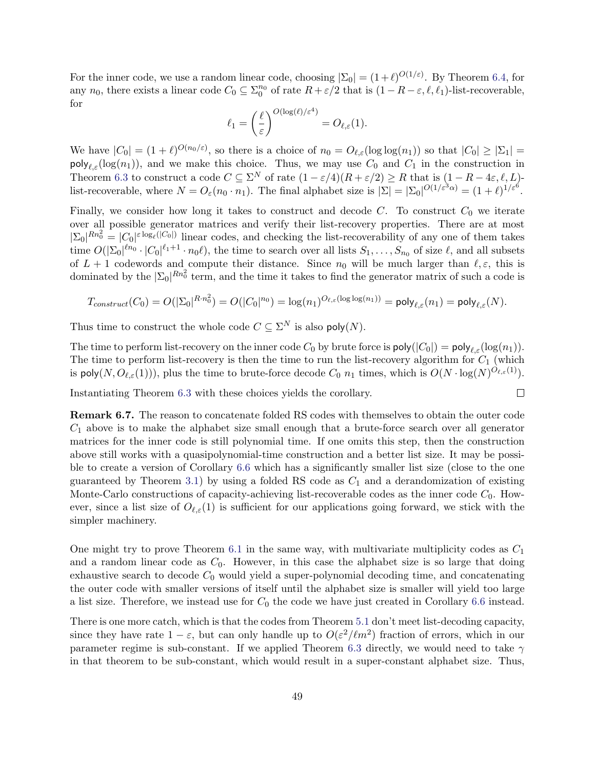For the inner code, we use a random linear code, choosing $|\Sigma_0| = (1+\ell)^{O(1/\varepsilon)}$. By Theorem 6.4, for any $n_0$, there exists a linear code $C_0 \subseteq \Sigma_0^{n_0}$ of rate $R + \varepsilon/2$ that is $(1 - R - \varepsilon, \ell, \ell_1)$-list-recoverable, for

$$\ell_1 = \left(\frac{\ell}{\varepsilon}\right)^{O(\log(\ell)/\varepsilon^4)} = O_{\ell,\varepsilon}(1).$$

We have $|C_0| = (1+\ell)^{O(n_0/\varepsilon)}$, so there is a choice of $n_0 = O_{\ell,\varepsilon}(\log\log(n_1))$ so that $|C_0| \geq |\Sigma_1| = \mathsf{poly}_{\ell,\varepsilon}(\log(n_1))$, and we make this choice. Thus, we may use $C_0$ and $C_1$ in the construction in Theorem 6.3 to construct a code $C \subseteq \Sigma^N$ of rate $(1-\varepsilon/4)(R+\varepsilon/2) \geq R$ that is $(1 - R - 4\varepsilon, \ell, L)$-list-recoverable, where $N = O_\varepsilon(n_0 \cdot n_1)$. The final alphabet size is $|\Sigma| = |\Sigma_0|^{O(1/\varepsilon^3\alpha)} = (1+\ell)^{1/\varepsilon^6}$.

Finally, we consider how long it takes to construct and decode $C$. To construct $C_0$ we iterate over all possible generator matrices and verify their list-recovery properties. There are at most $|\Sigma_0|^{Rn_0^2} = |C_0|^{\varepsilon \log_\ell(|C_0|)}$ linear codes, and checking the list-recoverability of any one of them takes time $O(|\Sigma_0|^{\ell n_0} \cdot |C_0|^{\ell_1+1} \cdot n_0 \ell)$, the time to search over all lists $S_1, \ldots, S_{n_0}$ of size $\ell$, and all subsets of $L+1$ codewords and compute their distance. Since $n_0$ will be much larger than $\ell, \varepsilon$, this is dominated by the $|\Sigma_0|^{Rn_0^2}$ term, and the time it takes to find the generator matrix of such a code is

$$T_{construct}(C_0) = O(|\Sigma_0|^{R \cdot n_0^2}) = O(|C_0|^{n_0}) = \log(n_1)^{O_{\ell,\varepsilon}(\log\log(n_1))} = \mathsf{poly}_{\ell,\varepsilon}(n_1) = \mathsf{poly}_{\ell,\varepsilon}(N).$$

Thus time to construct the whole code $C \subseteq \Sigma^N$ is also $\mathsf{poly}(N)$.

The time to perform list-recovery on the inner code $C_0$ by brute force is $\mathsf{poly}(|C_0|) = \mathsf{poly}_{\ell,\varepsilon}(\log(n_1))$. The time to perform list-recovery is then the time to run the list-recovery algorithm for $C_1$ (which is $\mathsf{poly}(N, O_{\ell,\varepsilon}(1))$), plus the time to brute-force decode $C_0$ $n_1$ times, which is $O(N \cdot \log(N)^{O_{\ell,\varepsilon}(1)})$.

Instantiating Theorem 6.3 with these choices yields the corollary. $\square$

**Remark 6.7.** The reason to concatenate folded RS codes with themselves to obtain the outer code $C_1$ above is to make the alphabet size small enough that a brute-force search over all generator matrices for the inner code is still polynomial time. If one omits this step, then the construction above still works with a quasipolynomial-time construction and a better list size. It may be possible to create a version of Corollary 6.6 which has a significantly smaller list size (close to the one guaranteed by Theorem 3.1) by using a folded RS code as $C_1$ and a derandomization of existing Monte-Carlo constructions of capacity-achieving list-recoverable codes as the inner code $C_0$. However, since a list size of $O_{\ell,\varepsilon}(1)$ is sufficient for our applications going forward, we stick with the simpler machinery.

One might try to prove Theorem 6.1 in the same way, with multivariate multiplicity codes as $C_1$ and a random linear code as $C_0$. However, in this case the alphabet size is so large that doing exhaustive search to decode $C_0$ would yield a super-polynomial decoding time, and concatenating the outer code with smaller versions of itself until the alphabet size is smaller will yield too large a list size. Therefore, we instead use for $C_0$ the code we have just created in Corollary 6.6 instead.

There is one more catch, which is that the codes from Theorem 5.1 don't meet list-decoding capacity, since they have rate $1-\varepsilon$, but can only handle up to $O(\varepsilon^2/\ell m^2)$ fraction of errors, which in our parameter regime is sub-constant. If we applied Theorem 6.3 directly, we would need to take $\gamma$ in that theorem to be sub-constant, which would result in a super-constant alphabet size. Thus,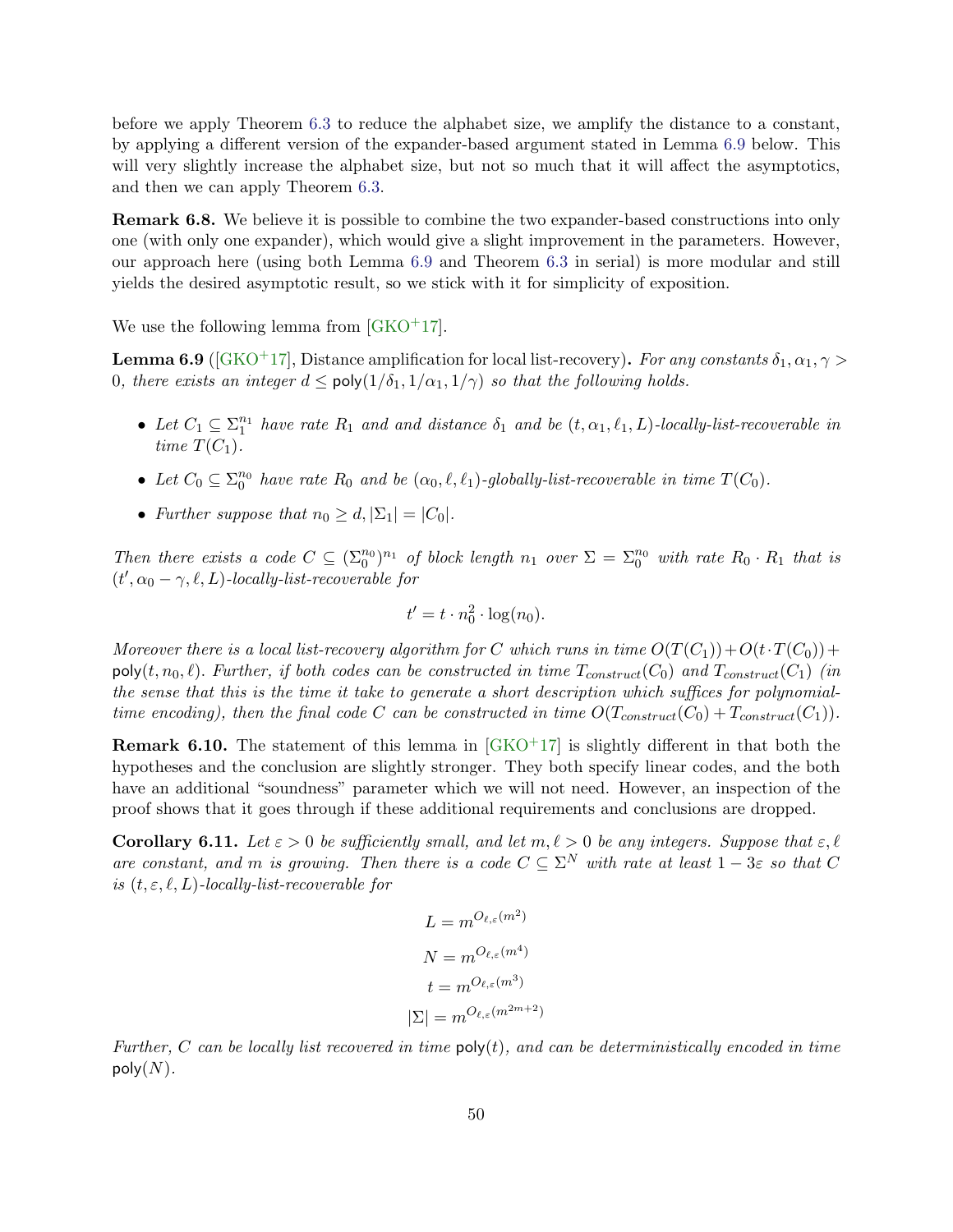before we apply Theorem 6.3 to reduce the alphabet size, we amplify the distance to a constant, by applying a different version of the expander-based argument stated in Lemma 6.9 below. This will very slightly increase the alphabet size, but not so much that it will affect the asymptotics, and then we can apply Theorem 6.3.

**Remark 6.8.** We believe it is possible to combine the two expander-based constructions into only one (with only one expander), which would give a slight improvement in the parameters. However, our approach here (using both Lemma 6.9 and Theorem 6.3 in serial) is more modular and still yields the desired asymptotic result, so we stick with it for simplicity of exposition.

We use the following lemma from [GKO+17].

**Lemma 6.9** ([GKO+17], Distance amplification for local list-recovery)**.** *For any constants $\delta_1, \alpha_1, \gamma > 0$, there exists an integer $d \leq \mathsf{poly}(1/\delta_1, 1/\alpha_1, 1/\gamma)$ so that the following holds.*

- *Let $C_1 \subseteq \Sigma_1^{n_1}$ have rate $R_1$ and and distance $\delta_1$ and be $(t, \alpha_1, \ell_1, L)$-locally-list-recoverable in time $T(C_1)$.*
- *Let $C_0 \subseteq \Sigma_0^{n_0}$ have rate $R_0$ and be $(\alpha_0, \ell, \ell_1)$-globally-list-recoverable in time $T(C_0)$.*
- *Further suppose that $n_0 \geq d, |\Sigma_1| = |C_0|$.*

*Then there exists a code $C \subseteq (\Sigma_0^{n_0})^{n_1}$ of block length $n_1$ over $\Sigma = \Sigma_0^{n_0}$ with rate $R_0 \cdot R_1$ that is $(t', \alpha_0 - \gamma, \ell, L)$-locally-list-recoverable for*

$$t' = t \cdot n_0^2 \cdot \log(n_0).$$

*Moreover there is a local list-recovery algorithm for $C$ which runs in time $O(T(C_1)) + O(t \cdot T(C_0)) + \mathsf{poly}(t, n_0, \ell)$. Further, if both codes can be constructed in time $T_{construct}(C_0)$ and $T_{construct}(C_1)$ (in the sense that this is the time it take to generate a short description which suffices for polynomial-time encoding), then the final code $C$ can be constructed in time $O(T_{construct}(C_0) + T_{construct}(C_1))$.*

**Remark 6.10.** The statement of this lemma in [GKO+17] is slightly different in that both the hypotheses and the conclusion are slightly stronger. They both specify linear codes, and the both have an additional "soundness" parameter which we will not need. However, an inspection of the proof shows that it goes through if these additional requirements and conclusions are dropped.

**Corollary 6.11.** *Let $\varepsilon > 0$ be sufficiently small, and let $m, \ell > 0$ be any integers. Suppose that $\varepsilon, \ell$ are constant, and $m$ is growing. Then there is a code $C \subseteq \Sigma^N$ with rate at least $1 - 3\varepsilon$ so that $C$ is $(t, \varepsilon, \ell, L)$-locally-list-recoverable for*

$$L = m^{O_{\ell,\varepsilon}(m^2)}$$

$$N = m^{O_{\ell,\varepsilon}(m^4)}$$

$$t = m^{O_{\ell,\varepsilon}(m^3)}$$

$$|\Sigma| = m^{O_{\ell,\varepsilon}(m^{2m+2})}$$

*Further, $C$ can be locally list recovered in time $\mathsf{poly}(t)$, and can be deterministically encoded in time $\mathsf{poly}(N)$.*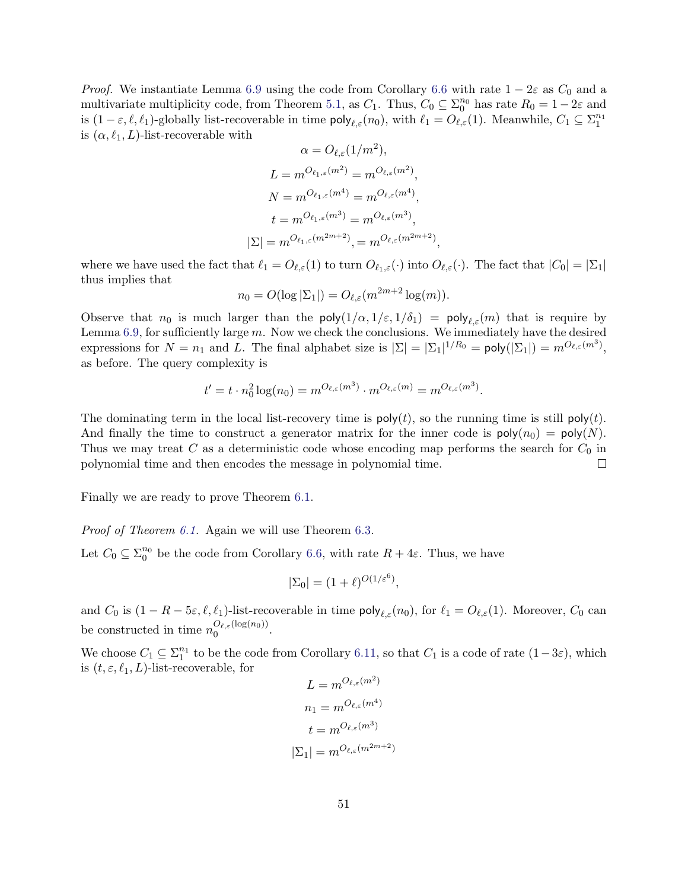*Proof.* We instantiate Lemma 6.9 using the code from Corollary 6.6 with rate $1-2\varepsilon$ as $C_0$ and a multivariate multiplicity code, from Theorem 5.1, as $C_1$. Thus, $C_0 \subseteq \Sigma_0^{n_0}$ has rate $R_0 = 1-2\varepsilon$ and is $(1-\varepsilon, \ell, \ell_1)$-globally list-recoverable in time $\mathsf{poly}_{\ell,\varepsilon}(n_0)$, with $\ell_1 = O_{\ell,\varepsilon}(1)$. Meanwhile, $C_1 \subseteq \Sigma_1^{n_1}$ is $(\alpha, \ell_1, L)$-list-recoverable with

$$\alpha = O_{\ell,\varepsilon}(1/m^2),$$

$$L = m^{O_{\ell_1,\varepsilon}(m^2)} = m^{O_{\ell,\varepsilon}(m^2)},$$

$$N = m^{O_{\ell_1,\varepsilon}(m^4)} = m^{O_{\ell,\varepsilon}(m^4)},$$

$$t = m^{O_{\ell_1,\varepsilon}(m^3)} = m^{O_{\ell,\varepsilon}(m^3)},$$

$$|\Sigma| = m^{O_{\ell_1,\varepsilon}(m^{2m+2})}, = m^{O_{\ell,\varepsilon}(m^{2m+2})},$$

where we have used the fact that $\ell_1 = O_{\ell,\varepsilon}(1)$ to turn $O_{\ell_1,\varepsilon}(\cdot)$ into $O_{\ell,\varepsilon}(\cdot)$. The fact that $|C_0| = |\Sigma_1|$ thus implies that

$$n_0 = O(\log |\Sigma_1|) = O_{\ell,\varepsilon}(m^{2m+2}\log(m)).$$

Observe that $n_0$ is much larger than the $\mathsf{poly}(1/\alpha, 1/\varepsilon, 1/\delta_1) = \mathsf{poly}_{\ell,\varepsilon}(m)$ that is require by Lemma 6.9, for sufficiently large $m$. Now we check the conclusions. We immediately have the desired expressions for $N = n_1$ and $L$. The final alphabet size is $|\Sigma| = |\Sigma_1|^{1/R_0} = \mathsf{poly}(|\Sigma_1|) = m^{O_{\ell,\varepsilon}(m^3)}$, as before. The query complexity is

$$t' = t \cdot n_0^2 \log(n_0) = m^{O_{\ell,\varepsilon}(m^3)} \cdot m^{O_{\ell,\varepsilon}(m)} = m^{O_{\ell,\varepsilon}(m^3)}.$$

The dominating term in the local list-recovery time is $\mathsf{poly}(t)$, so the running time is still $\mathsf{poly}(t)$. And finally the time to construct a generator matrix for the inner code is $\mathsf{poly}(n_0) = \mathsf{poly}(N)$. Thus we may treat $C$ as a deterministic code whose encoding map performs the search for $C_0$ in polynomial time and then encodes the message in polynomial time. $\square$

Finally we are ready to prove Theorem 6.1.

*Proof of Theorem 6.1.* Again we will use Theorem 6.3.

Let $C_0 \subseteq \Sigma_0^{n_0}$ be the code from Corollary 6.6, with rate $R + 4\varepsilon$. Thus, we have

$$|\Sigma_0| = (1+\ell)^{O(1/\varepsilon^6)},$$

and $C_0$ is $(1-R-5\varepsilon, \ell, \ell_1)$-list-recoverable in time $\mathsf{poly}_{\ell,\varepsilon}(n_0)$, for $\ell_1 = O_{\ell,\varepsilon}(1)$. Moreover, $C_0$ can be constructed in time $n_0^{O_{\ell,\varepsilon}(\log(n_0))}$.

We choose $C_1 \subseteq \Sigma_1^{n_1}$ to be the code from Corollary 6.11, so that $C_1$ is a code of rate $(1-3\varepsilon)$, which is $(t, \varepsilon, \ell_1, L)$-list-recoverable, for

$$L = m^{O_{\ell,\varepsilon}(m^2)}$$

$$n_1 = m^{O_{\ell,\varepsilon}(m^4)}$$

$$t = m^{O_{\ell,\varepsilon}(m^3)}$$

$$|\Sigma_1| = m^{O_{\ell,\varepsilon}(m^{2m+2})}$$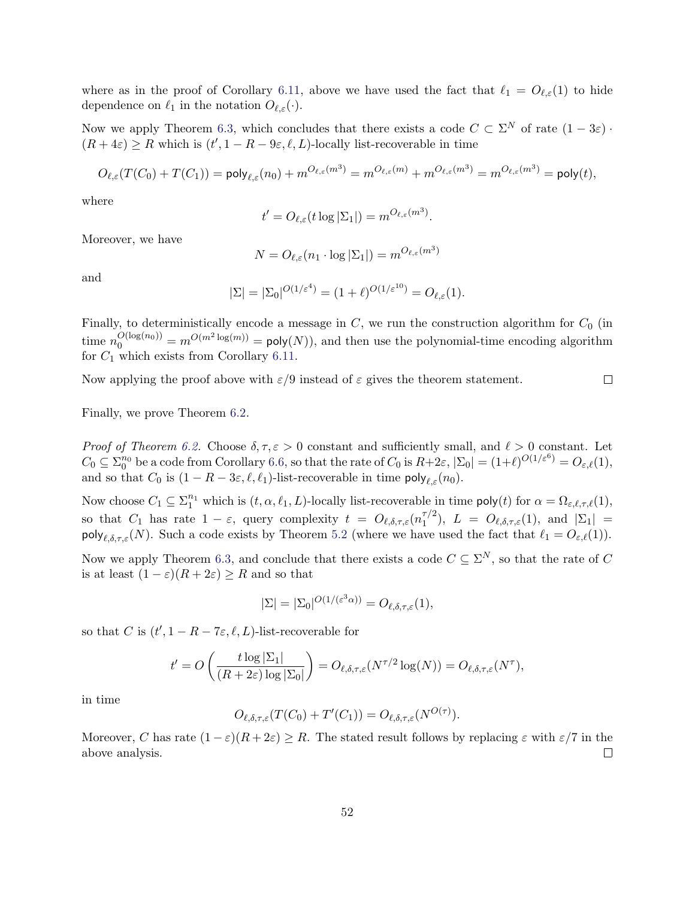where as in the proof of Corollary 6.11, above we have used the fact that $\ell_1 = O_{\ell,\varepsilon}(1)$ to hide dependence on $\ell_1$ in the notation $O_{\ell,\varepsilon}(\cdot)$.

Now we apply Theorem 6.3, which concludes that there exists a code $C \subset \Sigma^N$ of rate $(1-3\varepsilon)\cdot(R+4\varepsilon) \geq R$ which is $(t', 1-R-9\varepsilon, \ell, L)$-locally list-recoverable in time

$$O_{\ell,\varepsilon}(T(C_0) + T(C_1)) = \mathsf{poly}_{\ell,\varepsilon}(n_0) + m^{O_{\ell,\varepsilon}(m^3)} = m^{O_{\ell,\varepsilon}(m)} + m^{O_{\ell,\varepsilon}(m^3)} = m^{O_{\ell,\varepsilon}(m^3)} = \mathsf{poly}(t),$$

where

$$t' = O_{\ell,\varepsilon}(t \log|\Sigma_1|) = m^{O_{\ell,\varepsilon}(m^3)}.$$

Moreover, we have

$$N = O_{\ell,\varepsilon}(n_1 \cdot \log|\Sigma_1|) = m^{O_{\ell,\varepsilon}(m^3)}$$

and

$$|\Sigma| = |\Sigma_0|^{O(1/\varepsilon^4)} = (1+\ell)^{O(1/\varepsilon^{10})} = O_{\ell,\varepsilon}(1).$$

Finally, to deterministically encode a message in $C$, we run the construction algorithm for $C_0$ (in time $n_0^{O(\log(n_0))} = m^{O(m^2\log(m))} = \mathsf{poly}(N)$), and then use the polynomial-time encoding algorithm for $C_1$ which exists from Corollary 6.11.

Now applying the proof above with $\varepsilon/9$ instead of $\varepsilon$ gives the theorem statement. $\square$

Finally, we prove Theorem 6.2.

*Proof of Theorem 6.2.* Choose $\delta, \tau, \varepsilon > 0$ constant and sufficiently small, and $\ell > 0$ constant. Let $C_0 \subseteq \Sigma_0^{n_0}$ be a code from Corollary 6.6, so that the rate of $C_0$ is $R+2\varepsilon$, $|\Sigma_0| = (1+\ell)^{O(1/\varepsilon^6)} = O_{\varepsilon,\ell}(1)$, and so that $C_0$ is $(1-R-3\varepsilon, \ell, \ell_1)$-list-recoverable in time $\mathsf{poly}_{\ell,\varepsilon}(n_0)$.

Now choose $C_1 \subseteq \Sigma_1^{n_1}$ which is $(t, \alpha, \ell_1, L)$-locally list-recoverable in time $\mathsf{poly}(t)$ for $\alpha = \Omega_{\varepsilon,\ell,\tau,\ell}(1)$, so that $C_1$ has rate $1-\varepsilon$, query complexity $t = O_{\ell,\delta,\tau,\varepsilon}(n_1^{\tau/2})$, $L = O_{\ell,\delta,\tau,\varepsilon}(1)$, and $|\Sigma_1| = \mathsf{poly}_{\ell,\delta,\tau,\varepsilon}(N)$. Such a code exists by Theorem 5.2 (where we have used the fact that $\ell_1 = O_{\varepsilon,\ell}(1)$).

Now we apply Theorem 6.3, and conclude that there exists a code $C \subseteq \Sigma^N$, so that the rate of $C$ is at least $(1-\varepsilon)(R+2\varepsilon) \geq R$ and so that

$$|\Sigma| = |\Sigma_0|^{O(1/(\varepsilon^3\alpha))} = O_{\ell,\delta,\tau,\varepsilon}(1),$$

so that $C$ is $(t', 1-R-7\varepsilon, \ell, L)$-list-recoverable for

$$t' = O\left(\frac{t\log|\Sigma_1|}{(R+2\varepsilon)\log|\Sigma_0|}\right) = O_{\ell,\delta,\tau,\varepsilon}(N^{\tau/2}\log(N)) = O_{\ell,\delta,\tau,\varepsilon}(N^{\tau}),$$

in time

$$O_{\ell,\delta,\tau,\varepsilon}(T(C_0) + T'(C_1)) = O_{\ell,\delta,\tau,\varepsilon}(N^{O(\tau)}).$$

Moreover, $C$ has rate $(1-\varepsilon)(R+2\varepsilon) \geq R$. The stated result follows by replacing $\varepsilon$ with $\varepsilon/7$ in the above analysis. $\square$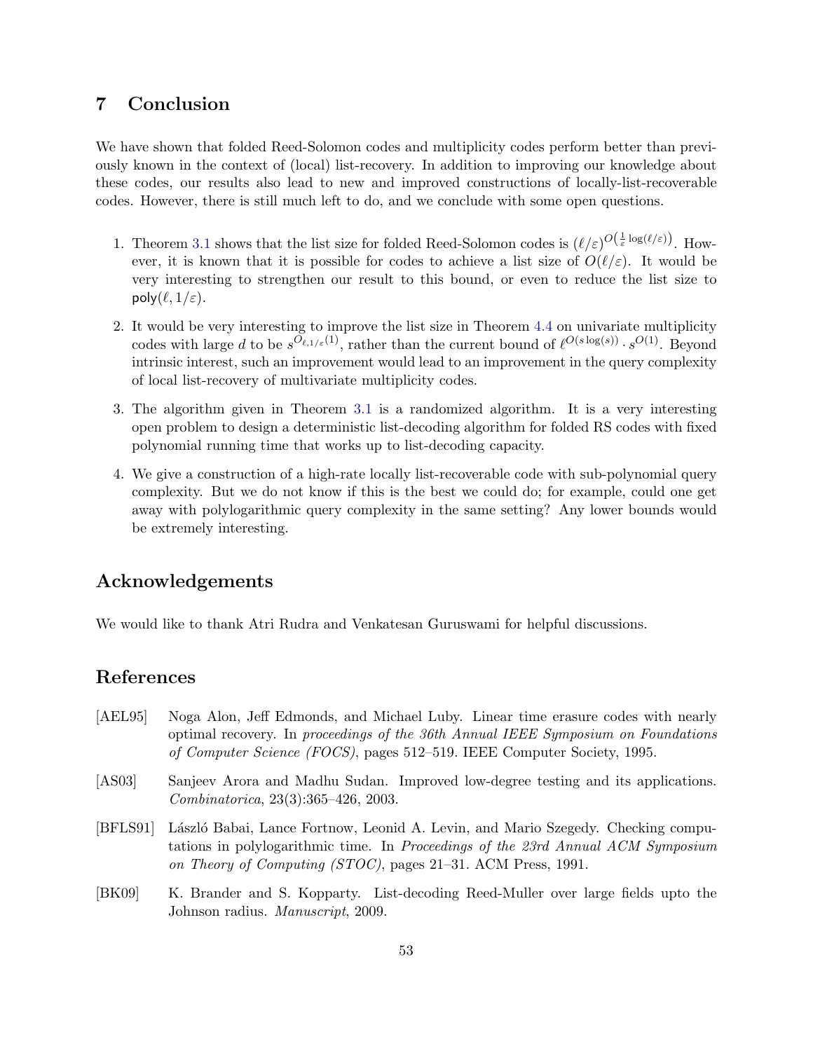## 7 Conclusion

We have shown that folded Reed-Solomon codes and multiplicity codes perform better than previously known in the context of (local) list-recovery. In addition to improving our knowledge about these codes, our results also lead to new and improved constructions of locally-list-recoverable codes. However, there is still much left to do, and we conclude with some open questions.

1. Theorem 3.1 shows that the list size for folded Reed-Solomon codes is $(\ell/\varepsilon)^{O\left(\frac{1}{\varepsilon}\log(\ell/\varepsilon)\right)}$. However, it is known that it is possible for codes to achieve a list size of $O(\ell/\varepsilon)$. It would be very interesting to strengthen our result to this bound, or even to reduce the list size to $\mathsf{poly}(\ell, 1/\varepsilon)$.
2. It would be very interesting to improve the list size in Theorem 4.4 on univariate multiplicity codes with large $d$ to be $s^{O_{\ell,1/\varepsilon}(1)}$, rather than the current bound of $\ell^{O(s\log(s))} \cdot s^{O(1)}$. Beyond intrinsic interest, such an improvement would lead to an improvement in the query complexity of local list-recovery of multivariate multiplicity codes.
3. The algorithm given in Theorem 3.1 is a randomized algorithm. It is a very interesting open problem to design a deterministic list-decoding algorithm for folded RS codes with fixed polynomial running time that works up to list-decoding capacity.
4. We give a construction of a high-rate locally list-recoverable code with sub-polynomial query complexity. But we do not know if this is the best we could do; for example, could one get away with polylogarithmic query complexity in the same setting? Any lower bounds would be extremely interesting.

## Acknowledgements

We would like to thank Atri Rudra and Venkatesan Guruswami for helpful discussions.

## References

[AEL95] Noga Alon, Jeff Edmonds, and Michael Luby. Linear time erasure codes with nearly optimal recovery. In *proceedings of the 36th Annual IEEE Symposium on Foundations of Computer Science (FOCS)*, pages 512–519. IEEE Computer Society, 1995.

[AS03] Sanjeev Arora and Madhu Sudan. Improved low-degree testing and its applications. *Combinatorica*, 23(3):365–426, 2003.

[BFLS91] László Babai, Lance Fortnow, Leonid A. Levin, and Mario Szegedy. Checking computations in polylogarithmic time. In *Proceedings of the 23rd Annual ACM Symposium on Theory of Computing (STOC)*, pages 21–31. ACM Press, 1991.

[BK09] K. Brander and S. Kopparty. List-decoding Reed-Muller over large fields upto the Johnson radius. *Manuscript*, 2009.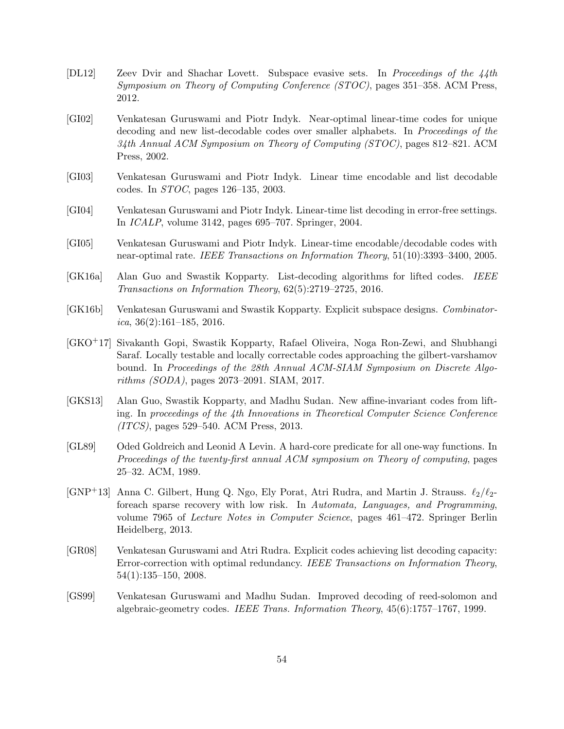[DL12] Zeev Dvir and Shachar Lovett. Subspace evasive sets. In *Proceedings of the 44th Symposium on Theory of Computing Conference (STOC)*, pages 351–358. ACM Press, 2012.

[GI02] Venkatesan Guruswami and Piotr Indyk. Near-optimal linear-time codes for unique decoding and new list-decodable codes over smaller alphabets. In *Proceedings of the 34th Annual ACM Symposium on Theory of Computing (STOC)*, pages 812–821. ACM Press, 2002.

[GI03] Venkatesan Guruswami and Piotr Indyk. Linear time encodable and list decodable codes. In *STOC*, pages 126–135, 2003.

[GI04] Venkatesan Guruswami and Piotr Indyk. Linear-time list decoding in error-free settings. In *ICALP*, volume 3142, pages 695–707. Springer, 2004.

[GI05] Venkatesan Guruswami and Piotr Indyk. Linear-time encodable/decodable codes with near-optimal rate. *IEEE Transactions on Information Theory*, 51(10):3393–3400, 2005.

[GK16a] Alan Guo and Swastik Kopparty. List-decoding algorithms for lifted codes. *IEEE Transactions on Information Theory*, 62(5):2719–2725, 2016.

[GK16b] Venkatesan Guruswami and Swastik Kopparty. Explicit subspace designs. *Combinatorica*, 36(2):161–185, 2016.

[GKO+17] Sivakanth Gopi, Swastik Kopparty, Rafael Oliveira, Noga Ron-Zewi, and Shubhangi Saraf. Locally testable and locally correctable codes approaching the gilbert-varshamov bound. In *Proceedings of the 28th Annual ACM-SIAM Symposium on Discrete Algorithms (SODA)*, pages 2073–2091. SIAM, 2017.

[GKS13] Alan Guo, Swastik Kopparty, and Madhu Sudan. New affine-invariant codes from lifting. In *proceedings of the 4th Innovations in Theoretical Computer Science Conference (ITCS)*, pages 529–540. ACM Press, 2013.

[GL89] Oded Goldreich and Leonid A Levin. A hard-core predicate for all one-way functions. In *Proceedings of the twenty-first annual ACM symposium on Theory of computing*, pages 25–32. ACM, 1989.

[GNP+13] Anna C. Gilbert, Hung Q. Ngo, Ely Porat, Atri Rudra, and Martin J. Strauss. $\ell_2/\ell_2$-foreach sparse recovery with low risk. In *Automata, Languages, and Programming*, volume 7965 of *Lecture Notes in Computer Science*, pages 461–472. Springer Berlin Heidelberg, 2013.

[GR08] Venkatesan Guruswami and Atri Rudra. Explicit codes achieving list decoding capacity: Error-correction with optimal redundancy. *IEEE Transactions on Information Theory*, 54(1):135–150, 2008.

[GS99] Venkatesan Guruswami and Madhu Sudan. Improved decoding of reed-solomon and algebraic-geometry codes. *IEEE Trans. Information Theory*, 45(6):1757–1767, 1999.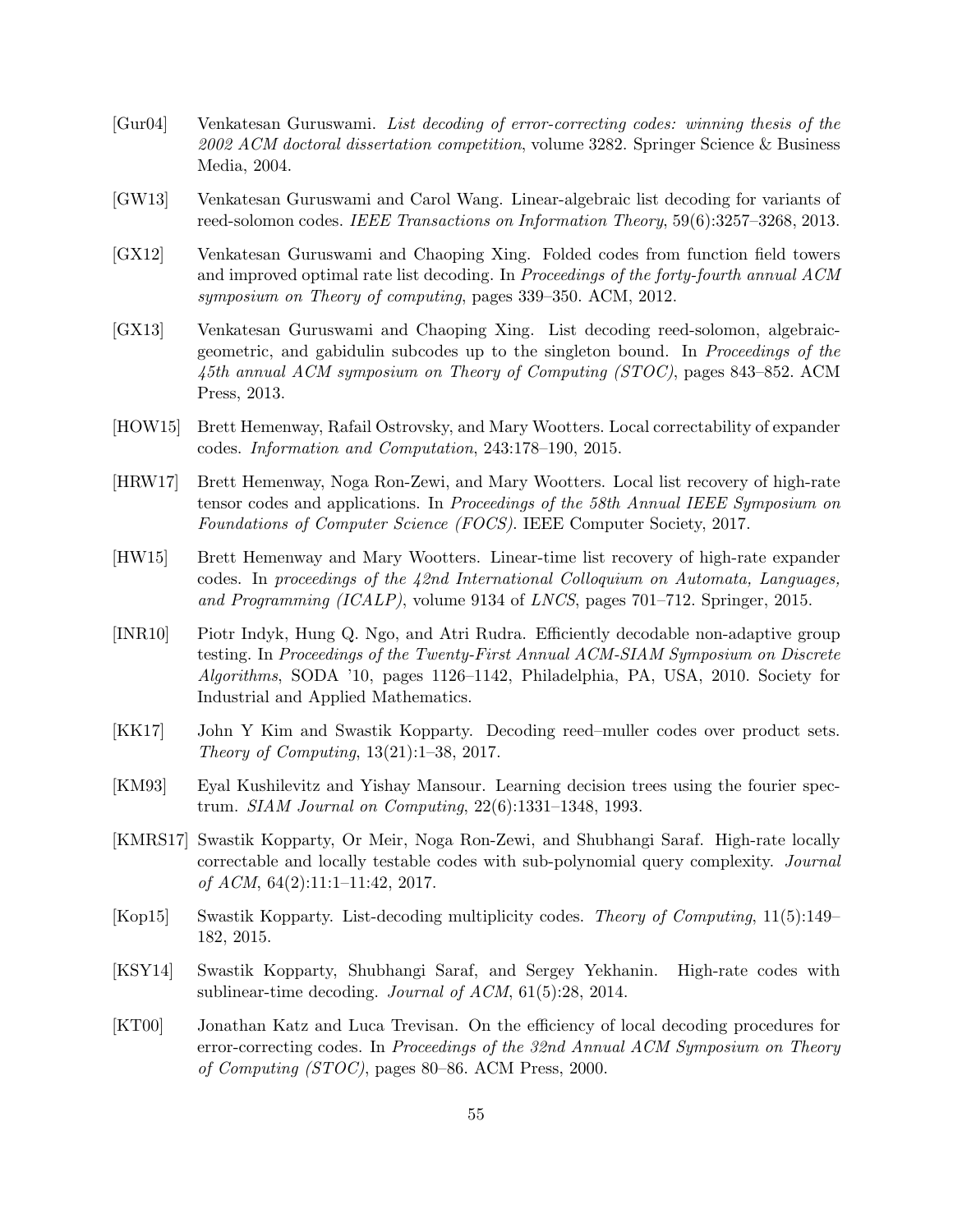[Gur04] Venkatesan Guruswami. *List decoding of error-correcting codes: winning thesis of the 2002 ACM doctoral dissertation competition*, volume 3282. Springer Science & Business Media, 2004.

[GW13] Venkatesan Guruswami and Carol Wang. Linear-algebraic list decoding for variants of reed-solomon codes. *IEEE Transactions on Information Theory*, 59(6):3257–3268, 2013.

[GX12] Venkatesan Guruswami and Chaoping Xing. Folded codes from function field towers and improved optimal rate list decoding. In *Proceedings of the forty-fourth annual ACM symposium on Theory of computing*, pages 339–350. ACM, 2012.

[GX13] Venkatesan Guruswami and Chaoping Xing. List decoding reed-solomon, algebraic-geometric, and gabidulin subcodes up to the singleton bound. In *Proceedings of the 45th annual ACM symposium on Theory of Computing (STOC)*, pages 843–852. ACM Press, 2013.

[HOW15] Brett Hemenway, Rafail Ostrovsky, and Mary Wootters. Local correctability of expander codes. *Information and Computation*, 243:178–190, 2015.

[HRW17] Brett Hemenway, Noga Ron-Zewi, and Mary Wootters. Local list recovery of high-rate tensor codes and applications. In *Proceedings of the 58th Annual IEEE Symposium on Foundations of Computer Science (FOCS)*. IEEE Computer Society, 2017.

[HW15] Brett Hemenway and Mary Wootters. Linear-time list recovery of high-rate expander codes. In *proceedings of the 42nd International Colloquium on Automata, Languages, and Programming (ICALP)*, volume 9134 of *LNCS*, pages 701–712. Springer, 2015.

[INR10] Piotr Indyk, Hung Q. Ngo, and Atri Rudra. Efficiently decodable non-adaptive group testing. In *Proceedings of the Twenty-First Annual ACM-SIAM Symposium on Discrete Algorithms*, SODA '10, pages 1126–1142, Philadelphia, PA, USA, 2010. Society for Industrial and Applied Mathematics.

[KK17] John Y Kim and Swastik Kopparty. Decoding reed–muller codes over product sets. *Theory of Computing*, 13(21):1–38, 2017.

[KM93] Eyal Kushilevitz and Yishay Mansour. Learning decision trees using the fourier spectrum. *SIAM Journal on Computing*, 22(6):1331–1348, 1993.

[KMRS17] Swastik Kopparty, Or Meir, Noga Ron-Zewi, and Shubhangi Saraf. High-rate locally correctable and locally testable codes with sub-polynomial query complexity. *Journal of ACM*, 64(2):11:1–11:42, 2017.

[Kop15] Swastik Kopparty. List-decoding multiplicity codes. *Theory of Computing*, 11(5):149–182, 2015.

[KSY14] Swastik Kopparty, Shubhangi Saraf, and Sergey Yekhanin. High-rate codes with sublinear-time decoding. *Journal of ACM*, 61(5):28, 2014.

[KT00] Jonathan Katz and Luca Trevisan. On the efficiency of local decoding procedures for error-correcting codes. In *Proceedings of the 32nd Annual ACM Symposium on Theory of Computing (STOC)*, pages 80–86. ACM Press, 2000.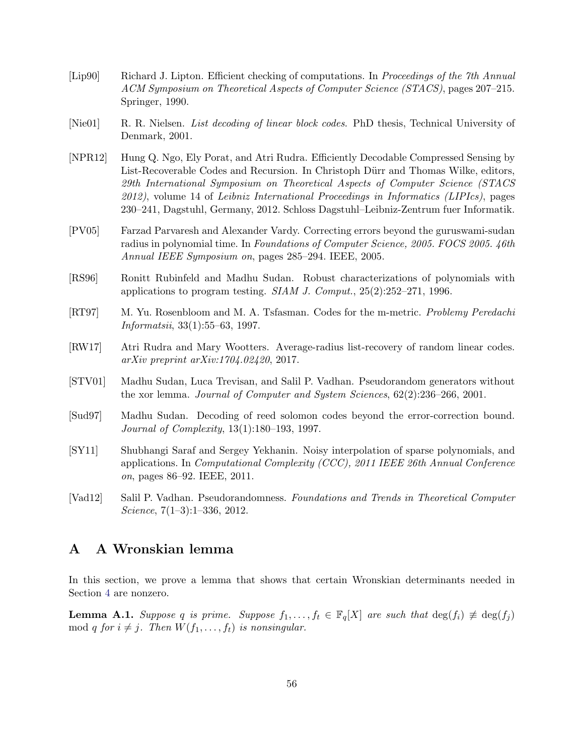[Lip90] Richard J. Lipton. Efficient checking of computations. In *Proceedings of the 7th Annual ACM Symposium on Theoretical Aspects of Computer Science (STACS)*, pages 207–215. Springer, 1990.

[Nie01] R. R. Nielsen. *List decoding of linear block codes*. PhD thesis, Technical University of Denmark, 2001.

[NPR12] Hung Q. Ngo, Ely Porat, and Atri Rudra. Efficiently Decodable Compressed Sensing by List-Recoverable Codes and Recursion. In Christoph Dürr and Thomas Wilke, editors, *29th International Symposium on Theoretical Aspects of Computer Science (STACS 2012)*, volume 14 of *Leibniz International Proceedings in Informatics (LIPIcs)*, pages 230–241, Dagstuhl, Germany, 2012. Schloss Dagstuhl–Leibniz-Zentrum fuer Informatik.

[PV05] Farzad Parvaresh and Alexander Vardy. Correcting errors beyond the guruswami-sudan radius in polynomial time. In *Foundations of Computer Science, 2005. FOCS 2005. 46th Annual IEEE Symposium on*, pages 285–294. IEEE, 2005.

[RS96] Ronitt Rubinfeld and Madhu Sudan. Robust characterizations of polynomials with applications to program testing. *SIAM J. Comput.*, 25(2):252–271, 1996.

[RT97] M. Yu. Rosenbloom and M. A. Tsfasman. Codes for the m-metric. *Problemy Peredachi Informatsii*, 33(1):55–63, 1997.

[RW17] Atri Rudra and Mary Wootters. Average-radius list-recovery of random linear codes. *arXiv preprint arXiv:1704.02420*, 2017.

[STV01] Madhu Sudan, Luca Trevisan, and Salil P. Vadhan. Pseudorandom generators without the xor lemma. *Journal of Computer and System Sciences*, 62(2):236–266, 2001.

[Sud97] Madhu Sudan. Decoding of reed solomon codes beyond the error-correction bound. *Journal of Complexity*, 13(1):180–193, 1997.

[SY11] Shubhangi Saraf and Sergey Yekhanin. Noisy interpolation of sparse polynomials, and applications. In *Computational Complexity (CCC), 2011 IEEE 26th Annual Conference on*, pages 86–92. IEEE, 2011.

[Vad12] Salil P. Vadhan. Pseudorandomness. *Foundations and Trends in Theoretical Computer Science*, 7(1–3):1–336, 2012.

# A A Wronskian lemma

In this section, we prove a lemma that shows that certain Wronskian determinants needed in Section 4 are nonzero.

**Lemma A.1.** *Suppose $q$ is prime. Suppose $f_1, \ldots, f_t \in \mathbb{F}_q[X]$ are such that $\deg(f_i) \not\equiv \deg(f_j) \mod q$ for $i \neq j$. Then $W(f_1, \ldots, f_t)$ is nonsingular.*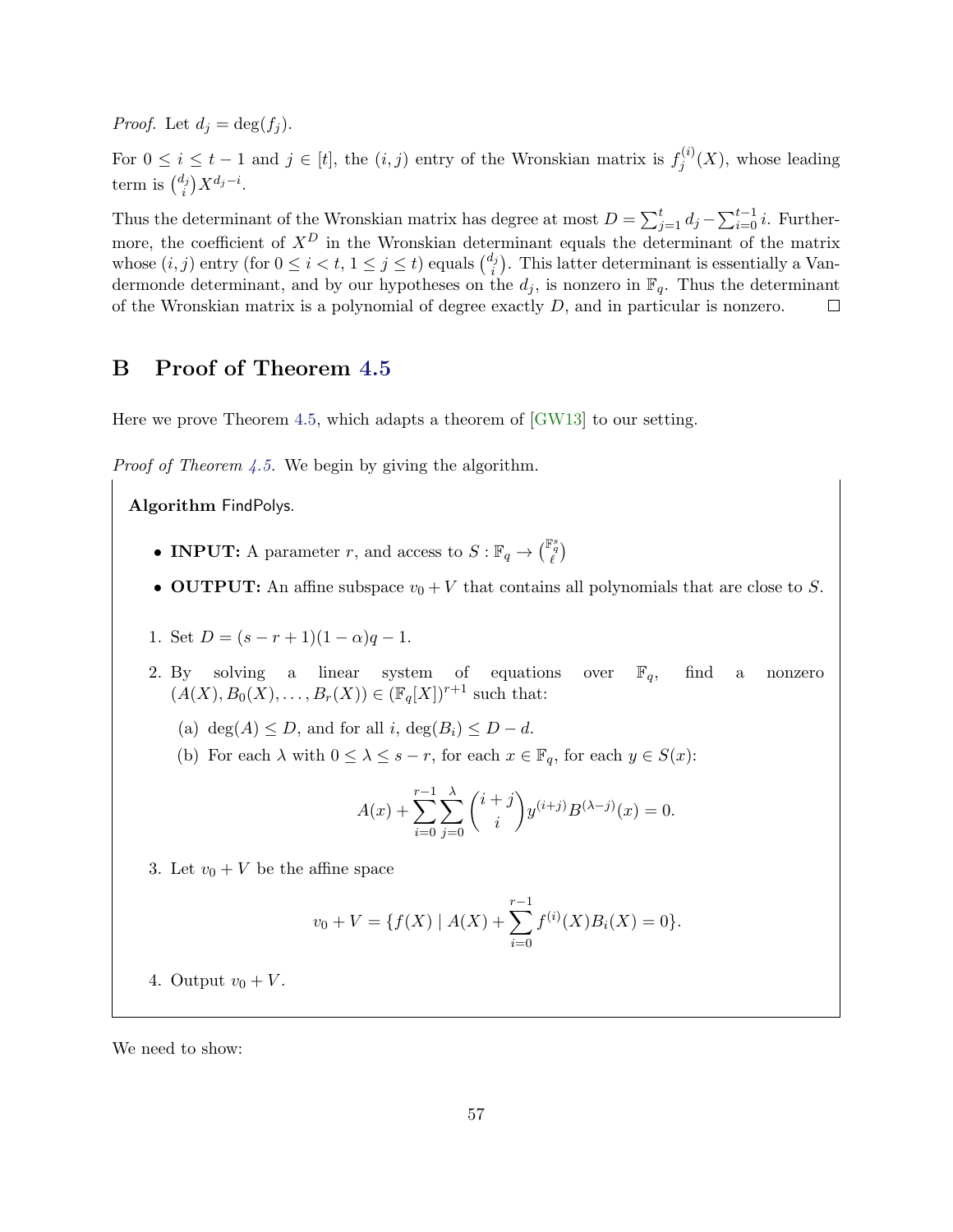*Proof.* Let $d_j = \deg(f_j)$.

For $0 \le i \le t-1$ and $j \in [t]$, the $(i,j)$ entry of the Wronskian matrix is $f_j^{(i)}(X)$, whose leading term is $\binom{d_j}{i} X^{d_j - i}$.

Thus the determinant of the Wronskian matrix has degree at most $D = \sum_{j=1}^{t} d_j - \sum_{i=0}^{t-1} i$. Furthermore, the coefficient of $X^D$ in the Wronskian determinant equals the determinant of the matrix whose $(i,j)$ entry (for $0 \le i < t$, $1 \le j \le t$) equals $\binom{d_j}{i}$. This latter determinant is essentially a Vandermonde determinant, and by our hypotheses on the $d_j$, is nonzero in $\mathbb{F}_q$. Thus the determinant of the Wronskian matrix is a polynomial of degree exactly $D$, and in particular is nonzero. $\square$

## B Proof of Theorem 4.5

Here we prove Theorem 4.5, which adapts a theorem of [GW13] to our setting.

*Proof of Theorem 4.5.* We begin by giving the algorithm.

**Algorithm** FindPolys.

- **INPUT:** A parameter $r$, and access to $S : \mathbb{F}_q \to \binom{\mathbb{F}_q^s}{\ell}$
- **OUTPUT:** An affine subspace $v_0 + V$ that contains all polynomials that are close to $S$.

1. Set $D = (s - r + 1)(1 - \alpha)q - 1$.
2. By solving a linear system of equations over $\mathbb{F}_q$, find a nonzero $(A(X), B_0(X), \ldots, B_r(X)) \in (\mathbb{F}_q[X])^{r+1}$ such that:
   (a) $\deg(A) \le D$, and for all $i$, $\deg(B_i) \le D - d$.
   (b) For each $\lambda$ with $0 \le \lambda \le s - r$, for each $x \in \mathbb{F}_q$, for each $y \in S(x)$:
   $$A(x) + \sum_{i=0}^{r-1} \sum_{j=0}^{\lambda} \binom{i+j}{i} y^{(i+j)} B^{(\lambda - j)}(x) = 0.$$
3. Let $v_0 + V$ be the affine space
   $$v_0 + V = \{f(X) \mid A(X) + \sum_{i=0}^{r-1} f^{(i)}(X) B_i(X) = 0\}.$$
4. Output $v_0 + V$.

We need to show: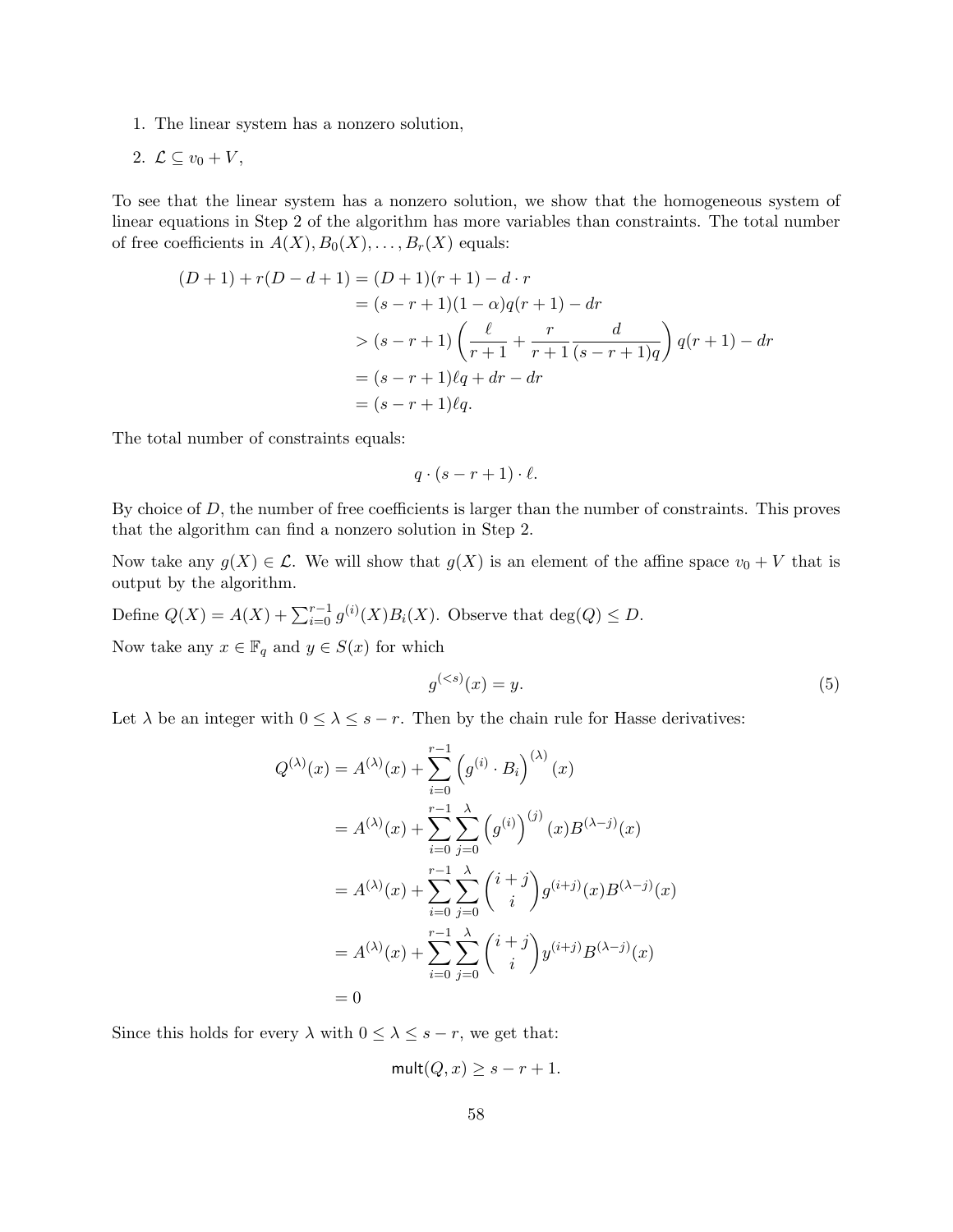1. The linear system has a nonzero solution,
2. $\mathcal{L} \subseteq v_0 + V$,

To see that the linear system has a nonzero solution, we show that the homogeneous system of linear equations in Step 2 of the algorithm has more variables than constraints. The total number of free coefficients in $A(X), B_0(X), \ldots, B_r(X)$ equals:

$$
\begin{aligned}
(D+1) + r(D-d+1) &= (D+1)(r+1) - d \cdot r \\
&= (s-r+1)(1-\alpha)q(r+1) - dr \\
&> (s-r+1)\left(\frac{\ell}{r+1} + \frac{r}{r+1}\frac{d}{(s-r+1)q}\right) q(r+1) - dr \\
&= (s-r+1)\ell q + dr - dr \\
&= (s-r+1)\ell q.
\end{aligned}
$$

The total number of constraints equals:

$$
q \cdot (s-r+1) \cdot \ell.
$$

By choice of $D$, the number of free coefficients is larger than the number of constraints. This proves that the algorithm can find a nonzero solution in Step 2.

Now take any $g(X) \in \mathcal{L}$. We will show that $g(X)$ is an element of the affine space $v_0 + V$ that is output by the algorithm.

Define $Q(X) = A(X) + \sum_{i=0}^{r-1} g^{(i)}(X) B_i(X)$. Observe that $\deg(Q) \leq D$.

Now take any $x \in \mathbb{F}_q$ and $y \in S(x)$ for which

$$
g^{(<s)}(x) = y. \tag{5}
$$

Let $\lambda$ be an integer with $0 \leq \lambda \leq s-r$. Then by the chain rule for Hasse derivatives:

$$
\begin{aligned}
Q^{(\lambda)}(x) &= A^{(\lambda)}(x) + \sum_{i=0}^{r-1} \left(g^{(i)} \cdot B_i\right)^{(\lambda)}(x) \\
&= A^{(\lambda)}(x) + \sum_{i=0}^{r-1} \sum_{j=0}^{\lambda} \left(g^{(i)}\right)^{(j)}(x) B^{(\lambda-j)}(x) \\
&= A^{(\lambda)}(x) + \sum_{i=0}^{r-1} \sum_{j=0}^{\lambda} \binom{i+j}{i} g^{(i+j)}(x) B^{(\lambda-j)}(x) \\
&= A^{(\lambda)}(x) + \sum_{i=0}^{r-1} \sum_{j=0}^{\lambda} \binom{i+j}{i} y^{(i+j)} B^{(\lambda-j)}(x) \\
&= 0
\end{aligned}
$$

Since this holds for every $\lambda$ with $0 \leq \lambda \leq s-r$, we get that:

$$
\mathsf{mult}(Q, x) \geq s - r + 1.
$$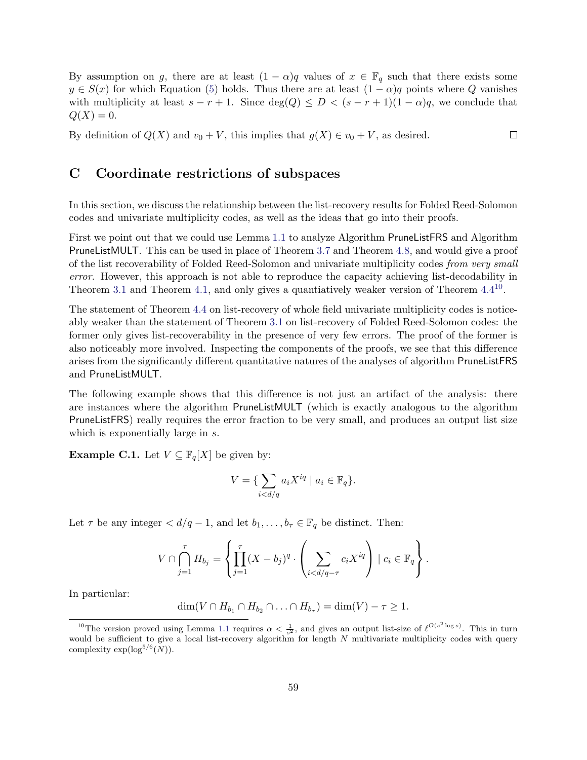By assumption on $g$, there are at least $(1-\alpha)q$ values of $x \in \mathbb{F}_q$ such that there exists some $y \in S(x)$ for which Equation (5) holds. Thus there are at least $(1-\alpha)q$ points where $Q$ vanishes with multiplicity at least $s - r + 1$. Since $\deg(Q) \le D < (s - r + 1)(1 - \alpha)q$, we conclude that $Q(X) = 0$.

By definition of $Q(X)$ and $v_0 + V$, this implies that $g(X) \in v_0 + V$, as desired. ◻

## C Coordinate restrictions of subspaces

In this section, we discuss the relationship between the list-recovery results for Folded Reed-Solomon codes and univariate multiplicity codes, as well as the ideas that go into their proofs.

First we point out that we could use Lemma 1.1 to analyze Algorithm PruneListFRS and Algorithm PruneListMULT. This can be used in place of Theorem 3.7 and Theorem 4.8, and would give a proof of the list recoverability of Folded Reed-Solomon and univariate multiplicity codes *from very small error*. However, this approach is not able to reproduce the capacity achieving list-decodability in Theorem 3.1 and Theorem 4.1, and only gives a quantiatively weaker version of Theorem 4.4[10].

The statement of Theorem 4.4 on list-recovery of whole field univariate multiplicity codes is noticeably weaker than the statement of Theorem 3.1 on list-recovery of Folded Reed-Solomon codes: the former only gives list-recoverability in the presence of very few errors. The proof of the former is also noticeably more involved. Inspecting the components of the proofs, we see that this difference arises from the significantly different quantitative natures of the analyses of algorithm PruneListFRS and PruneListMULT.

The following example shows that this difference is not just an artifact of the analysis: there are instances where the algorithm PruneListMULT (which is exactly analogous to the algorithm PruneListFRS) really requires the error fraction to be very small, and produces an output list size which is exponentially large in $s$.

**Example C.1.** Let $V \subseteq \mathbb{F}_q[X]$ be given by:

$$V = \{ \sum_{i < d/q} a_i X^{iq} \mid a_i \in \mathbb{F}_q \}.$$

Let $\tau$ be any integer $< d/q - 1$, and let $b_1, \ldots, b_\tau \in \mathbb{F}_q$ be distinct. Then:

$$V \cap \bigcap_{j=1}^{\tau} H_{b_j} = \left\{ \prod_{j=1}^{\tau} (X - b_j)^q \cdot \left( \sum_{i < d/q - \tau} c_i X^{iq} \right) \mid c_i \in \mathbb{F}_q \right\}.$$

In particular:

$$\dim(V \cap H_{b_1} \cap H_{b_2} \cap \ldots \cap H_{b_\tau}) = \dim(V) - \tau \ge 1.$$

[10] The version proved using Lemma 1.1 requires $\alpha < \frac{1}{s^2}$, and gives an output list-size of $\ell^{O(s^2 \log s)}$. This in turn would be sufficient to give a local list-recovery algorithm for length $N$ multivariate multiplicity codes with query complexity $\exp(\log^{5/6}(N))$.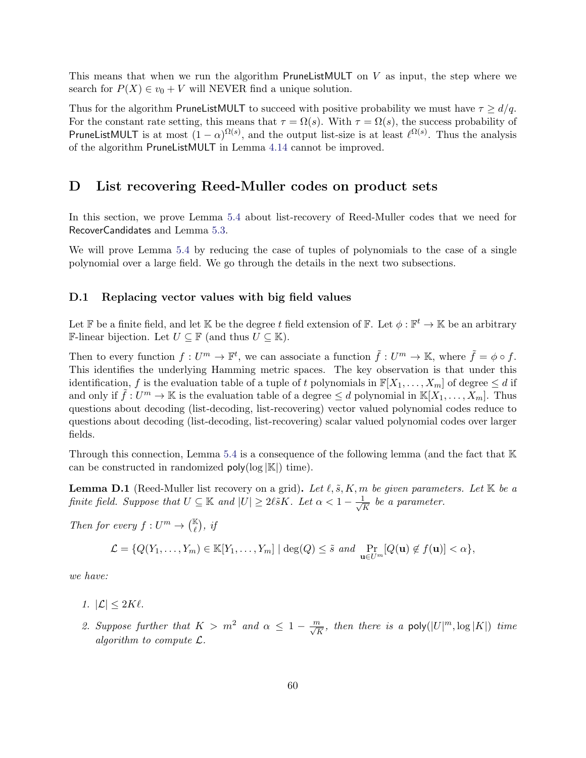This means that when we run the algorithm PruneListMULT on $V$ as input, the step where we search for $P(X) \in v_0 + V$ will NEVER find a unique solution.

Thus for the algorithm PruneListMULT to succeed with positive probability we must have $\tau \geq d/q$. For the constant rate setting, this means that $\tau = \Omega(s)$. With $\tau = \Omega(s)$, the success probability of PruneListMULT is at most $(1-\alpha)^{\Omega(s)}$, and the output list-size is at least $\ell^{\Omega(s)}$. Thus the analysis of the algorithm PruneListMULT in Lemma 4.14 cannot be improved.

# D List recovering Reed-Muller codes on product sets

In this section, we prove Lemma 5.4 about list-recovery of Reed-Muller codes that we need for RecoverCandidates and Lemma 5.3.

We will prove Lemma 5.4 by reducing the case of tuples of polynomials to the case of a single polynomial over a large field. We go through the details in the next two subsections.

## D.1 Replacing vector values with big field values

Let $\mathbb{F}$ be a finite field, and let $\mathbb{K}$ be the degree $t$ field extension of $\mathbb{F}$. Let $\phi : \mathbb{F}^t \to \mathbb{K}$ be an arbitrary $\mathbb{F}$-linear bijection. Let $U \subseteq \mathbb{F}$ (and thus $U \subseteq \mathbb{K}$).

Then to every function $f : U^m \to \mathbb{F}^t$, we can associate a function $\tilde{f} : U^m \to \mathbb{K}$, where $\tilde{f} = \phi \circ f$. This identifies the underlying Hamming metric spaces. The key observation is that under this identification, $f$ is the evaluation table of a tuple of $t$ polynomials in $\mathbb{F}[X_1, \dots, X_m]$ of degree $\leq d$ if and only if $\tilde{f} : U^m \to \mathbb{K}$ is the evaluation table of a degree $\leq d$ polynomial in $\mathbb{K}[X_1, \dots, X_m]$. Thus questions about decoding (list-decoding, list-recovering) vector valued polynomial codes reduce to questions about decoding (list-decoding, list-recovering) scalar valued polynomial codes over larger fields.

Through this connection, Lemma 5.4 is a consequence of the following lemma (and the fact that $\mathbb{K}$ can be constructed in randomized $\mathsf{poly}(\log |\mathbb{K}|)$ time).

**Lemma D.1** (Reed-Muller list recovery on a grid)**.** *Let $\ell, \tilde{s}, K, m$ be given parameters. Let $\mathbb{K}$ be a finite field. Suppose that $U \subseteq \mathbb{K}$ and $|U| \geq 2\ell\tilde{s}K$. Let $\alpha < 1 - \frac{1}{\sqrt{K}}$ be a parameter.*

*Then for every $f : U^m \to \binom{\mathbb{K}}{\ell}$, if*

$$\mathcal{L} = \{Q(Y_1, \dots, Y_m) \in \mathbb{K}[Y_1, \dots, Y_m] \mid \deg(Q) \leq \tilde{s} \text{ and } \Pr_{\mathbf{u} \in U^m}[Q(\mathbf{u}) \notin f(\mathbf{u})] < \alpha\},$$

*we have:*

1. *$|\mathcal{L}| \leq 2K\ell$.*
2. *Suppose further that $K > m^2$ and $\alpha \leq 1 - \frac{m}{\sqrt{K}}$, then there is a $\mathsf{poly}(|U|^m, \log |K|)$ time algorithm to compute $\mathcal{L}$.*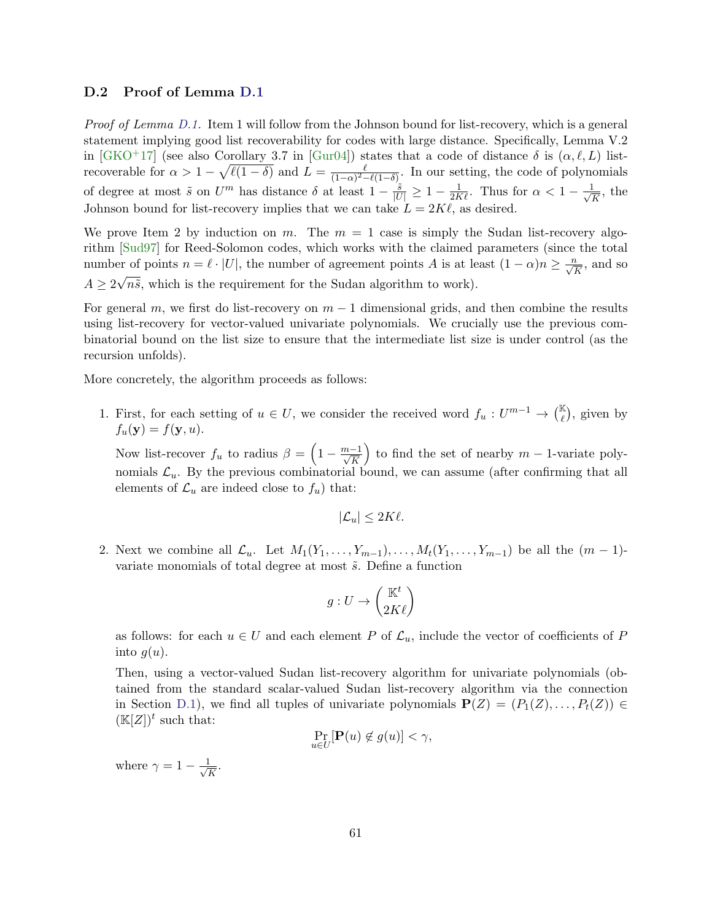### D.2 Proof of Lemma D.1

*Proof of Lemma D.1.* Item 1 will follow from the Johnson bound for list-recovery, which is a general statement implying good list recoverability for codes with large distance. Specifically, Lemma V.2 in [GKO+17] (see also Corollary 3.7 in [Gur04]) states that a code of distance $\delta$ is $(\alpha, \ell, L)$ list-recoverable for $\alpha > 1 - \sqrt{\ell(1-\delta)}$ and $L = \frac{\ell}{(1-\alpha)^2 - \ell(1-\delta)}$. In our setting, the code of polynomials of degree at most $\tilde{s}$ on $U^m$ has distance $\delta$ at least $1 - \frac{\tilde{s}}{|U|} \geq 1 - \frac{1}{2K\ell}$. Thus for $\alpha < 1 - \frac{1}{\sqrt{K}}$, the Johnson bound for list-recovery implies that we can take $L = 2K\ell$, as desired.

We prove Item 2 by induction on $m$. The $m = 1$ case is simply the Sudan list-recovery algorithm [Sud97] for Reed-Solomon codes, which works with the claimed parameters (since the total number of points $n = \ell \cdot |U|$, the number of agreement points $A$ is at least $(1-\alpha)n \geq \frac{n}{\sqrt{K}}$, and so $A \geq 2\sqrt{n\tilde{s}}$, which is the requirement for the Sudan algorithm to work).

For general $m$, we first do list-recovery on $m-1$ dimensional grids, and then combine the results using list-recovery for vector-valued univariate polynomials. We crucially use the previous combinatorial bound on the list size to ensure that the intermediate list size is under control (as the recursion unfolds).

More concretely, the algorithm proceeds as follows:

1. First, for each setting of $u \in U$, we consider the received word $f_u : U^{m-1} \to \binom{\mathbb{K}}{\ell}$, given by $f_u(\mathbf{y}) = f(\mathbf{y}, u)$.

   Now list-recover $f_u$ to radius $\beta = \left(1 - \frac{m-1}{\sqrt{K}}\right)$ to find the set of nearby $m-1$-variate polynomials $\mathcal{L}_u$. By the previous combinatorial bound, we can assume (after confirming that all elements of $\mathcal{L}_u$ are indeed close to $f_u$) that:

   $$|\mathcal{L}_u| \leq 2K\ell.$$

2. Next we combine all $\mathcal{L}_u$. Let $M_1(Y_1, \ldots, Y_{m-1}), \ldots, M_t(Y_1, \ldots, Y_{m-1})$ be all the $(m-1)$-variate monomials of total degree at most $\tilde{s}$. Define a function

   $$g : U \to \binom{\mathbb{K}^t}{2K\ell}$$

   as follows: for each $u \in U$ and each element $P$ of $\mathcal{L}_u$, include the vector of coefficients of $P$ into $g(u)$.

   Then, using a vector-valued Sudan list-recovery algorithm for univariate polynomials (obtained from the standard scalar-valued Sudan list-recovery algorithm via the connection in Section D.1), we find all tuples of univariate polynomials $\mathbf{P}(Z) = (P_1(Z), \ldots, P_t(Z)) \in (\mathbb{K}[Z])^t$ such that:

   $$\Pr_{u \in U}[\mathbf{P}(u) \notin g(u)] < \gamma,$$

   where $\gamma = 1 - \frac{1}{\sqrt{K}}$.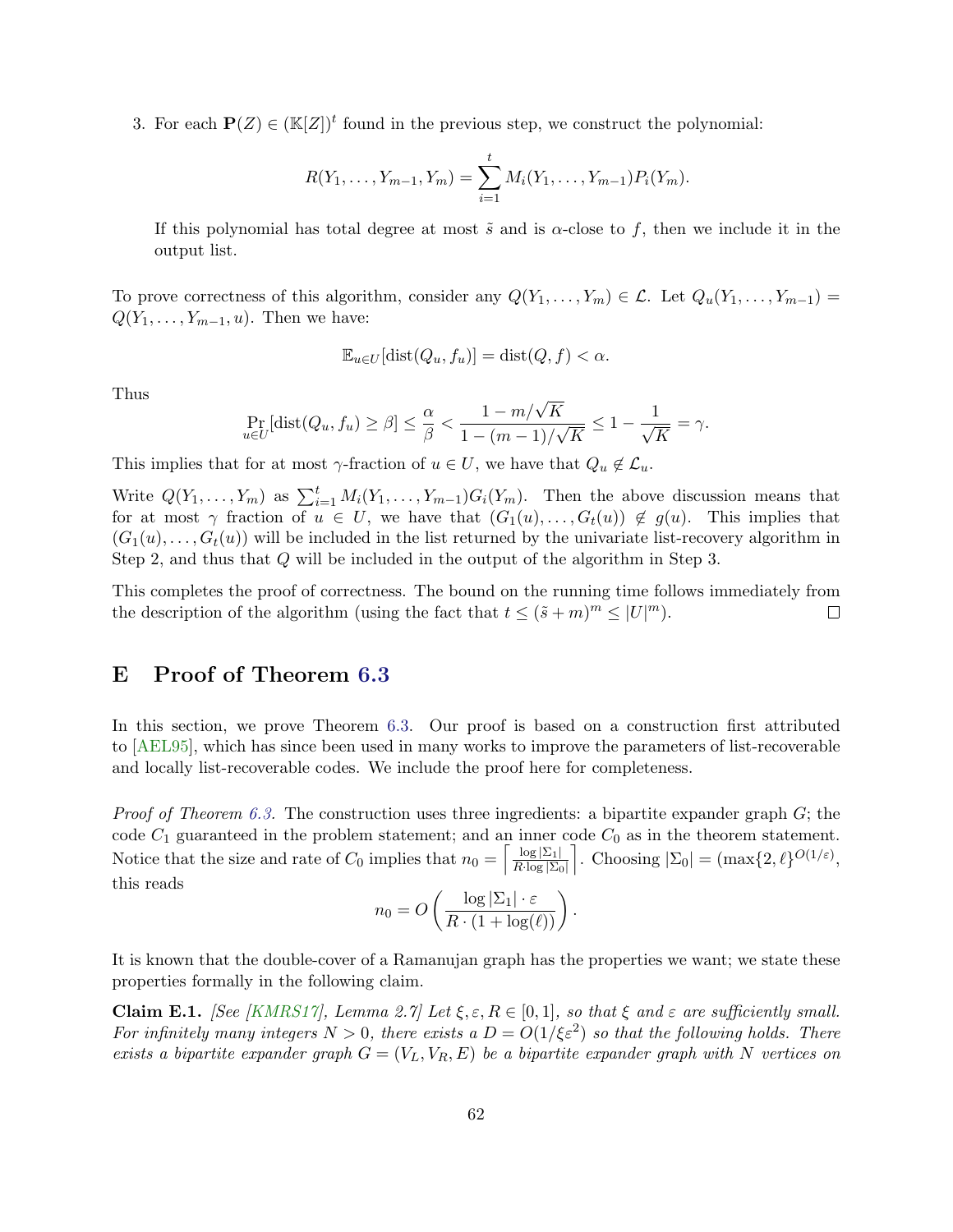3. For each $\mathbf{P}(Z) \in (\mathbb{K}[Z])^t$ found in the previous step, we construct the polynomial:

$$R(Y_1, \ldots, Y_{m-1}, Y_m) = \sum_{i=1}^{t} M_i(Y_1, \ldots, Y_{m-1}) P_i(Y_m).$$

   If this polynomial has total degree at most $\tilde{s}$ and is $\alpha$-close to $f$, then we include it in the output list.

To prove correctness of this algorithm, consider any $Q(Y_1, \ldots, Y_m) \in \mathcal{L}$. Let $Q_u(Y_1, \ldots, Y_{m-1}) = Q(Y_1, \ldots, Y_{m-1}, u)$. Then we have:

$$\mathbb{E}_{u \in U}[\mathrm{dist}(Q_u, f_u)] = \mathrm{dist}(Q, f) < \alpha.$$

Thus

$$\Pr_{u \in U}[\mathrm{dist}(Q_u, f_u) \geq \beta] \leq \frac{\alpha}{\beta} < \frac{1 - m/\sqrt{K}}{1 - (m-1)/\sqrt{K}} \leq 1 - \frac{1}{\sqrt{K}} = \gamma.$$

This implies that for at most $\gamma$-fraction of $u \in U$, we have that $Q_u \notin \mathcal{L}_u$.

Write $Q(Y_1, \ldots, Y_m)$ as $\sum_{i=1}^{t} M_i(Y_1, \ldots, Y_{m-1}) G_i(Y_m)$. Then the above discussion means that for at most $\gamma$ fraction of $u \in U$, we have that $(G_1(u), \ldots, G_t(u)) \notin g(u)$. This implies that $(G_1(u), \ldots, G_t(u))$ will be included in the list returned by the univariate list-recovery algorithm in Step 2, and thus that $Q$ will be included in the output of the algorithm in Step 3.

This completes the proof of correctness. The bound on the running time follows immediately from the description of the algorithm (using the fact that $t \leq (\tilde{s} + m)^m \leq |U|^m$). $\square$

# E Proof of Theorem 6.3

In this section, we prove Theorem 6.3. Our proof is based on a construction first attributed to [AEL95], which has since been used in many works to improve the parameters of list-recoverable and locally list-recoverable codes. We include the proof here for completeness.

*Proof of Theorem 6.3.* The construction uses three ingredients: a bipartite expander graph $G$; the code $C_1$ guaranteed in the problem statement; and an inner code $C_0$ as in the theorem statement. Notice that the size and rate of $C_0$ implies that $n_0 = \left\lceil \frac{\log |\Sigma_1|}{R \cdot \log |\Sigma_0|} \right\rceil$. Choosing $|\Sigma_0| = (\max\{2, \ell\}^{O(1/\varepsilon)}$, this reads

$$n_0 = O\left( \frac{\log |\Sigma_1| \cdot \varepsilon}{R \cdot (1 + \log(\ell))} \right).$$

It is known that the double-cover of a Ramanujan graph has the properties we want; we state these properties formally in the following claim.

**Claim E.1.** *[See [KMRS17], Lemma 2.7] Let $\xi, \varepsilon, R \in [0, 1]$, so that $\xi$ and $\varepsilon$ are sufficiently small. For infinitely many integers $N > 0$, there exists a $D = O(1/\xi\varepsilon^2)$ so that the following holds. There exists a bipartite expander graph $G = (V_L, V_R, E)$ be a bipartite expander graph with $N$ vertices on*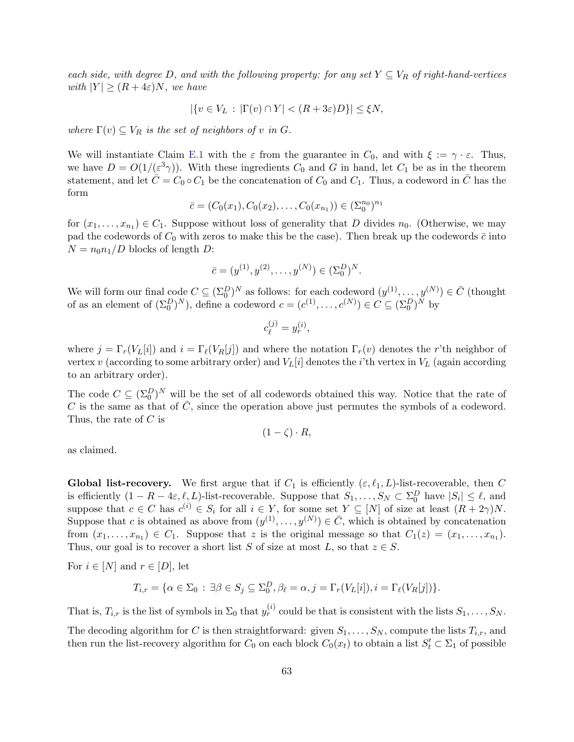*each side, with degree $D$, and with the following property: for any set $Y \subseteq V_R$ of right-hand-vertices with $|Y| \geq (R + 4\varepsilon)N$, we have*

$$|\{v \in V_L : |\Gamma(v) \cap Y| < (R + 3\varepsilon)D\}| \leq \xi N,$$

*where $\Gamma(v) \subseteq V_R$ is the set of neighbors of $v$ in $G$.*

We will instantiate Claim E.1 with the $\varepsilon$ from the guarantee in $C_0$, and with $\xi := \gamma \cdot \varepsilon$. Thus, we have $D = O(1/(\varepsilon^3 \gamma))$. With these ingredients $C_0$ and $G$ in hand, let $C_1$ be as in the theorem statement, and let $\bar{C} = C_0 \circ C_1$ be the concatenation of $C_0$ and $C_1$. Thus, a codeword in $\bar{C}$ has the form

$$\bar{c} = (C_0(x_1), C_0(x_2), \ldots, C_0(x_{n_1})) \in (\Sigma_0^{n_0})^{n_1}$$

for $(x_1, \ldots, x_{n_1}) \in C_1$. Suppose without loss of generality that $D$ divides $n_0$. (Otherwise, we may pad the codewords of $C_0$ with zeros to make this be the case). Then break up the codewords $\bar{c}$ into $N = n_0 n_1 / D$ blocks of length $D$:

$$\bar{c} = (y^{(1)}, y^{(2)}, \ldots, y^{(N)}) \in (\Sigma_0^D)^N.$$

We will form our final code $C \subseteq (\Sigma_0^D)^N$ as follows: for each codeword $(y^{(1)}, \ldots, y^{(N)}) \in \bar{C}$ (thought of as an element of $(\Sigma_0^D)^N$), define a codeword $c = (c^{(1)}, \ldots, c^{(N)}) \in C \subseteq (\Sigma_0^D)^N$ by

$$c_\ell^{(j)} = y_r^{(i)},$$

where $j = \Gamma_r(V_L[i])$ and $i = \Gamma_\ell(V_R[j])$ and where the notation $\Gamma_r(v)$ denotes the $r$'th neighbor of vertex $v$ (according to some arbitrary order) and $V_L[i]$ denotes the $i$'th vertex in $V_L$ (again according to an arbitrary order).

The code $C \subseteq (\Sigma_0^D)^N$ will be the set of all codewords obtained this way. Notice that the rate of $C$ is the same as that of $\bar{C}$, since the operation above just permutes the symbols of a codeword. Thus, the rate of $C$ is

$$(1 - \zeta) \cdot R,$$

as claimed.

**Global list-recovery.** We first argue that if $C_1$ is efficiently $(\varepsilon, \ell_1, L)$-list-recoverable, then $C$ is efficiently $(1 - R - 4\varepsilon, \ell, L)$-list-recoverable. Suppose that $S_1, \ldots, S_N \subset \Sigma_0^D$ have $|S_i| \leq \ell$, and suppose that $c \in C$ has $c^{(i)} \in S_i$ for all $i \in Y$, for some set $Y \subseteq [N]$ of size at least $(R + 2\gamma)N$. Suppose that $c$ is obtained as above from $(y^{(1)}, \ldots, y^{(N)}) \in \bar{C}$, which is obtained by concatenation from $(x_1, \ldots, x_{n_1}) \in C_1$. Suppose that $z$ is the original message so that $C_1(z) = (x_1, \ldots, x_{n_1})$. Thus, our goal is to recover a short list $S$ of size at most $L$, so that $z \in S$.

For $i \in [N]$ and $r \in [D]$, let

$$T_{i,r} = \{\alpha \in \Sigma_0 : \exists \beta \in S_j \subseteq \Sigma_0^D, \beta_\ell = \alpha, j = \Gamma_r(V_L[i]), i = \Gamma_\ell(V_R[j])\}.$$

That is, $T_{i,r}$ is the list of symbols in $\Sigma_0$ that $y_r^{(i)}$ could be that is consistent with the lists $S_1, \ldots, S_N$.

The decoding algorithm for $C$ is then straightforward: given $S_1, \ldots, S_N$, compute the lists $T_{i,r}$, and then run the list-recovery algorithm for $C_0$ on each block $C_0(x_t)$ to obtain a list $S'_t \subset \Sigma_1$ of possible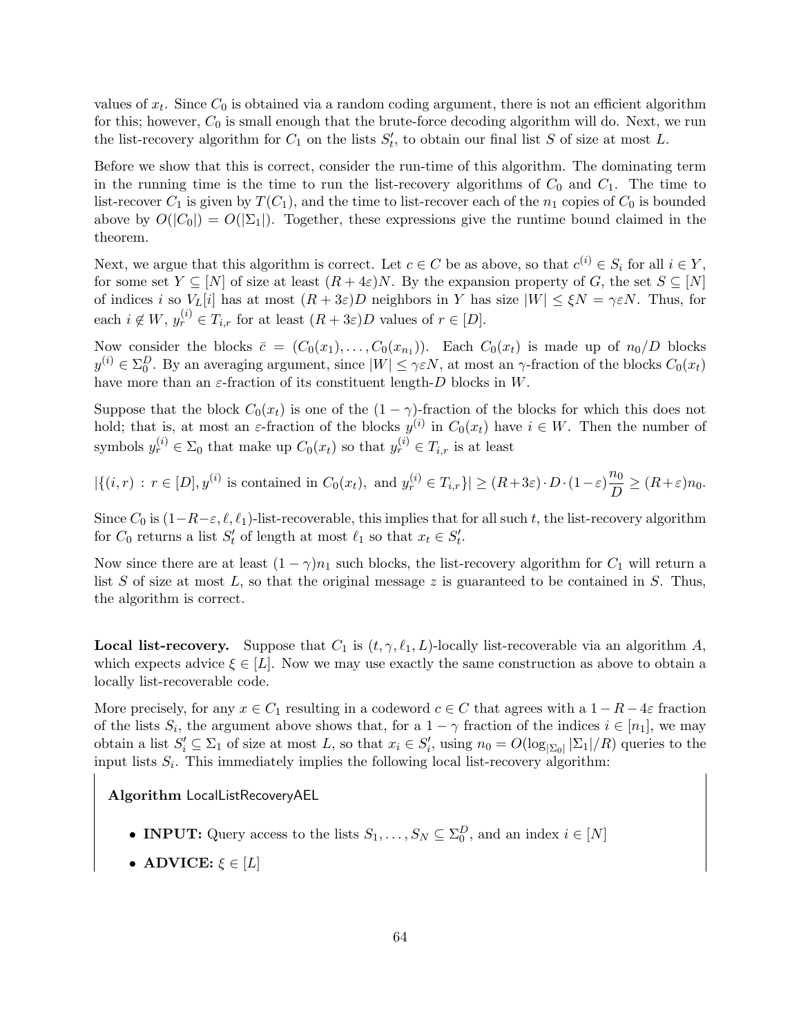values of $x_t$. Since $C_0$ is obtained via a random coding argument, there is not an efficient algorithm for this; however, $C_0$ is small enough that the brute-force decoding algorithm will do. Next, we run the list-recovery algorithm for $C_1$ on the lists $S'_t$, to obtain our final list $S$ of size at most $L$.

Before we show that this is correct, consider the run-time of this algorithm. The dominating term in the running time is the time to run the list-recovery algorithms of $C_0$ and $C_1$. The time to list-recover $C_1$ is given by $T(C_1)$, and the time to list-recover each of the $n_1$ copies of $C_0$ is bounded above by $O(|C_0|) = O(|\Sigma_1|)$. Together, these expressions give the runtime bound claimed in the theorem.

Next, we argue that this algorithm is correct. Let $c \in C$ be as above, so that $c^{(i)} \in S_i$ for all $i \in Y$, for some set $Y \subseteq [N]$ of size at least $(R + 4\varepsilon)N$. By the expansion property of $G$, the set $S \subseteq [N]$ of indices $i$ so $V_L[i]$ has at most $(R + 3\varepsilon)D$ neighbors in $Y$ has size $|W| \leq \xi N = \gamma\varepsilon N$. Thus, for each $i \notin W$, $y_r^{(i)} \in T_{i,r}$ for at least $(R + 3\varepsilon)D$ values of $r \in [D]$.

Now consider the blocks $\bar{c} = (C_0(x_1), \ldots, C_0(x_{n_1}))$. Each $C_0(x_t)$ is made up of $n_0/D$ blocks $y^{(i)} \in \Sigma_0^D$. By an averaging argument, since $|W| \leq \gamma\varepsilon N$, at most an $\gamma$-fraction of the blocks $C_0(x_t)$ have more than an $\varepsilon$-fraction of its constituent length-$D$ blocks in $W$.

Suppose that the block $C_0(x_t)$ is one of the $(1 - \gamma)$-fraction of the blocks for which this does not hold; that is, at most an $\varepsilon$-fraction of the blocks $y^{(i)}$ in $C_0(x_t)$ have $i \in W$. Then the number of symbols $y_r^{(i)} \in \Sigma_0$ that make up $C_0(x_t)$ so that $y_r^{(i)} \in T_{i,r}$ is at least

$$|\{(i, r) \,:\, r \in [D], y^{(i)} \text{ is contained in } C_0(x_t), \text{ and } y_r^{(i)} \in T_{i,r}\}| \geq (R+3\varepsilon) \cdot D \cdot (1-\varepsilon)\frac{n_0}{D} \geq (R+\varepsilon)n_0.$$

Since $C_0$ is $(1-R-\varepsilon, \ell, \ell_1)$-list-recoverable, this implies that for all such $t$, the list-recovery algorithm for $C_0$ returns a list $S'_t$ of length at most $\ell_1$ so that $x_t \in S'_t$.

Now since there are at least $(1 - \gamma)n_1$ such blocks, the list-recovery algorithm for $C_1$ will return a list $S$ of size at most $L$, so that the original message $z$ is guaranteed to be contained in $S$. Thus, the algorithm is correct.

**Local list-recovery.** Suppose that $C_1$ is $(t, \gamma, \ell_1, L)$-locally list-recoverable via an algorithm $A$, which expects advice $\xi \in [L]$. Now we may use exactly the same construction as above to obtain a locally list-recoverable code.

More precisely, for any $x \in C_1$ resulting in a codeword $c \in C$ that agrees with a $1 - R - 4\varepsilon$ fraction of the lists $S_i$, the argument above shows that, for a $1 - \gamma$ fraction of the indices $i \in [n_1]$, we may obtain a list $S'_i \subseteq \Sigma_1$ of size at most $L$, so that $x_i \in S'_i$, using $n_0 = O(\log_{|\Sigma_0|} |\Sigma_1|/R)$ queries to the input lists $S_i$. This immediately implies the following local list-recovery algorithm:

**Algorithm** LocalListRecoveryAEL

- **INPUT:** Query access to the lists $S_1, \ldots, S_N \subseteq \Sigma_0^D$, and an index $i \in [N]$
- **ADVICE:** $\xi \in [L]$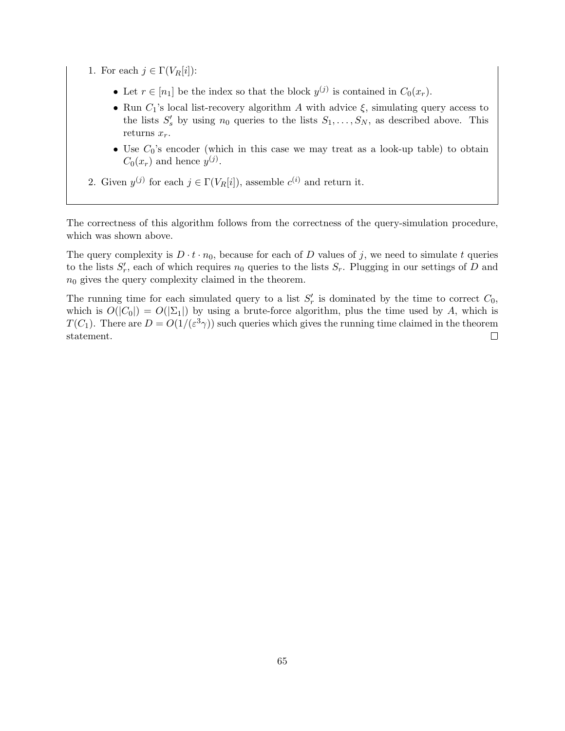1. For each $j \in \Gamma(V_R[i])$:

   - Let $r \in [n_1]$ be the index so that the block $y^{(j)}$ is contained in $C_0(x_r)$.
   - Run $C_1$'s local list-recovery algorithm $A$ with advice $\xi$, simulating query access to the lists $S'_s$ by using $n_0$ queries to the lists $S_1, \ldots, S_N$, as described above. This returns $x_r$.
   - Use $C_0$'s encoder (which in this case we may treat as a look-up table) to obtain $C_0(x_r)$ and hence $y^{(j)}$.

2. Given $y^{(j)}$ for each $j \in \Gamma(V_R[i])$, assemble $c^{(i)}$ and return it.

The correctness of this algorithm follows from the correctness of the query-simulation procedure, which was shown above.

The query complexity is $D \cdot t \cdot n_0$, because for each of $D$ values of $j$, we need to simulate $t$ queries to the lists $S'_r$, each of which requires $n_0$ queries to the lists $S_r$. Plugging in our settings of $D$ and $n_0$ gives the query complexity claimed in the theorem.

The running time for each simulated query to a list $S'_r$ is dominated by the time to correct $C_0$, which is $O(|C_0|) = O(|\Sigma_1|)$ by using a brute-force algorithm, plus the time used by $A$, which is $T(C_1)$. There are $D = O(1/(\varepsilon^3\gamma))$ such queries which gives the running time claimed in the theorem statement. □